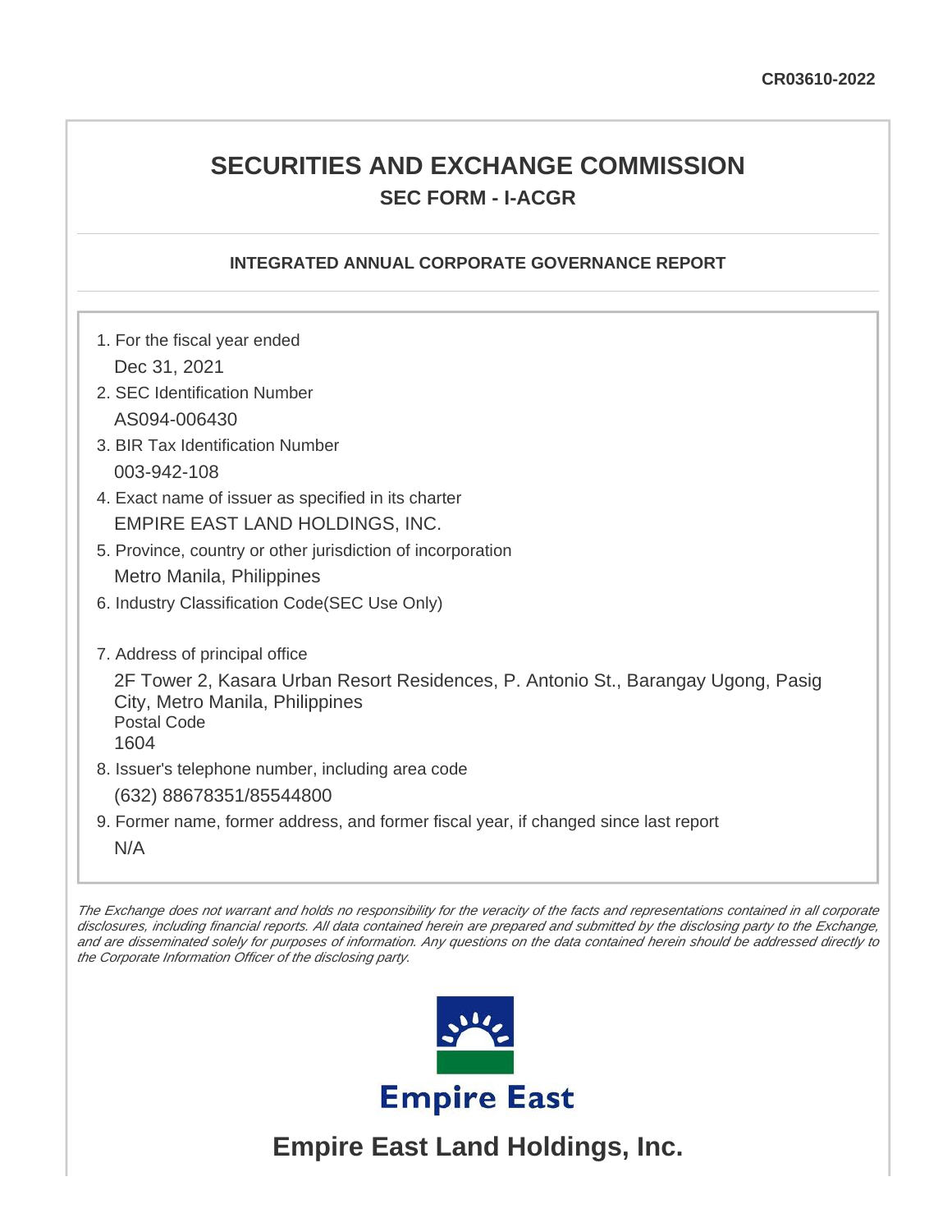CR03610-2022

# SECURITIES AND EXCHANGE COMMISSION

## SEC FORM - I-ACGR

### INTEGRATED ANNUAL CORPORATE GOVERNANCE REPORT

1. For the fiscal year ended
   Dec 31, 2021
2. SEC Identification Number
   AS094-006430
3. BIR Tax Identification Number
   003-942-108
4. Exact name of issuer as specified in its charter
   EMPIRE EAST LAND HOLDINGS, INC.
5. Province, country or other jurisdiction of incorporation
   Metro Manila, Philippines
6. Industry Classification Code(SEC Use Only)

7. Address of principal office
   2F Tower 2, Kasara Urban Resort Residences, P. Antonio St., Barangay Ugong, Pasig City, Metro Manila, Philippines
   Postal Code
   1604
8. Issuer's telephone number, including area code
   (632) 88678351/85544800
9. Former name, former address, and former fiscal year, if changed since last report
   N/A

*The Exchange does not warrant and holds no responsibility for the veracity of the facts and representations contained in all corporate disclosures, including financial reports. All data contained herein are prepared and submitted by the disclosing party to the Exchange, and are disseminated solely for purposes of information. Any questions on the data contained herein should be addressed directly to the Corporate Information Officer of the disclosing party.*

Empire East

## Empire East Land Holdings, Inc.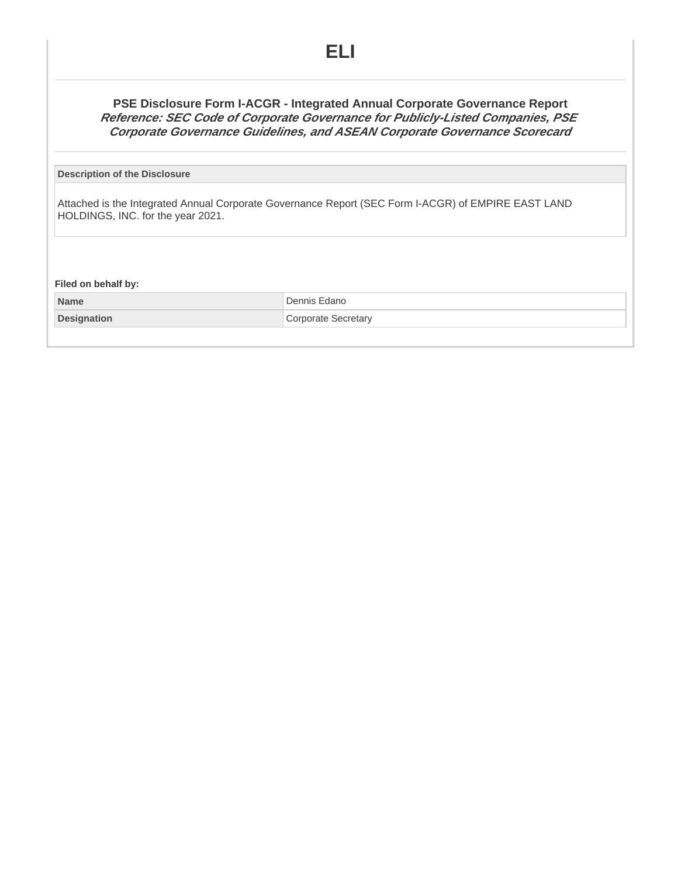# ELI

## PSE Disclosure Form I-ACGR - Integrated Annual Corporate Governance Report

***Reference: SEC Code of Corporate Governance for Publicly-Listed Companies, PSE Corporate Governance Guidelines, and ASEAN Corporate Governance Scorecard***

| Description of the Disclosure |
|---|
| Attached is the Integrated Annual Corporate Governance Report (SEC Form I-ACGR) of EMPIRE EAST LAND HOLDINGS, INC. for the year 2021. |

**Filed on behalf by:**

| Name | Dennis Edano |
|---|---|
| Designation | Corporate Secretary |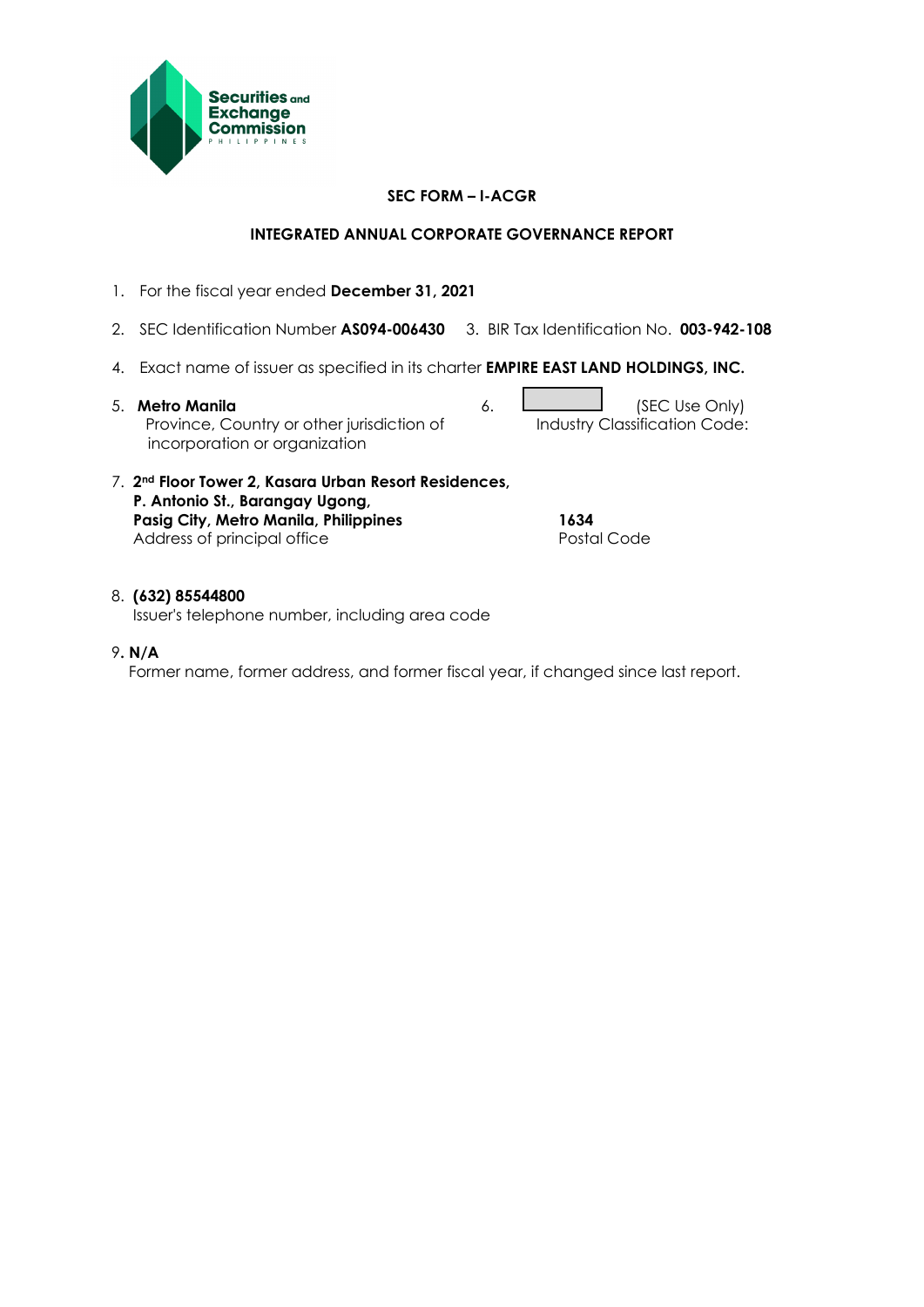**SEC FORM – I-ACGR**

**INTEGRATED ANNUAL CORPORATE GOVERNANCE REPORT**

1. For the fiscal year ended **December 31, 2021**

2. SEC Identification Number **AS094-006430** 3. BIR Tax Identification No. **003-942-108**

4. Exact name of issuer as specified in its charter **EMPIRE EAST LAND HOLDINGS, INC.**

5. **Metro Manila**
   Province, Country or other jurisdiction of incorporation or organization

6. (SEC Use Only)
   Industry Classification Code:

7. **2nd Floor Tower 2, Kasara Urban Resort Residences, P. Antonio St., Barangay Ugong, Pasig City, Metro Manila, Philippines**
   Address of principal office

   **1634**
   Postal Code

8. **(632) 85544800**
   Issuer's telephone number, including area code

9. **N/A**
   Former name, former address, and former fiscal year, if changed since last report.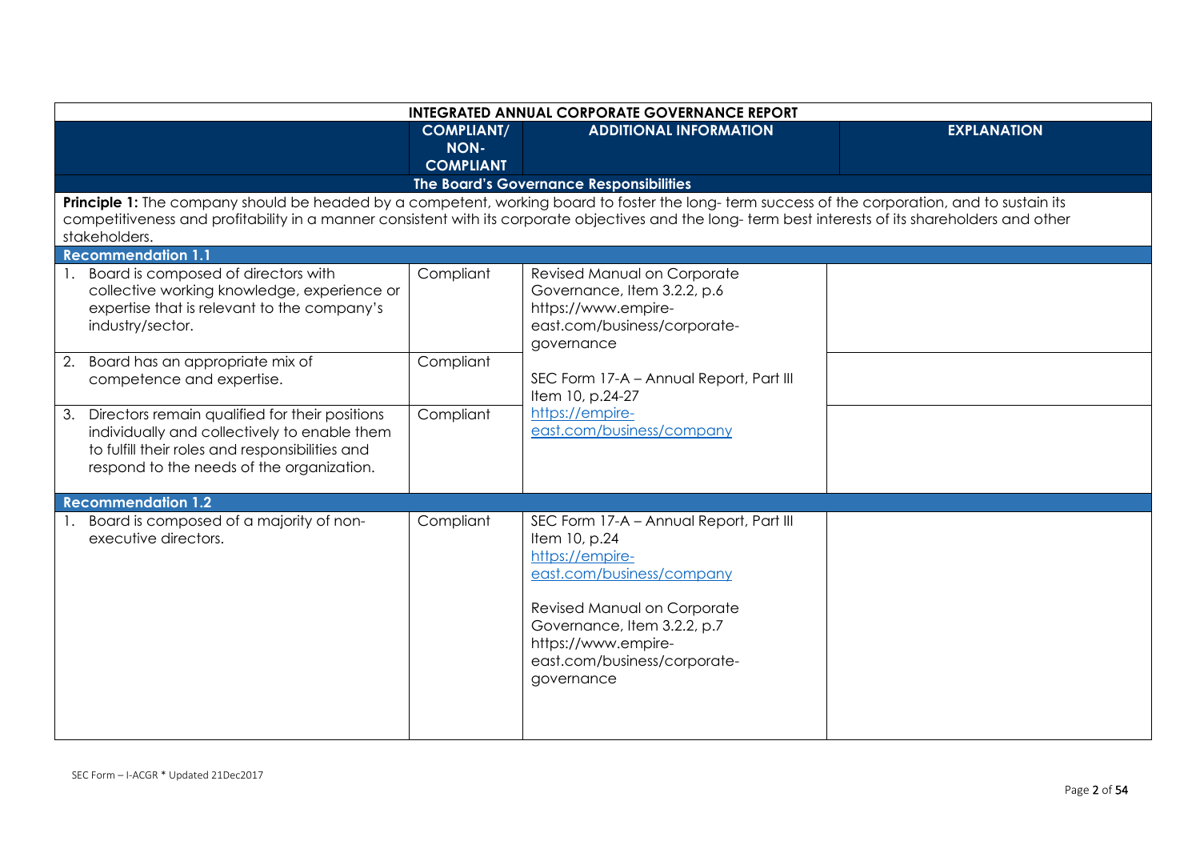| INTEGRATED ANNUAL CORPORATE GOVERNANCE REPORT | | | |
|---|---|---|---|
| | **COMPLIANT/ NON-COMPLIANT** | **ADDITIONAL INFORMATION** | **EXPLANATION** |
| **The Board's Governance Responsibilities** | | | |
| **Principle 1:** The company should be headed by a competent, working board to foster the long- term success of the corporation, and to sustain its competitiveness and profitability in a manner consistent with its corporate objectives and the long- term best interests of its shareholders and other stakeholders. | | | |
| **Recommendation 1.1** | | | |
| 1. Board is composed of directors with collective working knowledge, experience or expertise that is relevant to the company's industry/sector. | Compliant | Revised Manual on Corporate Governance, Item 3.2.2, p.6 https://www.empire-east.com/business/corporate-governance<br><br>SEC Form 17-A – Annual Report, Part III Item 10, p.24-27 https://empire-east.com/business/company | |
| 2. Board has an appropriate mix of competence and expertise. | Compliant | | |
| 3. Directors remain qualified for their positions individually and collectively to enable them to fulfill their roles and responsibilities and respond to the needs of the organization. | Compliant | | |
| **Recommendation 1.2** | | | |
| 1. Board is composed of a majority of non-executive directors. | Compliant | SEC Form 17-A – Annual Report, Part III Item 10, p.24 https://empire-east.com/business/company<br><br>Revised Manual on Corporate Governance, Item 3.2.2, p.7 https://www.empire-east.com/business/corporate-governance | |

SEC Form – I-ACGR * Updated 21Dec2017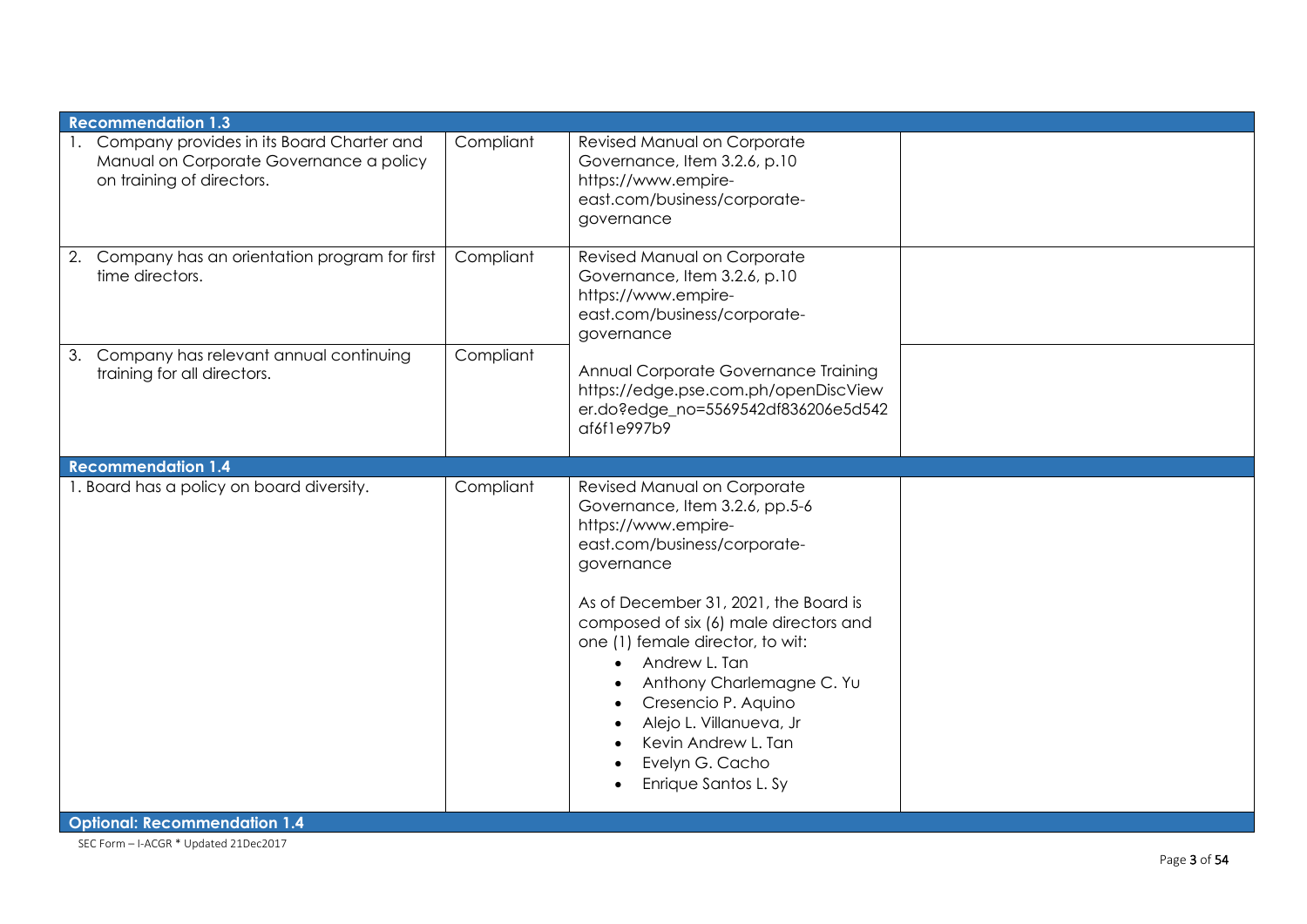| | | | |
|---|---|---|---|
| **Recommendation 1.3** | | | |
| 1. Company provides in its Board Charter and Manual on Corporate Governance a policy on training of directors. | Compliant | Revised Manual on Corporate Governance, Item 3.2.6, p.10 https://www.empire-east.com/business/corporate-governance | |
| 2. Company has an orientation program for first time directors. | Compliant | Revised Manual on Corporate Governance, Item 3.2.6, p.10 https://www.empire-east.com/business/corporate-governance | |
| 3. Company has relevant annual continuing training for all directors. | Compliant | Annual Corporate Governance Training https://edge.pse.com.ph/openDiscViewer.do?edge_no=5569542df836206e5d542af6f1e997b9 | |
| **Recommendation 1.4** | | | |
| 1. Board has a policy on board diversity. | Compliant | Revised Manual on Corporate Governance, Item 3.2.6, pp.5-6 https://www.empire-east.com/business/corporate-governance<br><br>As of December 31, 2021, the Board is composed of six (6) male directors and one (1) female director, to wit:<br>• Andrew L. Tan<br>• Anthony Charlemagne C. Yu<br>• Cresencio P. Aquino<br>• Alejo L. Villanueva, Jr<br>• Kevin Andrew L. Tan<br>• Evelyn G. Cacho<br>• Enrique Santos L. Sy | |
| **Optional: Recommendation 1.4** | | | |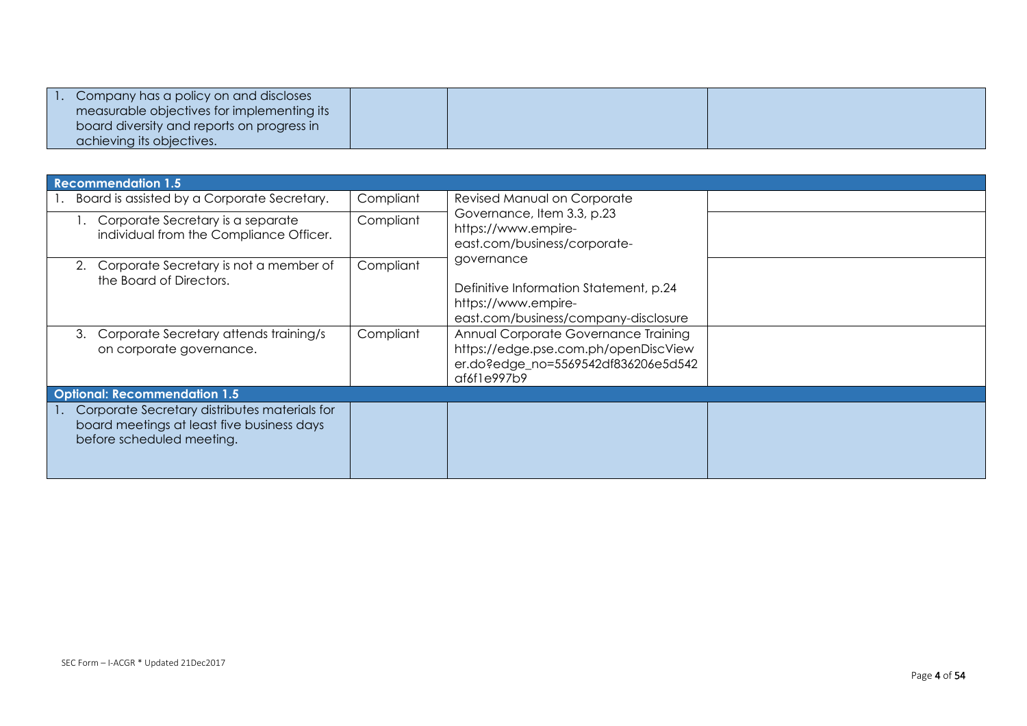| 1. Company has a policy on and discloses measurable objectives for implementing its board diversity and reports on progress in achieving its objectives. | | | |
|---|---|---|---|

| **Recommendation 1.5** | | | |
|---|---|---|---|
| 1. Board is assisted by a Corporate Secretary. | Compliant | Revised Manual on Corporate Governance, Item 3.3, p.23 https://www.empire-east.com/business/corporate-governance<br><br>Definitive Information Statement, p.24 https://www.empire-east.com/business/company-disclosure | |
| 1. Corporate Secretary is a separate individual from the Compliance Officer. | Compliant | | |
| 2. Corporate Secretary is not a member of the Board of Directors. | Compliant | | |
| 3. Corporate Secretary attends training/s on corporate governance. | Compliant | Annual Corporate Governance Training https://edge.pse.com.ph/openDiscViewer.do?edge_no=5569542df836206e5d542af6f1e997b9 | |
| **Optional: Recommendation 1.5** | | | |
| 1. Corporate Secretary distributes materials for board meetings at least five business days before scheduled meeting. | | | |

SEC Form – I-ACGR * Updated 21Dec2017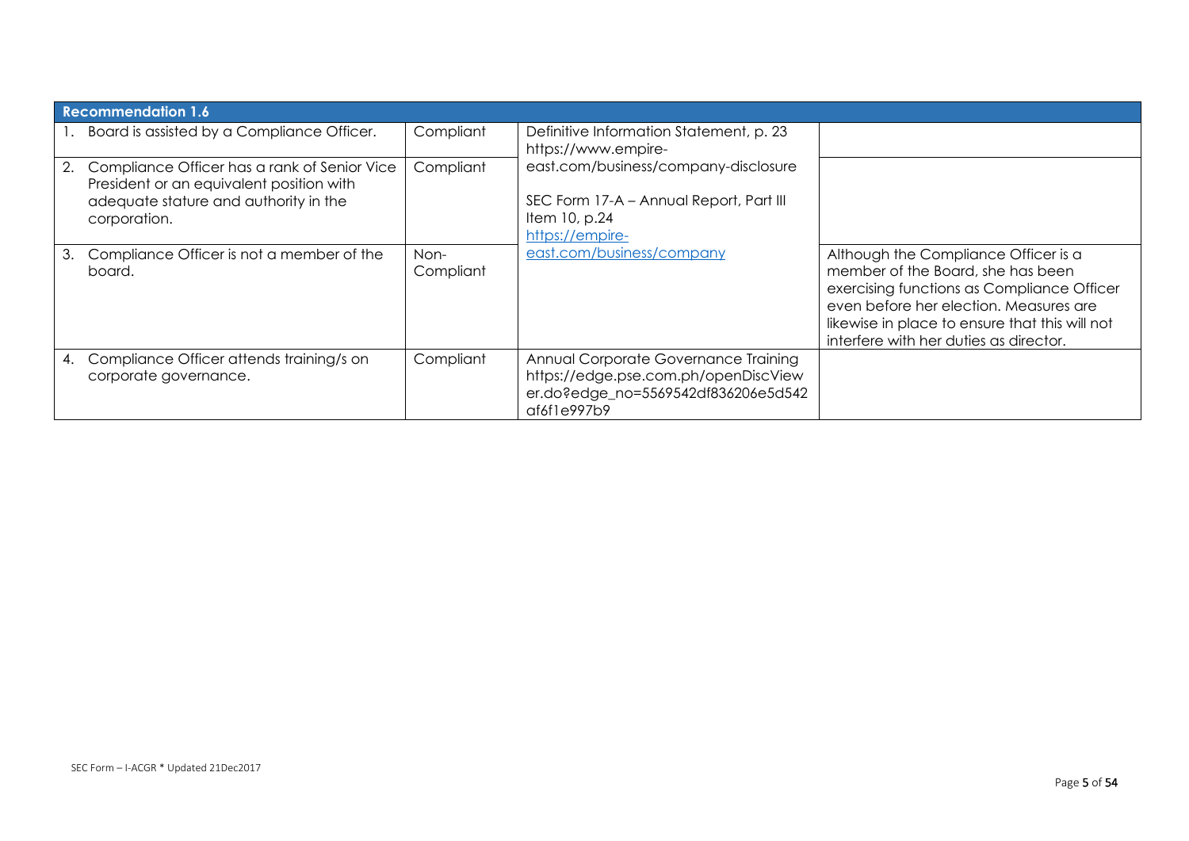| Recommendation 1.6 | | | |
|---|---|---|---|
| 1. Board is assisted by a Compliance Officer. | Compliant | Definitive Information Statement, p. 23 https://www.empire-east.com/business/company-disclosure<br><br>SEC Form 17-A – Annual Report, Part III Item 10, p.24 https://empire-east.com/business/company | |
| 2. Compliance Officer has a rank of Senior Vice President or an equivalent position with adequate stature and authority in the corporation. | Compliant | | |
| 3. Compliance Officer is not a member of the board. | Non-Compliant | | Although the Compliance Officer is a member of the Board, she has been exercising functions as Compliance Officer even before her election. Measures are likewise in place to ensure that this will not interfere with her duties as director. |
| 4. Compliance Officer attends training/s on corporate governance. | Compliant | Annual Corporate Governance Training https://edge.pse.com.ph/openDiscViewer.do?edge_no=5569542df836206e5d542af6f1e997b9 | |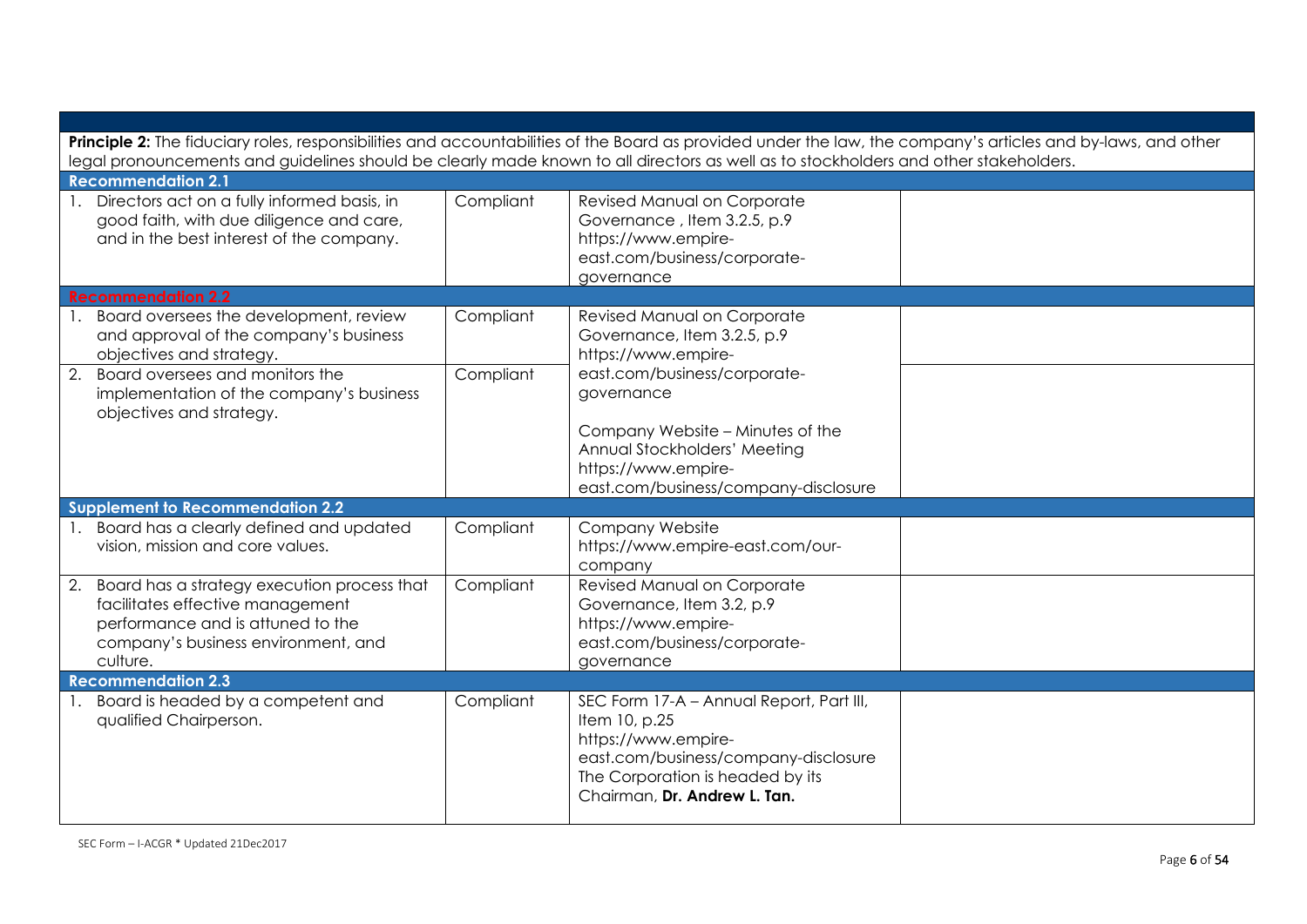| | | | |
|---|---|---|---|
| **Principle 2:** The fiduciary roles, responsibilities and accountabilities of the Board as provided under the law, the company's articles and by-laws, and other legal pronouncements and guidelines should be clearly made known to all directors as well as to stockholders and other stakeholders. | | | |
| **Recommendation 2.1** | | | |
| 1. Directors act on a fully informed basis, in good faith, with due diligence and care, and in the best interest of the company. | Compliant | Revised Manual on Corporate Governance , Item 3.2.5, p.9 https://www.empire-east.com/business/corporate-governance | |
| **Recommendation 2.2** | | | |
| 1. Board oversees the development, review and approval of the company's business objectives and strategy. | Compliant | Revised Manual on Corporate Governance, Item 3.2.5, p.9 https://www.empire-east.com/business/corporate-governance<br><br>Company Website – Minutes of the Annual Stockholders' Meeting https://www.empire-east.com/business/company-disclosure | |
| 2. Board oversees and monitors the implementation of the company's business objectives and strategy. | Compliant | | |
| **Supplement to Recommendation 2.2** | | | |
| 1. Board has a clearly defined and updated vision, mission and core values. | Compliant | Company Website https://www.empire-east.com/our-company | |
| 2. Board has a strategy execution process that facilitates effective management performance and is attuned to the company's business environment, and culture. | Compliant | Revised Manual on Corporate Governance, Item 3.2, p.9 https://www.empire-east.com/business/corporate-governance | |
| **Recommendation 2.3** | | | |
| 1. Board is headed by a competent and qualified Chairperson. | Compliant | SEC Form 17-A – Annual Report, Part III, Item 10, p.25 https://www.empire-east.com/business/company-disclosure The Corporation is headed by its Chairman, **Dr. Andrew L. Tan.** | |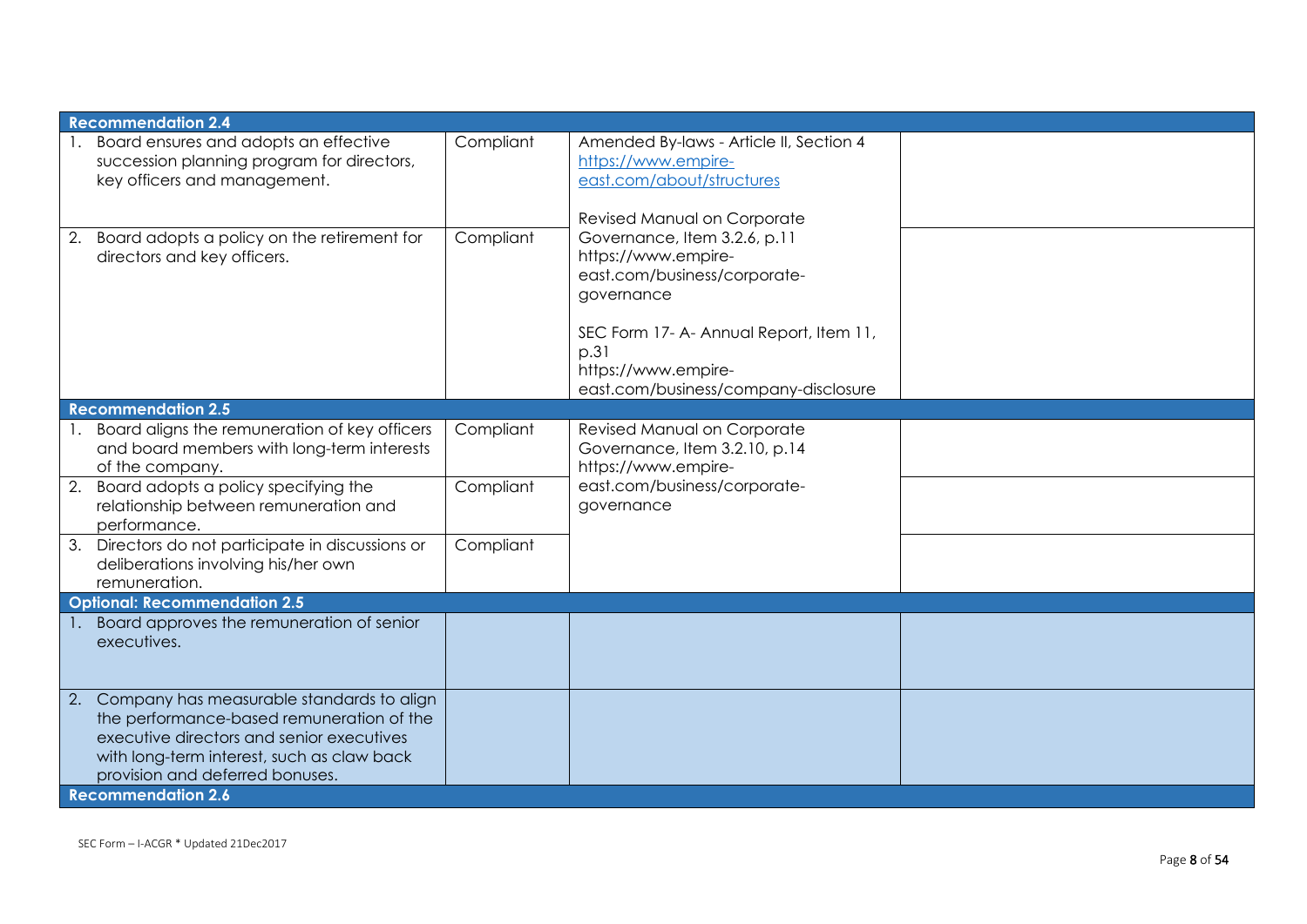| | | | |
|---|---|---|---|
| **Recommendation 2.4** | | | |
| 1. Board ensures and adopts an effective succession planning program for directors, key officers and management. | Compliant | Amended By-laws - Article II, Section 4 https://www.empire-east.com/about/structures<br><br>Revised Manual on Corporate Governance, Item 3.2.6, p.11 https://www.empire-east.com/business/corporate-governance<br><br>SEC Form 17- A- Annual Report, Item 11, p.31 https://www.empire-east.com/business/company-disclosure | |
| 2. Board adopts a policy on the retirement for directors and key officers. | Compliant | | |
| **Recommendation 2.5** | | | |
| 1. Board aligns the remuneration of key officers and board members with long-term interests of the company. | Compliant | Revised Manual on Corporate Governance, Item 3.2.10, p.14 https://www.empire-east.com/business/corporate-governance | |
| 2. Board adopts a policy specifying the relationship between remuneration and performance. | Compliant | | |
| 3. Directors do not participate in discussions or deliberations involving his/her own remuneration. | Compliant | | |
| **Optional: Recommendation 2.5** | | | |
| 1. Board approves the remuneration of senior executives. | | | |
| 2. Company has measurable standards to align the performance-based remuneration of the executive directors and senior executives with long-term interest, such as claw back provision and deferred bonuses. | | | |
| **Recommendation 2.6** | | | |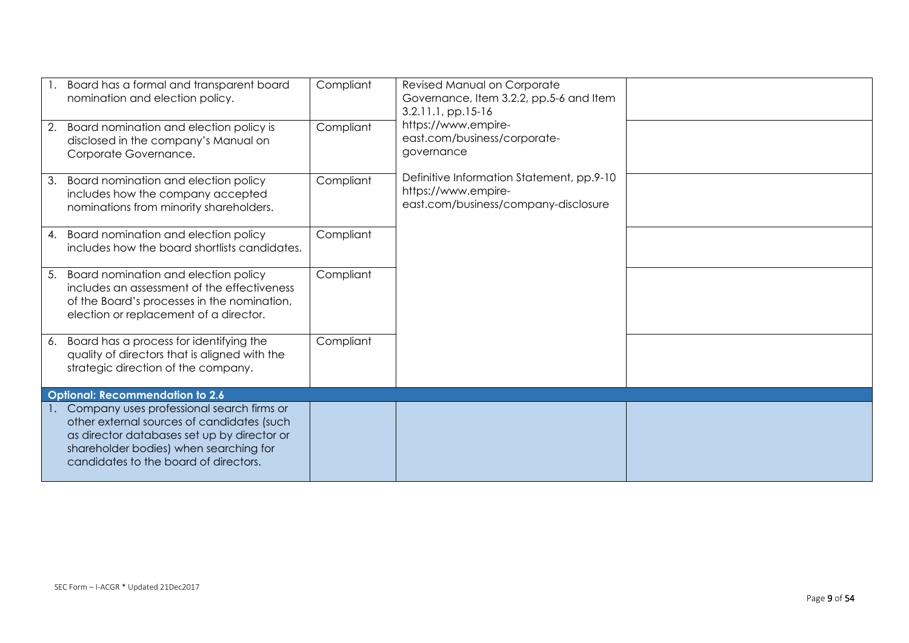| | | | |
|---|---|---|---|
| 1. Board has a formal and transparent board nomination and election policy. | Compliant | Revised Manual on Corporate Governance, Item 3.2.2, pp.5-6 and Item 3.2.11.1, pp.15-16 https://www.empire-east.com/business/corporate-governance<br><br>Definitive Information Statement, pp.9-10 https://www.empire-east.com/business/company-disclosure | |
| 2. Board nomination and election policy is disclosed in the company's Manual on Corporate Governance. | Compliant | | |
| 3. Board nomination and election policy includes how the company accepted nominations from minority shareholders. | Compliant | | |
| 4. Board nomination and election policy includes how the board shortlists candidates. | Compliant | | |
| 5. Board nomination and election policy includes an assessment of the effectiveness of the Board's processes in the nomination, election or replacement of a director. | Compliant | | |
| 6. Board has a process for identifying the quality of directors that is aligned with the strategic direction of the company. | Compliant | | |
| **Optional: Recommendation to 2.6** | | | |
| 1. Company uses professional search firms or other external sources of candidates (such as director databases set up by director or shareholder bodies) when searching for candidates to the board of directors. | | | |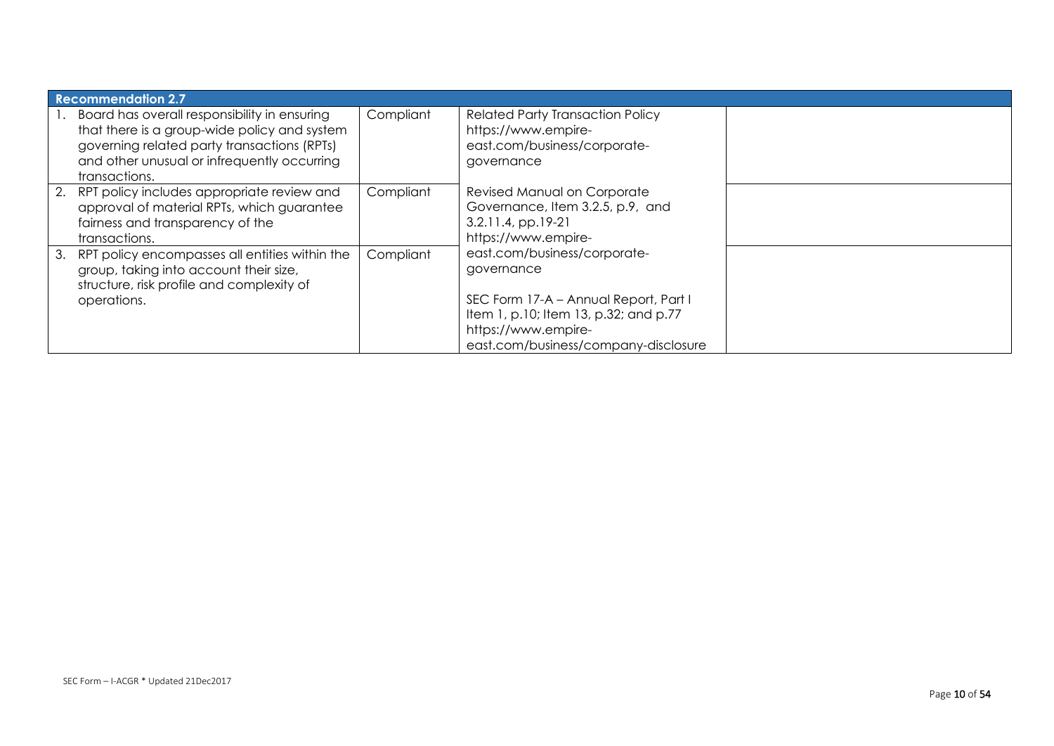| Recommendation 2.7 | | | |
|---|---|---|---|
| 1. Board has overall responsibility in ensuring that there is a group-wide policy and system governing related party transactions (RPTs) and other unusual or infrequently occurring transactions. | Compliant | Related Party Transaction Policy https://www.empire-east.com/business/corporate-governance | |
| 2. RPT policy includes appropriate review and approval of material RPTs, which guarantee fairness and transparency of the transactions. | Compliant | Revised Manual on Corporate Governance, Item 3.2.5, p.9, and 3.2.11.4, pp.19-21 https://www.empire-east.com/business/corporate-governance<br><br>SEC Form 17-A – Annual Report, Part I Item 1, p.10; Item 13, p.32; and p.77 https://www.empire-east.com/business/company-disclosure | |
| 3. RPT policy encompasses all entities within the group, taking into account their size, structure, risk profile and complexity of operations. | Compliant | | |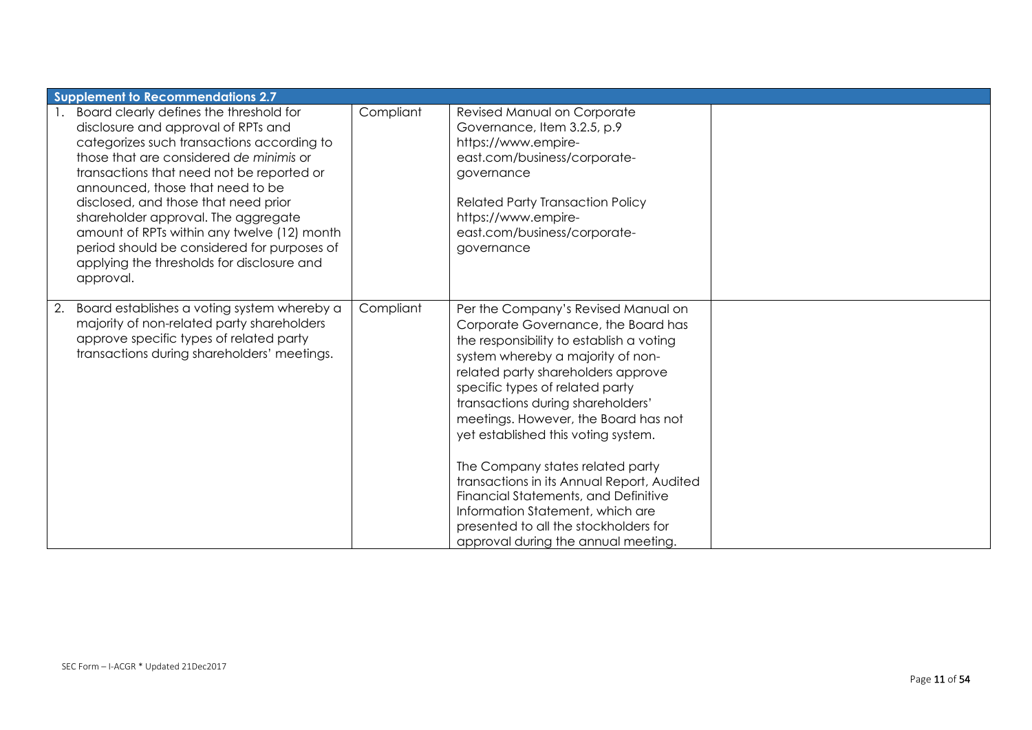| Supplement to Recommendations 2.7 | | | |
|---|---|---|---|
| 1. Board clearly defines the threshold for disclosure and approval of RPTs and categorizes such transactions according to those that are considered *de minimis* or transactions that need not be reported or announced, those that need to be disclosed, and those that need prior shareholder approval. The aggregate amount of RPTs within any twelve (12) month period should be considered for purposes of applying the thresholds for disclosure and approval. | Compliant | Revised Manual on Corporate Governance, Item 3.2.5, p.9 https://www.empire-east.com/business/corporate-governance<br><br>Related Party Transaction Policy https://www.empire-east.com/business/corporate-governance | |
| 2. Board establishes a voting system whereby a majority of non-related party shareholders approve specific types of related party transactions during shareholders' meetings. | Compliant | Per the Company's Revised Manual on Corporate Governance, the Board has the responsibility to establish a voting system whereby a majority of non-related party shareholders approve specific types of related party transactions during shareholders' meetings. However, the Board has not yet established this voting system.<br><br>The Company states related party transactions in its Annual Report, Audited Financial Statements, and Definitive Information Statement, which are presented to all the stockholders for approval during the annual meeting. | |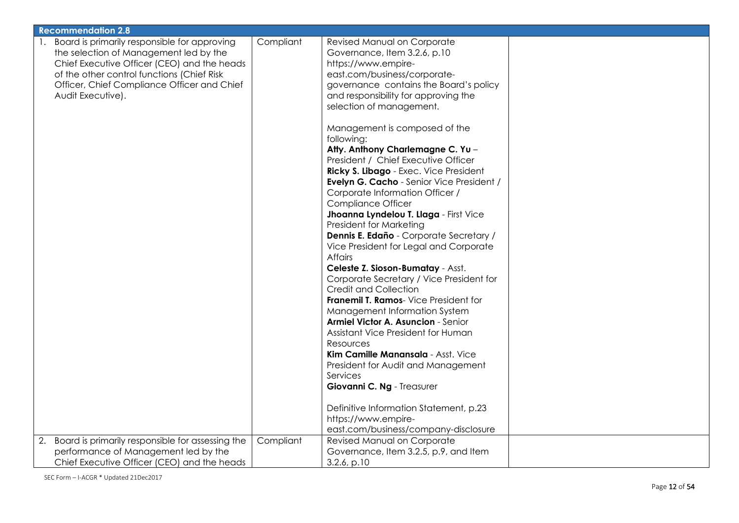| Recommendation 2.8 | | | |
|---|---|---|---|
| 1. Board is primarily responsible for approving the selection of Management led by the Chief Executive Officer (CEO) and the heads of the other control functions (Chief Risk Officer, Chief Compliance Officer and Chief Audit Executive). | Compliant | Revised Manual on Corporate Governance, Item 3.2.6, p.10 https://www.empire-east.com/business/corporate-governance contains the Board's policy and responsibility for approving the selection of management.<br><br>Management is composed of the following:<br>**Atty. Anthony Charlemagne C. Yu** – President / Chief Executive Officer<br>**Ricky S. Libago** - Exec. Vice President<br>**Evelyn G. Cacho** - Senior Vice President / Corporate Information Officer / Compliance Officer<br>**Jhoanna Lyndelou T. Llaga** - First Vice President for Marketing<br>**Dennis E. Edaño** - Corporate Secretary / Vice President for Legal and Corporate Affairs<br>**Celeste Z. Sioson-Bumatay** - Asst. Corporate Secretary / Vice President for Credit and Collection<br>**Franemil T. Ramos**- Vice President for Management Information System<br>**Armiel Victor A. Asuncion** - Senior Assistant Vice President for Human Resources<br>**Kim Camille Manansala** - Asst. Vice President for Audit and Management Services<br>**Giovanni C. Ng** - Treasurer<br><br>Definitive Information Statement, p.23 https://www.empire-east.com/business/company-disclosure | |
| 2. Board is primarily responsible for assessing the performance of Management led by the Chief Executive Officer (CEO) and the heads | Compliant | Revised Manual on Corporate Governance, Item 3.2.5, p.9, and Item 3.2.6, p.10 | |

SEC Form – I-ACGR * Updated 21Dec2017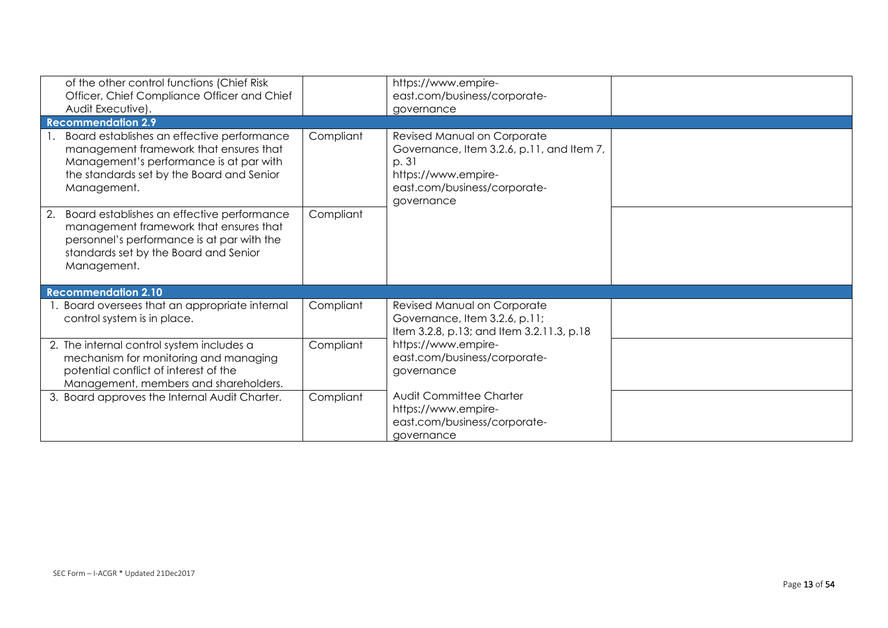| | | | |
|---|---|---|---|
| of the other control functions (Chief Risk Officer, Chief Compliance Officer and Chief Audit Executive). | | https://www.empire-east.com/business/corporate-governance | |
| **Recommendation 2.9** | | | |
| 1. Board establishes an effective performance management framework that ensures that Management's performance is at par with the standards set by the Board and Senior Management. | Compliant | Revised Manual on Corporate Governance, Item 3.2.6, p.11, and Item 7, p. 31 https://www.empire-east.com/business/corporate-governance | |
| 2. Board establishes an effective performance management framework that ensures that personnel's performance is at par with the standards set by the Board and Senior Management. | Compliant | | |
| **Recommendation 2.10** | | | |
| 1. Board oversees that an appropriate internal control system is in place. | Compliant | Revised Manual on Corporate Governance, Item 3.2.6, p.11; Item 3.2.8, p.13; and Item 3.2.11.3, p.18 https://www.empire-east.com/business/corporate-governance | |
| 2. The internal control system includes a mechanism for monitoring and managing potential conflict of interest of the Management, members and shareholders. | Compliant | | |
| 3. Board approves the Internal Audit Charter. | Compliant | Audit Committee Charter https://www.empire-east.com/business/corporate-governance | |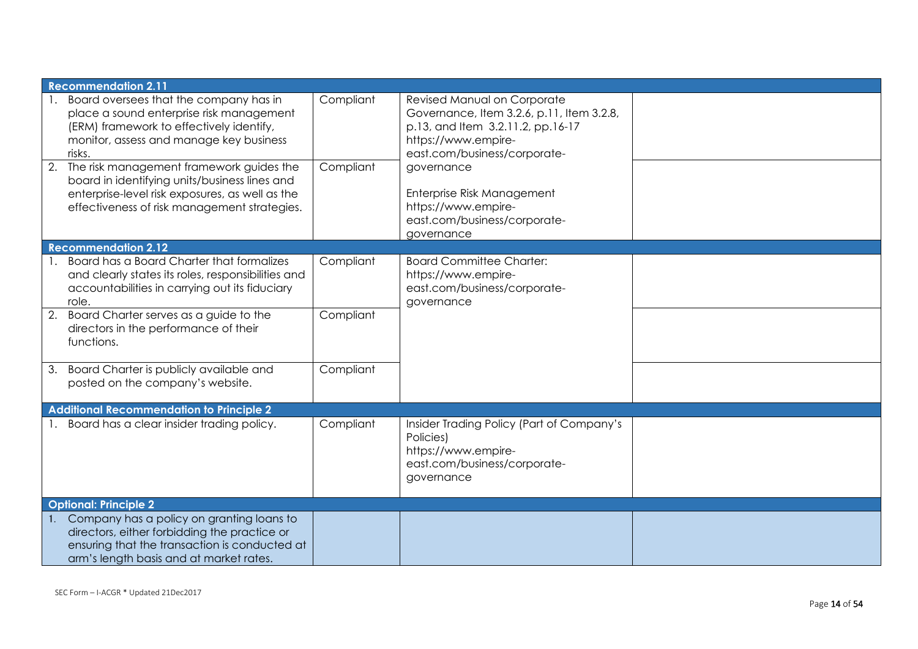| | | | |
|---|---|---|---|
| **Recommendation 2.11** | | | |
| 1. Board oversees that the company has in place a sound enterprise risk management (ERM) framework to effectively identify, monitor, assess and manage key business risks. | Compliant | Revised Manual on Corporate Governance, Item 3.2.6, p.11, Item 3.2.8, p.13, and Item 3.2.11.2, pp.16-17 https://www.empire-east.com/business/corporate-governance<br><br>Enterprise Risk Management https://www.empire-east.com/business/corporate-governance | |
| 2. The risk management framework guides the board in identifying units/business lines and enterprise-level risk exposures, as well as the effectiveness of risk management strategies. | Compliant | | |
| **Recommendation 2.12** | | | |
| 1. Board has a Board Charter that formalizes and clearly states its roles, responsibilities and accountabilities in carrying out its fiduciary role. | Compliant | Board Committee Charter: https://www.empire-east.com/business/corporate-governance | |
| 2. Board Charter serves as a guide to the directors in the performance of their functions. | Compliant | | |
| 3. Board Charter is publicly available and posted on the company's website. | Compliant | | |
| **Additional Recommendation to Principle 2** | | | |
| 1. Board has a clear insider trading policy. | Compliant | Insider Trading Policy (Part of Company's Policies) https://www.empire-east.com/business/corporate-governance | |
| **Optional: Principle 2** | | | |
| 1. Company has a policy on granting loans to directors, either forbidding the practice or ensuring that the transaction is conducted at arm's length basis and at market rates. | | | |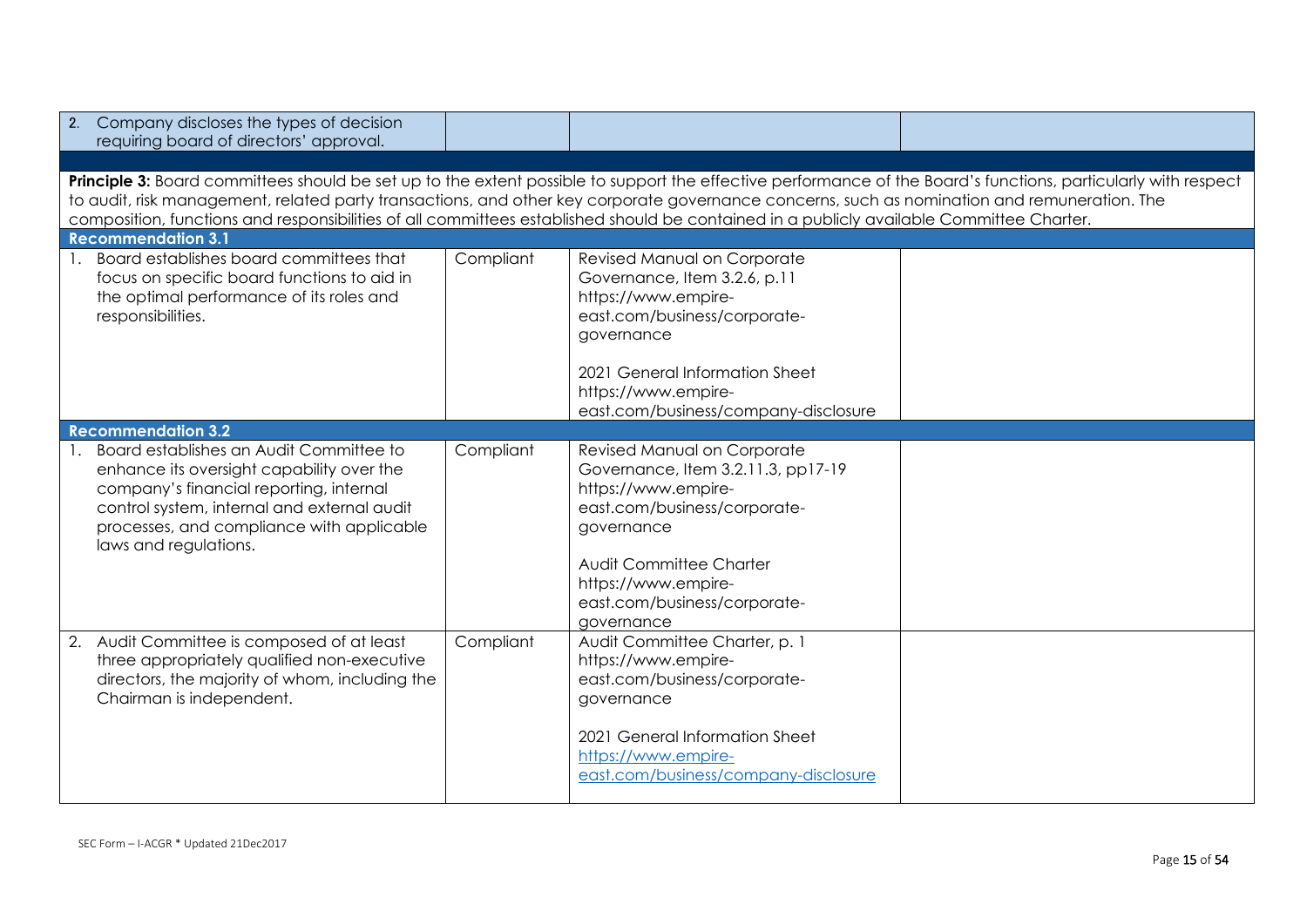| | | | |
|---|---|---|---|
| 2. Company discloses the types of decision requiring board of directors' approval. | | | |
| | | | |
| **Principle 3:** Board committees should be set up to the extent possible to support the effective performance of the Board's functions, particularly with respect to audit, risk management, related party transactions, and other key corporate governance concerns, such as nomination and remuneration. The composition, functions and responsibilities of all committees established should be contained in a publicly available Committee Charter. | | | |
| **Recommendation 3.1** | | | |
| 1. Board establishes board committees that focus on specific board functions to aid in the optimal performance of its roles and responsibilities. | Compliant | Revised Manual on Corporate Governance, Item 3.2.6, p.11 https://www.empire-east.com/business/corporate-governance<br><br>2021 General Information Sheet https://www.empire-east.com/business/company-disclosure | |
| **Recommendation 3.2** | | | |
| 1. Board establishes an Audit Committee to enhance its oversight capability over the company's financial reporting, internal control system, internal and external audit processes, and compliance with applicable laws and regulations. | Compliant | Revised Manual on Corporate Governance, Item 3.2.11.3, pp17-19 https://www.empire-east.com/business/corporate-governance<br><br>Audit Committee Charter https://www.empire-east.com/business/corporate-governance | |
| 2. Audit Committee is composed of at least three appropriately qualified non-executive directors, the majority of whom, including the Chairman is independent. | Compliant | Audit Committee Charter, p. 1 https://www.empire-east.com/business/corporate-governance<br><br>2021 General Information Sheet https://www.empire-east.com/business/company-disclosure | |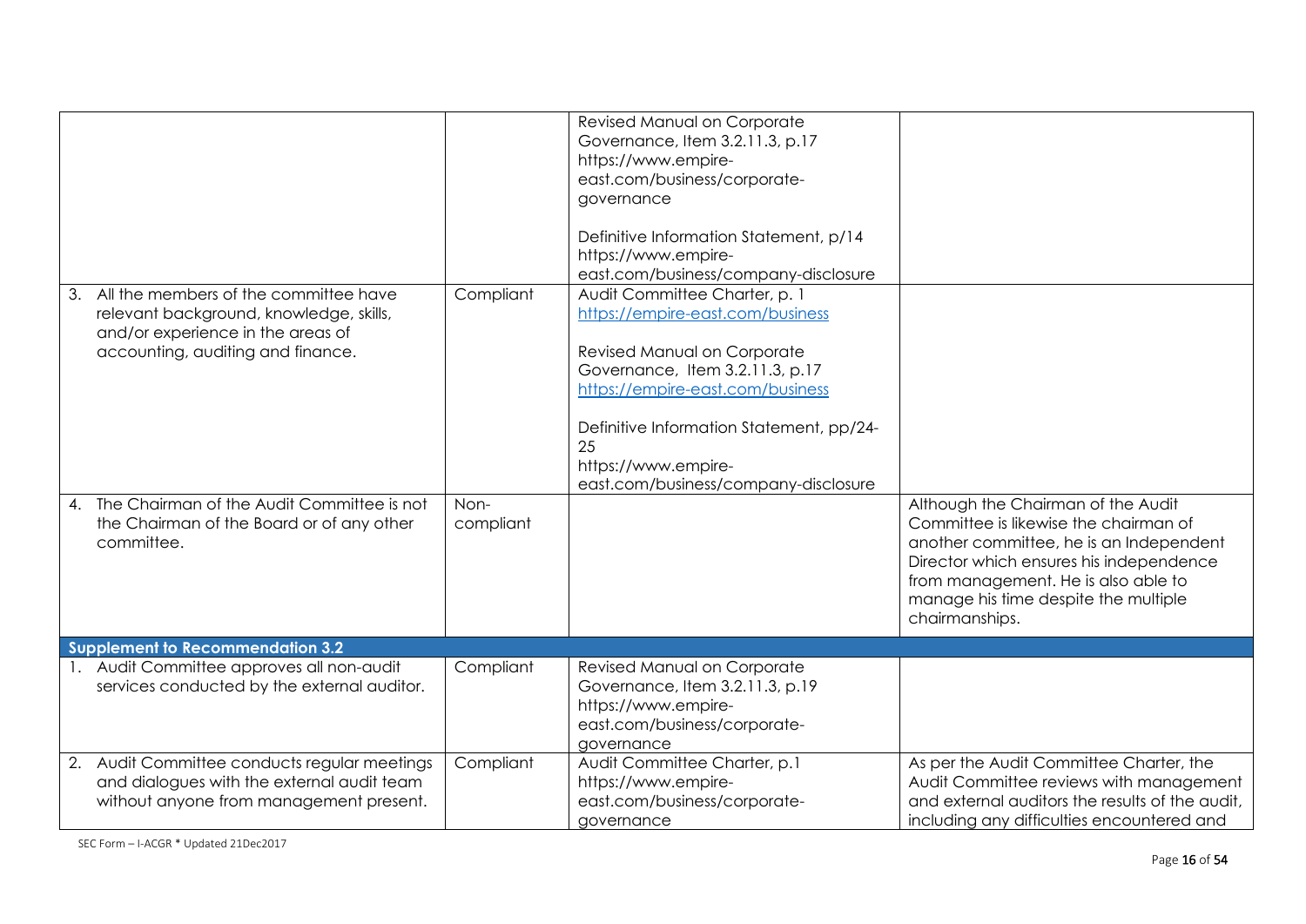| | | | |
|---|---|---|---|
| | | Revised Manual on Corporate Governance, Item 3.2.11.3, p.17<br>https://www.empire-east.com/business/corporate-governance<br><br>Definitive Information Statement, p/14<br>https://www.empire-east.com/business/company-disclosure | |
| 3. All the members of the committee have relevant background, knowledge, skills, and/or experience in the areas of accounting, auditing and finance. | Compliant | Audit Committee Charter, p. 1<br>https://empire-east.com/business<br><br>Revised Manual on Corporate Governance, Item 3.2.11.3, p.17<br>https://empire-east.com/business<br><br>Definitive Information Statement, pp/24-25<br>https://www.empire-east.com/business/company-disclosure | |
| 4. The Chairman of the Audit Committee is not the Chairman of the Board or of any other committee. | Non-compliant | | Although the Chairman of the Audit Committee is likewise the chairman of another committee, he is an Independent Director which ensures his independence from management. He is also able to manage his time despite the multiple chairmanships. |
| **Supplement to Recommendation 3.2** | | | |
| 1. Audit Committee approves all non-audit services conducted by the external auditor. | Compliant | Revised Manual on Corporate Governance, Item 3.2.11.3, p.19<br>https://www.empire-east.com/business/corporate-governance | |
| 2. Audit Committee conducts regular meetings and dialogues with the external audit team without anyone from management present. | Compliant | Audit Committee Charter, p.1<br>https://www.empire-east.com/business/corporate-governance | As per the Audit Committee Charter, the Audit Committee reviews with management and external auditors the results of the audit, including any difficulties encountered and |

SEC Form – I-ACGR * Updated 21Dec2017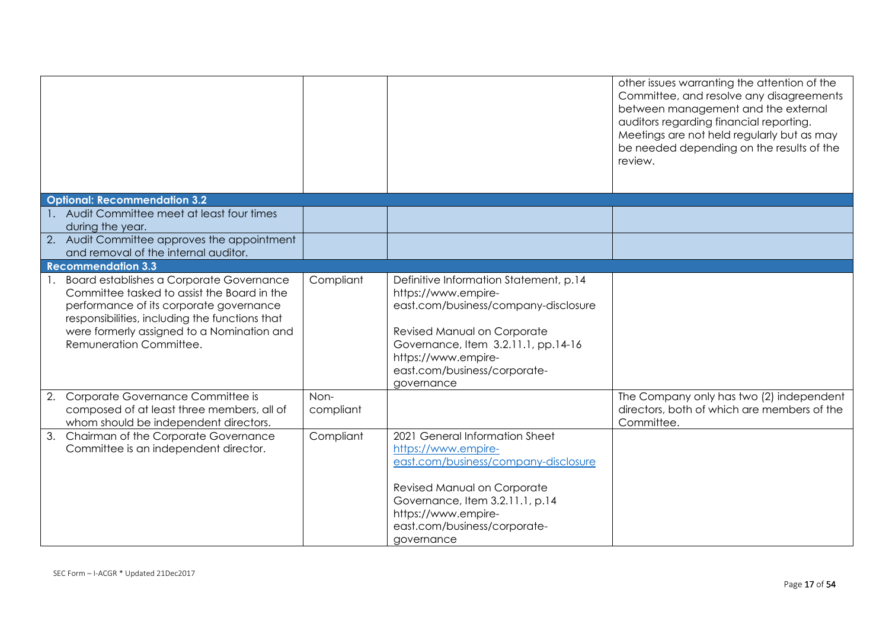| | | | |
|---|---|---|---|
| | | | other issues warranting the attention of the Committee, and resolve any disagreements between management and the external auditors regarding financial reporting. Meetings are not held regularly but as may be needed depending on the results of the review. |
| **Optional: Recommendation 3.2** | | | |
| 1. Audit Committee meet at least four times during the year. | | | |
| 2. Audit Committee approves the appointment and removal of the internal auditor. | | | |
| **Recommendation 3.3** | | | |
| 1. Board establishes a Corporate Governance Committee tasked to assist the Board in the performance of its corporate governance responsibilities, including the functions that were formerly assigned to a Nomination and Remuneration Committee. | Compliant | Definitive Information Statement, p.14 https://www.empire-east.com/business/company-disclosure<br><br>Revised Manual on Corporate Governance, Item 3.2.11.1, pp.14-16 https://www.empire-east.com/business/corporate-governance | |
| 2. Corporate Governance Committee is composed of at least three members, all of whom should be independent directors. | Non-compliant | | The Company only has two (2) independent directors, both of which are members of the Committee. |
| 3. Chairman of the Corporate Governance Committee is an independent director. | Compliant | 2021 General Information Sheet https://www.empire-east.com/business/company-disclosure<br><br>Revised Manual on Corporate Governance, Item 3.2.11.1, p.14 https://www.empire-east.com/business/corporate-governance | |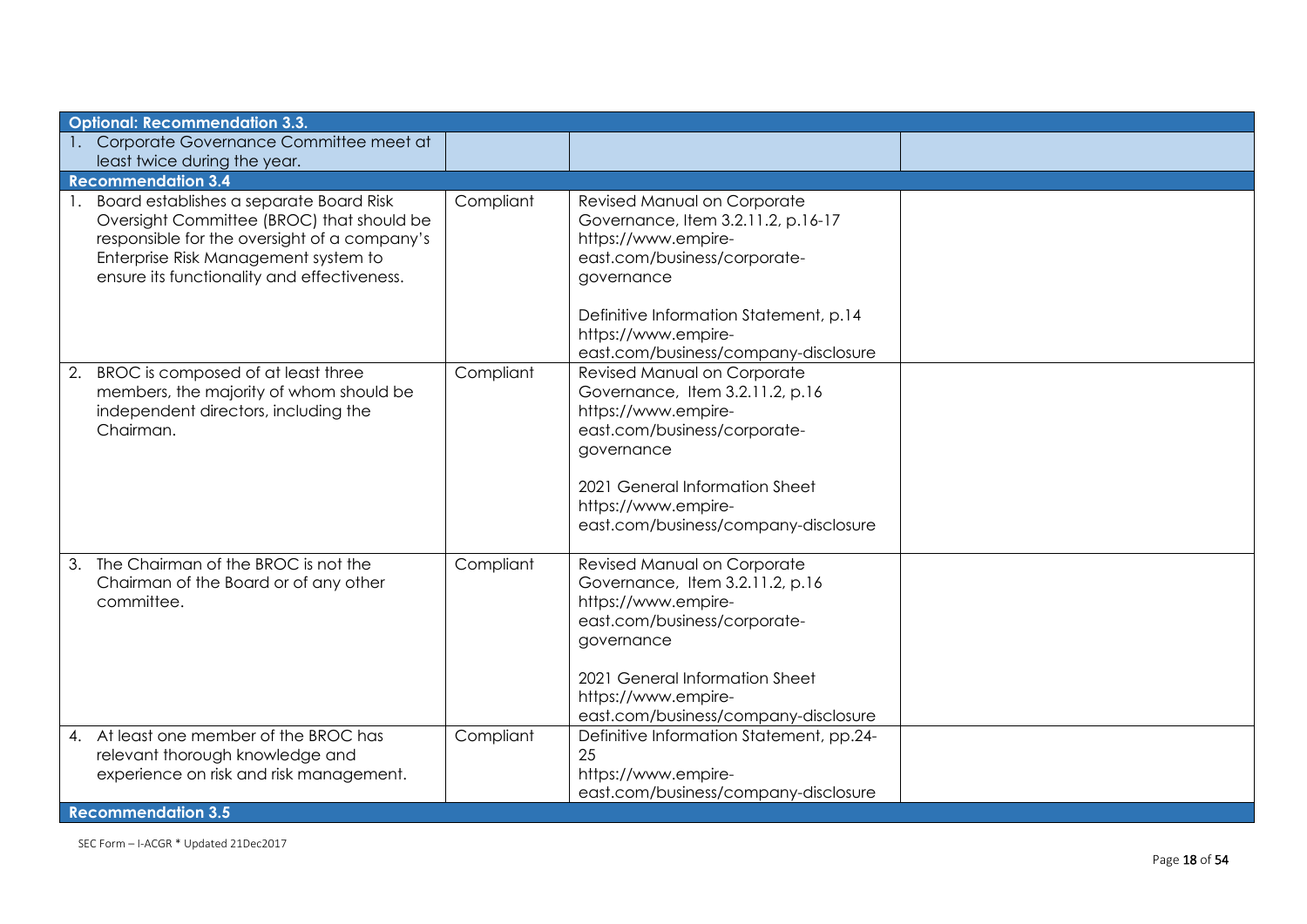| | | | |
|---|---|---|---|
| **Optional: Recommendation 3.3.** | | | |
| 1. Corporate Governance Committee meet at least twice during the year. | | | |
| **Recommendation 3.4** | | | |
| 1. Board establishes a separate Board Risk Oversight Committee (BROC) that should be responsible for the oversight of a company's Enterprise Risk Management system to ensure its functionality and effectiveness. | Compliant | Revised Manual on Corporate Governance, Item 3.2.11.2, p.16-17 https://www.empire-east.com/business/corporate-governance<br><br>Definitive Information Statement, p.14 https://www.empire-east.com/business/company-disclosure | |
| 2. BROC is composed of at least three members, the majority of whom should be independent directors, including the Chairman. | Compliant | Revised Manual on Corporate Governance, Item 3.2.11.2, p.16 https://www.empire-east.com/business/corporate-governance<br><br>2021 General Information Sheet https://www.empire-east.com/business/company-disclosure | |
| 3. The Chairman of the BROC is not the Chairman of the Board or of any other committee. | Compliant | Revised Manual on Corporate Governance, Item 3.2.11.2, p.16 https://www.empire-east.com/business/corporate-governance<br><br>2021 General Information Sheet https://www.empire-east.com/business/company-disclosure | |
| 4. At least one member of the BROC has relevant thorough knowledge and experience on risk and risk management. | Compliant | Definitive Information Statement, pp.24-25 https://www.empire-east.com/business/company-disclosure | |
| **Recommendation 3.5** | | | |

SEC Form – I-ACGR * Updated 21Dec2017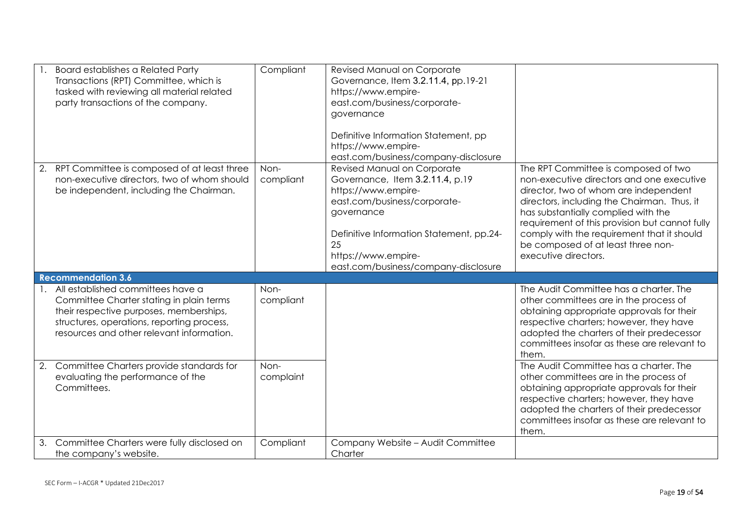| | | | |
|---|---|---|---|
| 1. Board establishes a Related Party Transactions (RPT) Committee, which is tasked with reviewing all material related party transactions of the company. | Compliant | Revised Manual on Corporate Governance, Item 3.2.11.4, pp.19-21 https://www.empire-east.com/business/corporate-governance<br><br>Definitive Information Statement, pp https://www.empire-east.com/business/company-disclosure | |
| 2. RPT Committee is composed of at least three non-executive directors, two of whom should be independent, including the Chairman. | Non-compliant | Revised Manual on Corporate Governance, Item 3.2.11.4, p.19 https://www.empire-east.com/business/corporate-governance<br><br>Definitive Information Statement, pp.24-25 https://www.empire-east.com/business/company-disclosure | The RPT Committee is composed of two non-executive directors and one executive director, two of whom are independent directors, including the Chairman. Thus, it has substantially complied with the requirement of this provision but cannot fully comply with the requirement that it should be composed of at least three non-executive directors. |
| **Recommendation 3.6** | | | |
| 1. All established committees have a Committee Charter stating in plain terms their respective purposes, memberships, structures, operations, reporting process, resources and other relevant information. | Non-compliant | | The Audit Committee has a charter. The other committees are in the process of obtaining appropriate approvals for their respective charters; however, they have adopted the charters of their predecessor committees insofar as these are relevant to them. |
| 2. Committee Charters provide standards for evaluating the performance of the Committees. | Non-complaint | | The Audit Committee has a charter. The other committees are in the process of obtaining appropriate approvals for their respective charters; however, they have adopted the charters of their predecessor committees insofar as these are relevant to them. |
| 3. Committee Charters were fully disclosed on the company's website. | Compliant | Company Website – Audit Committee Charter | |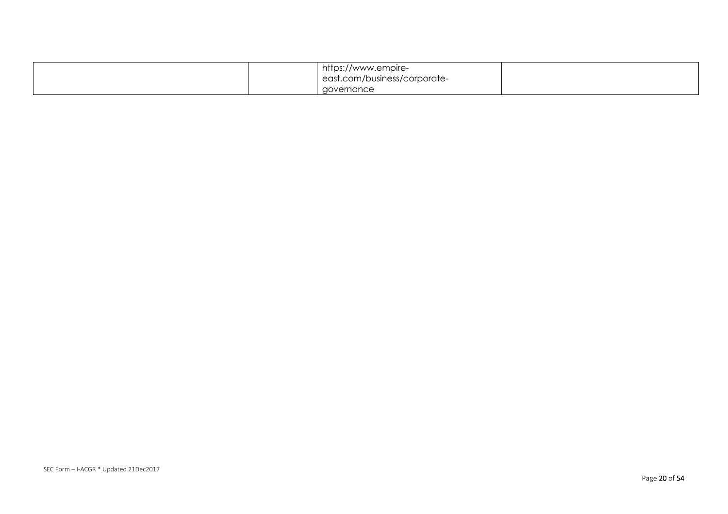|  |  | https://www.empire-east.com/business/corporate-governance |  |
|---|---|---|---|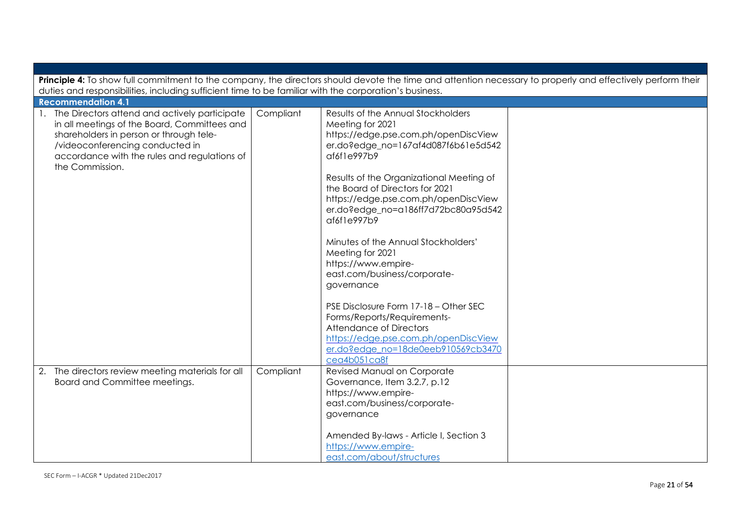**Principle 4:** To show full commitment to the company, the directors should devote the time and attention necessary to properly and effectively perform their duties and responsibilities, including sufficient time to be familiar with the corporation's business.

| **Recommendation 4.1** | | | |
|---|---|---|---|
| 1. The Directors attend and actively participate in all meetings of the Board, Committees and shareholders in person or through tele-/videoconferencing conducted in accordance with the rules and regulations of the Commission. | Compliant | Results of the Annual Stockholders Meeting for 2021 https://edge.pse.com.ph/openDiscViewer.do?edge_no=167af4d087f6b61e5d542af6f1e997b9<br><br>Results of the Organizational Meeting of the Board of Directors for 2021 https://edge.pse.com.ph/openDiscViewer.do?edge_no=a186ff7d72bc80a95d542af6f1e997b9<br><br>Minutes of the Annual Stockholders' Meeting for 2021 https://www.empire-east.com/business/corporate-governance<br><br>PSE Disclosure Form 17-18 – Other SEC Forms/Reports/Requirements-Attendance of Directors https://edge.pse.com.ph/openDiscViewer.do?edge_no=18de0eeb910569cb3470cea4b051ca8f | |
| 2. The directors review meeting materials for all Board and Committee meetings. | Compliant | Revised Manual on Corporate Governance, Item 3.2.7, p.12 https://www.empire-east.com/business/corporate-governance<br><br>Amended By-laws - Article I, Section 3 https://www.empire-east.com/about/structures | |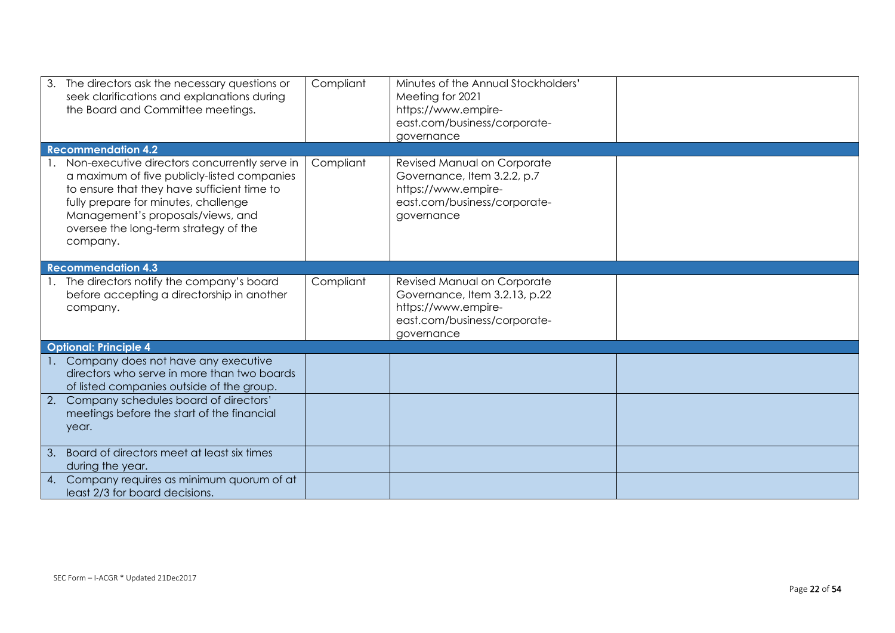| | | | |
|---|---|---|---|
| 3. The directors ask the necessary questions or seek clarifications and explanations during the Board and Committee meetings. | Compliant | Minutes of the Annual Stockholders' Meeting for 2021 https://www.empire-east.com/business/corporate-governance | |
| **Recommendation 4.2** | | | |
| 1. Non-executive directors concurrently serve in a maximum of five publicly-listed companies to ensure that they have sufficient time to fully prepare for minutes, challenge Management's proposals/views, and oversee the long-term strategy of the company. | Compliant | Revised Manual on Corporate Governance, Item 3.2.2, p.7 https://www.empire-east.com/business/corporate-governance | |
| **Recommendation 4.3** | | | |
| 1. The directors notify the company's board before accepting a directorship in another company. | Compliant | Revised Manual on Corporate Governance, Item 3.2.13, p.22 https://www.empire-east.com/business/corporate-governance | |
| **Optional: Principle 4** | | | |
| 1. Company does not have any executive directors who serve in more than two boards of listed companies outside of the group. | | | |
| 2. Company schedules board of directors' meetings before the start of the financial year. | | | |
| 3. Board of directors meet at least six times during the year. | | | |
| 4. Company requires as minimum quorum of at least 2/3 for board decisions. | | | |

SEC Form – I-ACGR * Updated 21Dec2017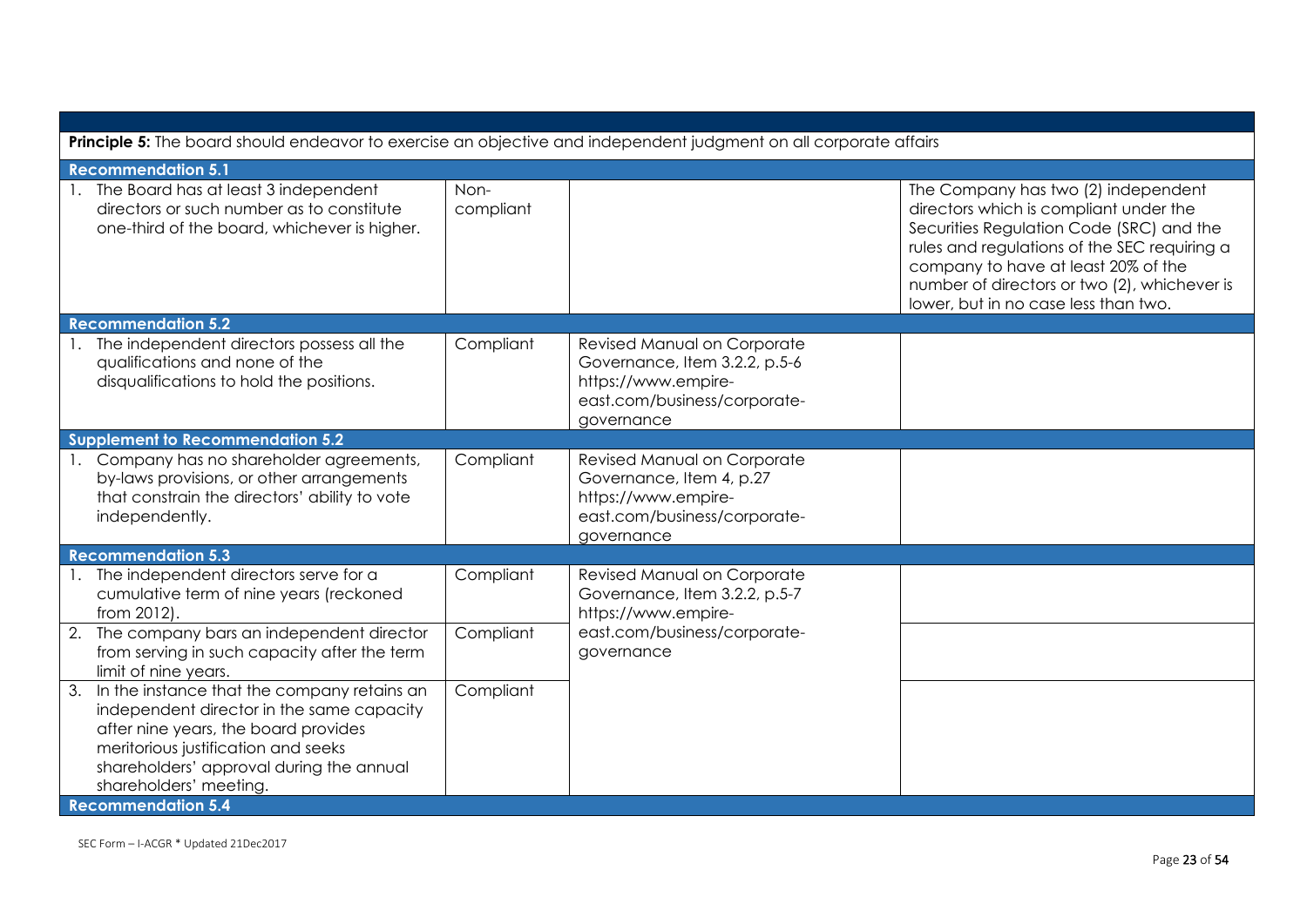| | | | |
|---|---|---|---|
| **Principle 5:** The board should endeavor to exercise an objective and independent judgment on all corporate affairs | | | |
| **Recommendation 5.1** | | | |
| 1. The Board has at least 3 independent directors or such number as to constitute one-third of the board, whichever is higher. | Non-compliant | | The Company has two (2) independent directors which is compliant under the Securities Regulation Code (SRC) and the rules and regulations of the SEC requiring a company to have at least 20% of the number of directors or two (2), whichever is lower, but in no case less than two. |
| **Recommendation 5.2** | | | |
| 1. The independent directors possess all the qualifications and none of the disqualifications to hold the positions. | Compliant | Revised Manual on Corporate Governance, Item 3.2.2, p.5-6 https://www.empire-east.com/business/corporate-governance | |
| **Supplement to Recommendation 5.2** | | | |
| 1. Company has no shareholder agreements, by-laws provisions, or other arrangements that constrain the directors' ability to vote independently. | Compliant | Revised Manual on Corporate Governance, Item 4, p.27 https://www.empire-east.com/business/corporate-governance | |
| **Recommendation 5.3** | | | |
| 1. The independent directors serve for a cumulative term of nine years (reckoned from 2012). | Compliant | Revised Manual on Corporate Governance, Item 3.2.2, p.5-7 https://www.empire-east.com/business/corporate-governance | |
| 2. The company bars an independent director from serving in such capacity after the term limit of nine years. | Compliant | | |
| 3. In the instance that the company retains an independent director in the same capacity after nine years, the board provides meritorious justification and seeks shareholders' approval during the annual shareholders' meeting. | Compliant | | |
| **Recommendation 5.4** | | | |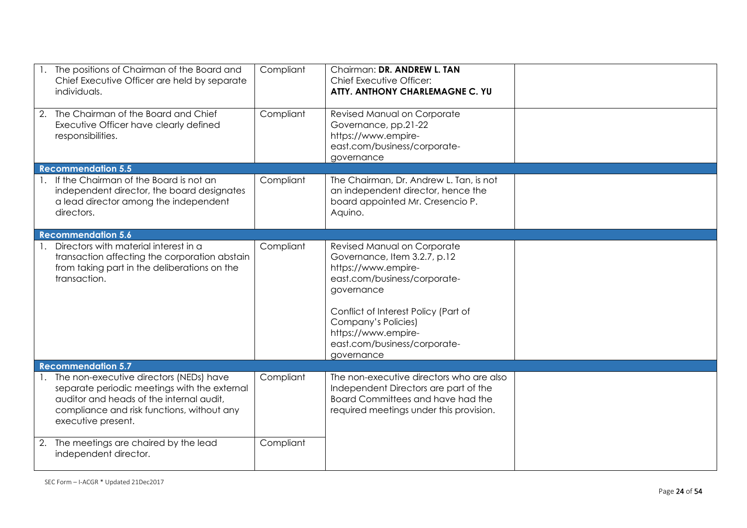| | | | |
|---|---|---|---|
| 1. The positions of Chairman of the Board and Chief Executive Officer are held by separate individuals. | Compliant | Chairman: **DR. ANDREW L. TAN**<br>Chief Executive Officer:<br>**ATTY. ANTHONY CHARLEMAGNE C. YU** | |
| 2. The Chairman of the Board and Chief Executive Officer have clearly defined responsibilities. | Compliant | Revised Manual on Corporate Governance, pp.21-22<br>https://www.empire-east.com/business/corporate-governance | |
| **Recommendation 5.5** | | | |
| 1. If the Chairman of the Board is not an independent director, the board designates a lead director among the independent directors. | Compliant | The Chairman, Dr. Andrew L. Tan, is not an independent director, hence the board appointed Mr. Cresencio P. Aquino. | |
| **Recommendation 5.6** | | | |
| 1. Directors with material interest in a transaction affecting the corporation abstain from taking part in the deliberations on the transaction. | Compliant | Revised Manual on Corporate Governance, Item 3.2.7, p.12<br>https://www.empire-east.com/business/corporate-governance<br><br>Conflict of Interest Policy (Part of Company's Policies)<br>https://www.empire-east.com/business/corporate-governance | |
| **Recommendation 5.7** | | | |
| 1. The non-executive directors (NEDs) have separate periodic meetings with the external auditor and heads of the internal audit, compliance and risk functions, without any executive present. | Compliant | The non-executive directors who are also Independent Directors are part of the Board Committees and have had the required meetings under this provision. | |
| 2. The meetings are chaired by the lead independent director. | Compliant | | |

SEC Form – I-ACGR * Updated 21Dec2017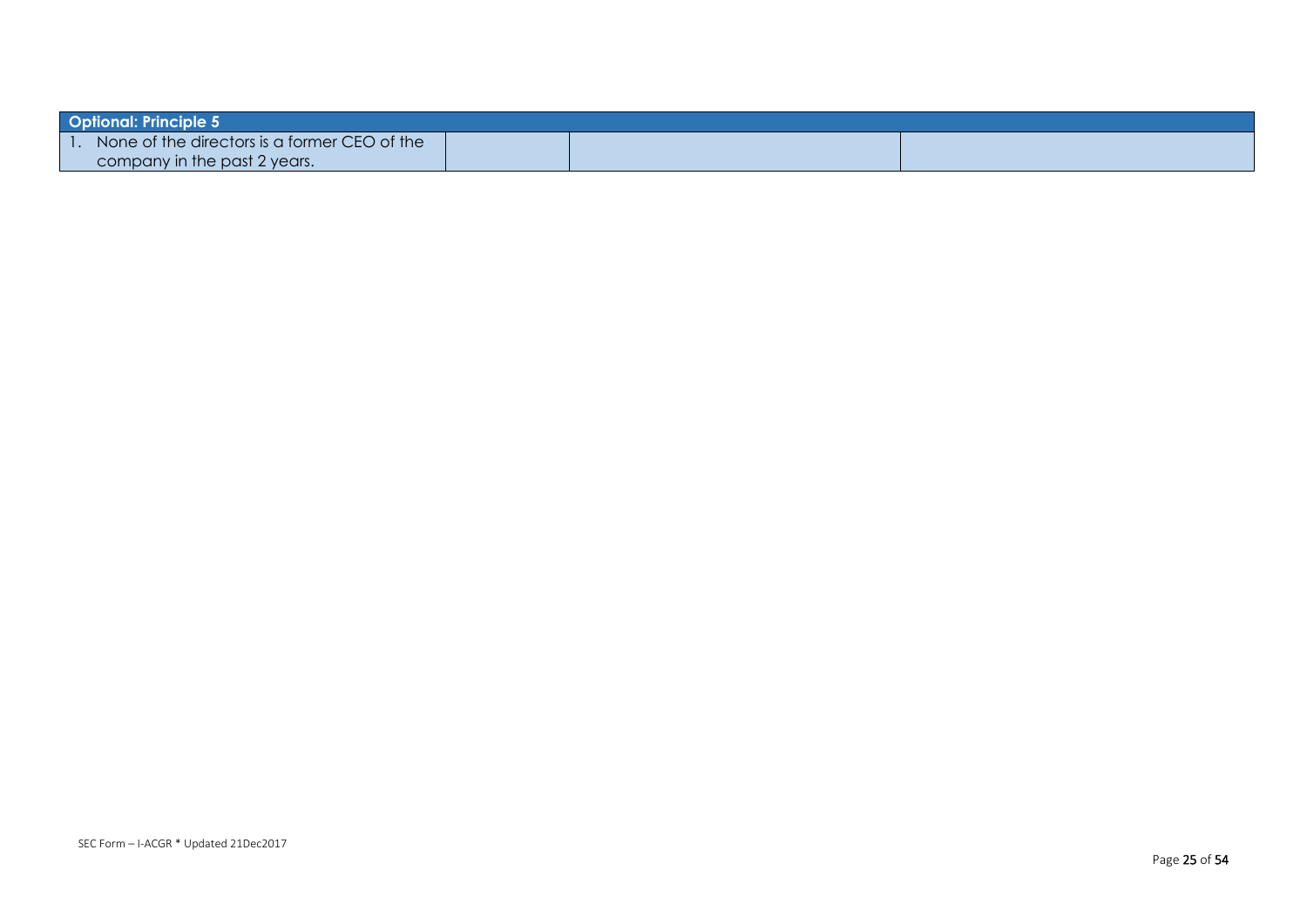| Optional: Principle 5 | | | |
|---|---|---|---|
| 1. None of the directors is a former CEO of the company in the past 2 years. | | | |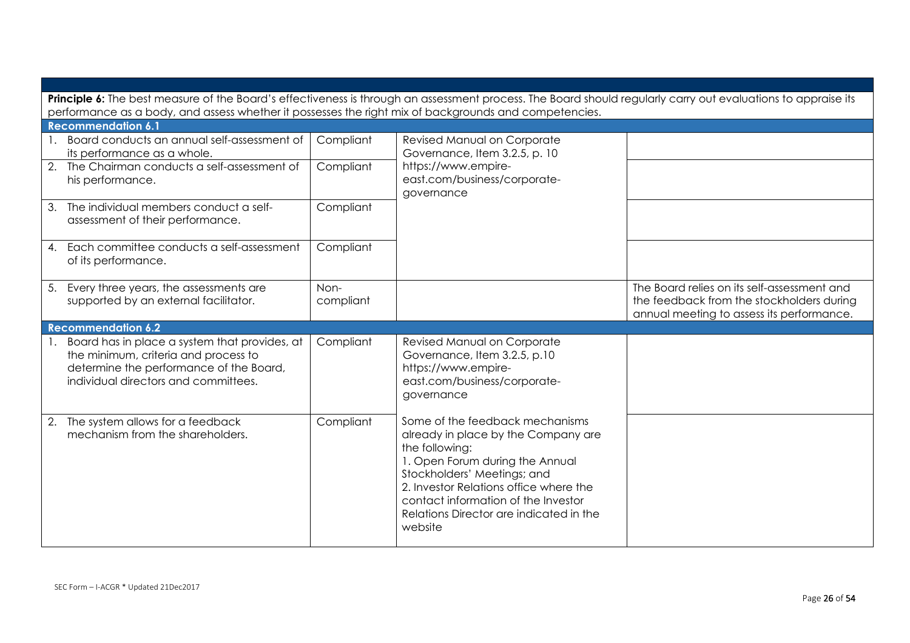| | | | |
|---|---|---|---|
| **Principle 6:** The best measure of the Board's effectiveness is through an assessment process. The Board should regularly carry out evaluations to appraise its performance as a body, and assess whether it possesses the right mix of backgrounds and competencies. | | | |
| **Recommendation 6.1** | | | |
| 1. Board conducts an annual self-assessment of its performance as a whole. | Compliant | Revised Manual on Corporate Governance, Item 3.2.5, p. 10 https://www.empire-east.com/business/corporate-governance | |
| 2. The Chairman conducts a self-assessment of his performance. | Compliant | | |
| 3. The individual members conduct a self-assessment of their performance. | Compliant | | |
| 4. Each committee conducts a self-assessment of its performance. | Compliant | | |
| 5. Every three years, the assessments are supported by an external facilitator. | Non-compliant | | The Board relies on its self-assessment and the feedback from the stockholders during annual meeting to assess its performance. |
| **Recommendation 6.2** | | | |
| 1. Board has in place a system that provides, at the minimum, criteria and process to determine the performance of the Board, individual directors and committees. | Compliant | Revised Manual on Corporate Governance, Item 3.2.5, p.10 https://www.empire-east.com/business/corporate-governance | |
| 2. The system allows for a feedback mechanism from the shareholders. | Compliant | Some of the feedback mechanisms already in place by the Company are the following:<br>1. Open Forum during the Annual Stockholders' Meetings; and<br>2. Investor Relations office where the contact information of the Investor Relations Director are indicated in the website | |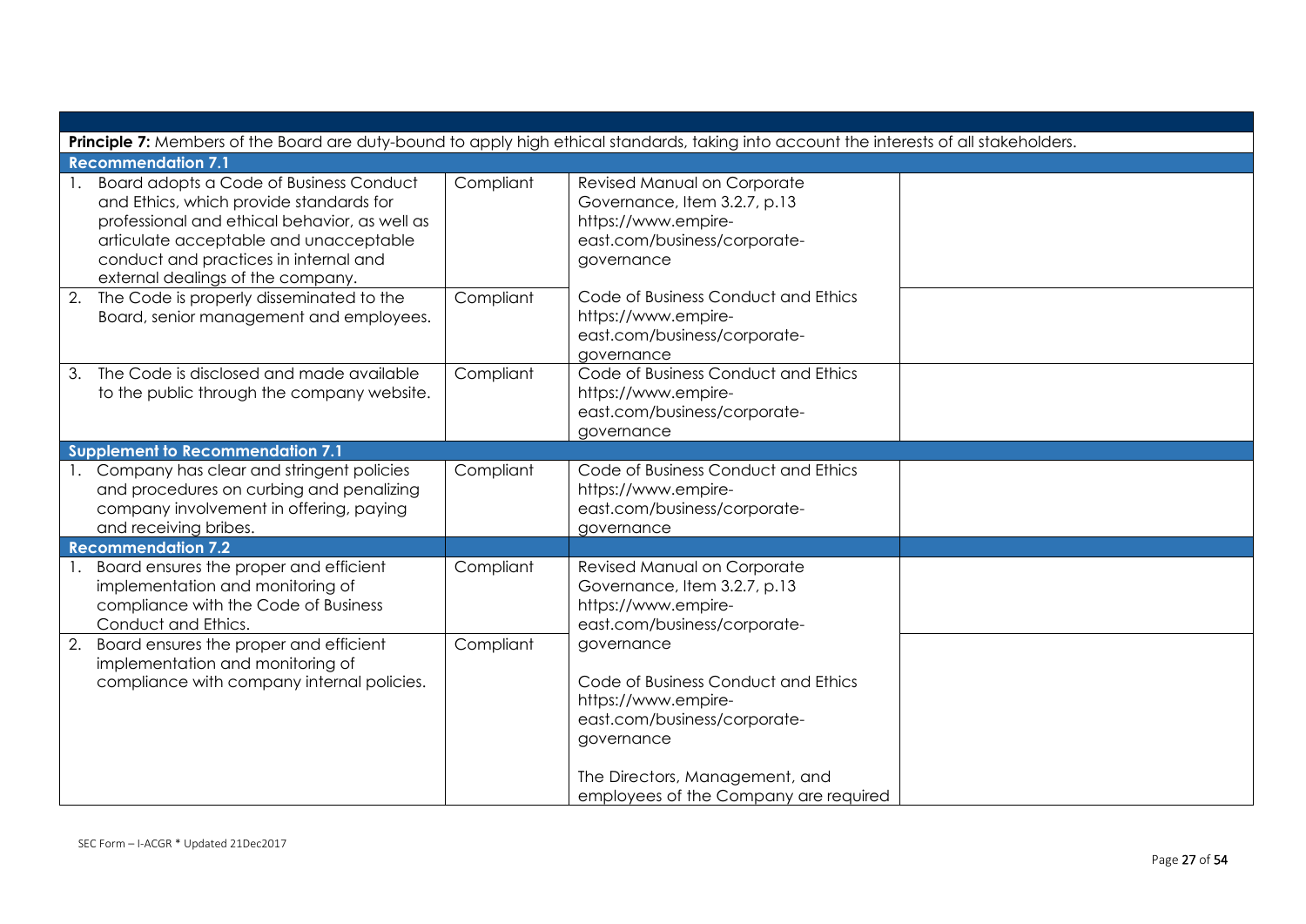| | | | |
|---|---|---|---|
| **Principle 7:** Members of the Board are duty-bound to apply high ethical standards, taking into account the interests of all stakeholders. | | | |
| **Recommendation 7.1** | | | |
| 1. Board adopts a Code of Business Conduct and Ethics, which provide standards for professional and ethical behavior, as well as articulate acceptable and unacceptable conduct and practices in internal and external dealings of the company. | Compliant | Revised Manual on Corporate Governance, Item 3.2.7, p.13 https://www.empire-east.com/business/corporate-governance | |
| 2. The Code is properly disseminated to the Board, senior management and employees. | Compliant | Code of Business Conduct and Ethics https://www.empire-east.com/business/corporate-governance | |
| 3. The Code is disclosed and made available to the public through the company website. | Compliant | Code of Business Conduct and Ethics https://www.empire-east.com/business/corporate-governance | |
| **Supplement to Recommendation 7.1** | | | |
| 1. Company has clear and stringent policies and procedures on curbing and penalizing company involvement in offering, paying and receiving bribes. | Compliant | Code of Business Conduct and Ethics https://www.empire-east.com/business/corporate-governance | |
| **Recommendation 7.2** | | | |
| 1. Board ensures the proper and efficient implementation and monitoring of compliance with the Code of Business Conduct and Ethics. | Compliant | Revised Manual on Corporate Governance, Item 3.2.7, p.13 https://www.empire-east.com/business/corporate-governance<br><br>Code of Business Conduct and Ethics https://www.empire-east.com/business/corporate-governance<br><br>The Directors, Management, and employees of the Company are required | |
| 2. Board ensures the proper and efficient implementation and monitoring of compliance with company internal policies. | Compliant | | |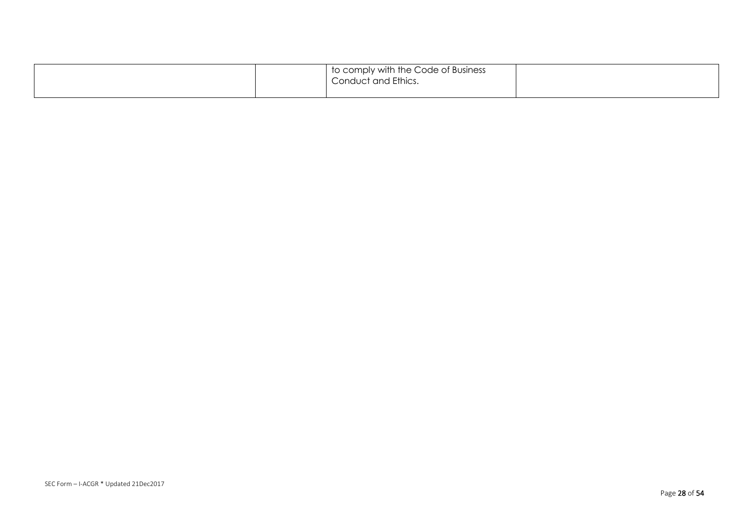| | | | |
|---|---|---|---|
| | | to comply with the Code of Business Conduct and Ethics. | |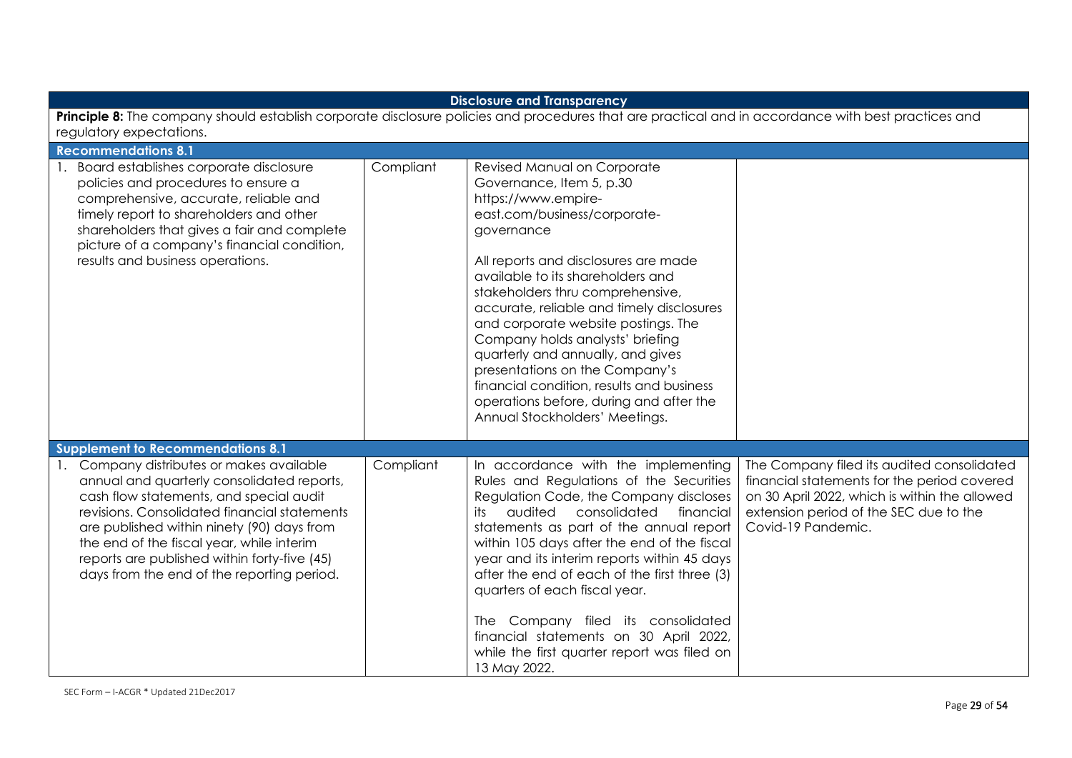| Disclosure and Transparency | | | |
|---|---|---|---|
| **Principle 8:** The company should establish corporate disclosure policies and procedures that are practical and in accordance with best practices and regulatory expectations. | | | |
| **Recommendations 8.1** | | | |
| 1. Board establishes corporate disclosure policies and procedures to ensure a comprehensive, accurate, reliable and timely report to shareholders and other shareholders that gives a fair and complete picture of a company's financial condition, results and business operations. | Compliant | Revised Manual on Corporate Governance, Item 5, p.30 https://www.empire-east.com/business/corporate-governance<br><br>All reports and disclosures are made available to its shareholders and stakeholders thru comprehensive, accurate, reliable and timely disclosures and corporate website postings. The Company holds analysts' briefing quarterly and annually, and gives presentations on the Company's financial condition, results and business operations before, during and after the Annual Stockholders' Meetings. | |
| **Supplement to Recommendations 8.1** | | | |
| 1. Company distributes or makes available annual and quarterly consolidated reports, cash flow statements, and special audit revisions. Consolidated financial statements are published within ninety (90) days from the end of the fiscal year, while interim reports are published within forty-five (45) days from the end of the reporting period. | Compliant | In accordance with the implementing Rules and Regulations of the Securities Regulation Code, the Company discloses its audited consolidated financial statements as part of the annual report within 105 days after the end of the fiscal year and its interim reports within 45 days after the end of each of the first three (3) quarters of each fiscal year.<br><br>The Company filed its consolidated financial statements on 30 April 2022, while the first quarter report was filed on 13 May 2022. | The Company filed its audited consolidated financial statements for the period covered on 30 April 2022, which is within the allowed extension period of the SEC due to the Covid-19 Pandemic. |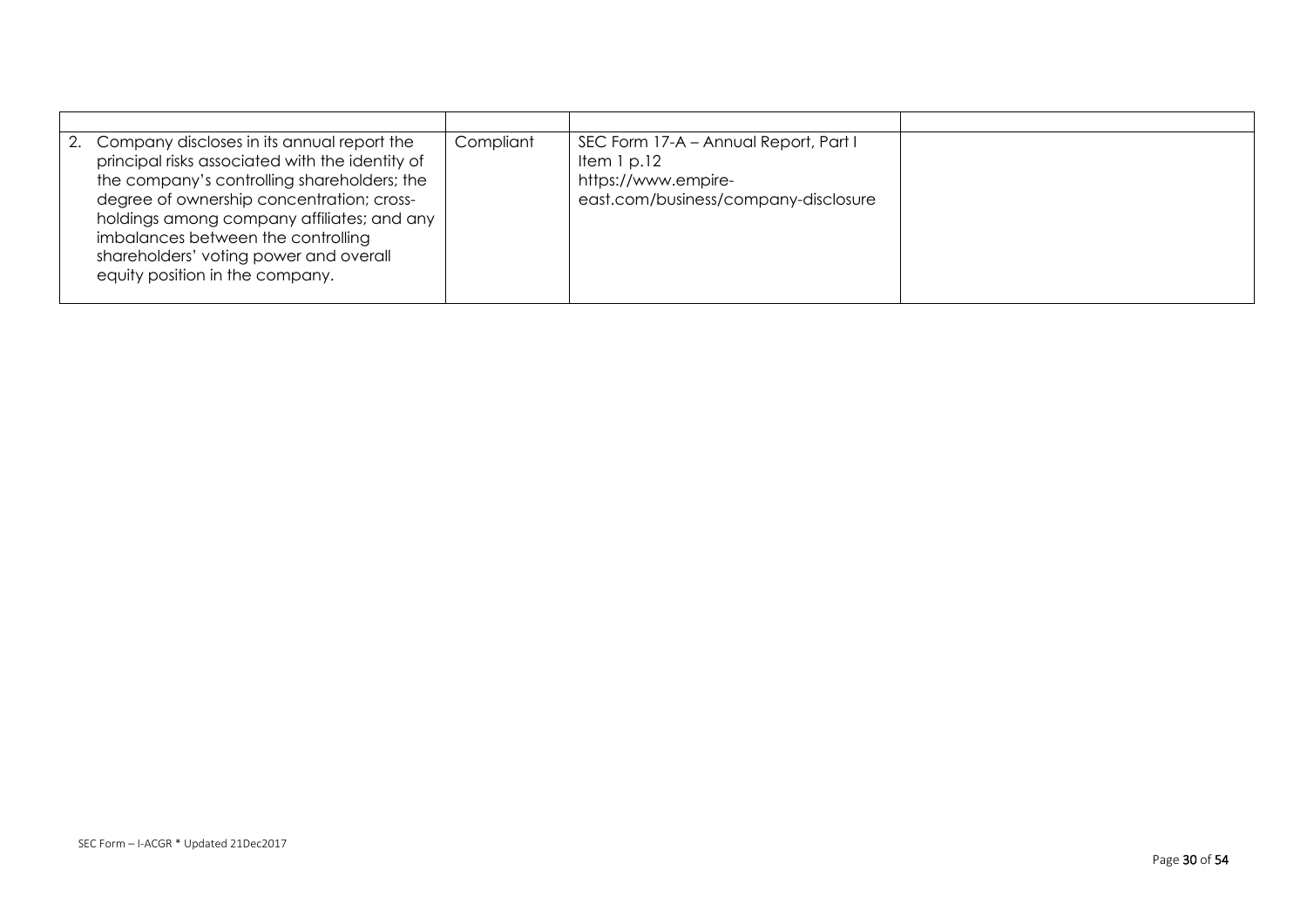| | | | |
|---|---|---|---|
| 2. Company discloses in its annual report the principal risks associated with the identity of the company's controlling shareholders; the degree of ownership concentration; cross-holdings among company affiliates; and any imbalances between the controlling shareholders' voting power and overall equity position in the company. | Compliant | SEC Form 17-A – Annual Report, Part I Item 1 p.12<br>https://www.empire-east.com/business/company-disclosure | |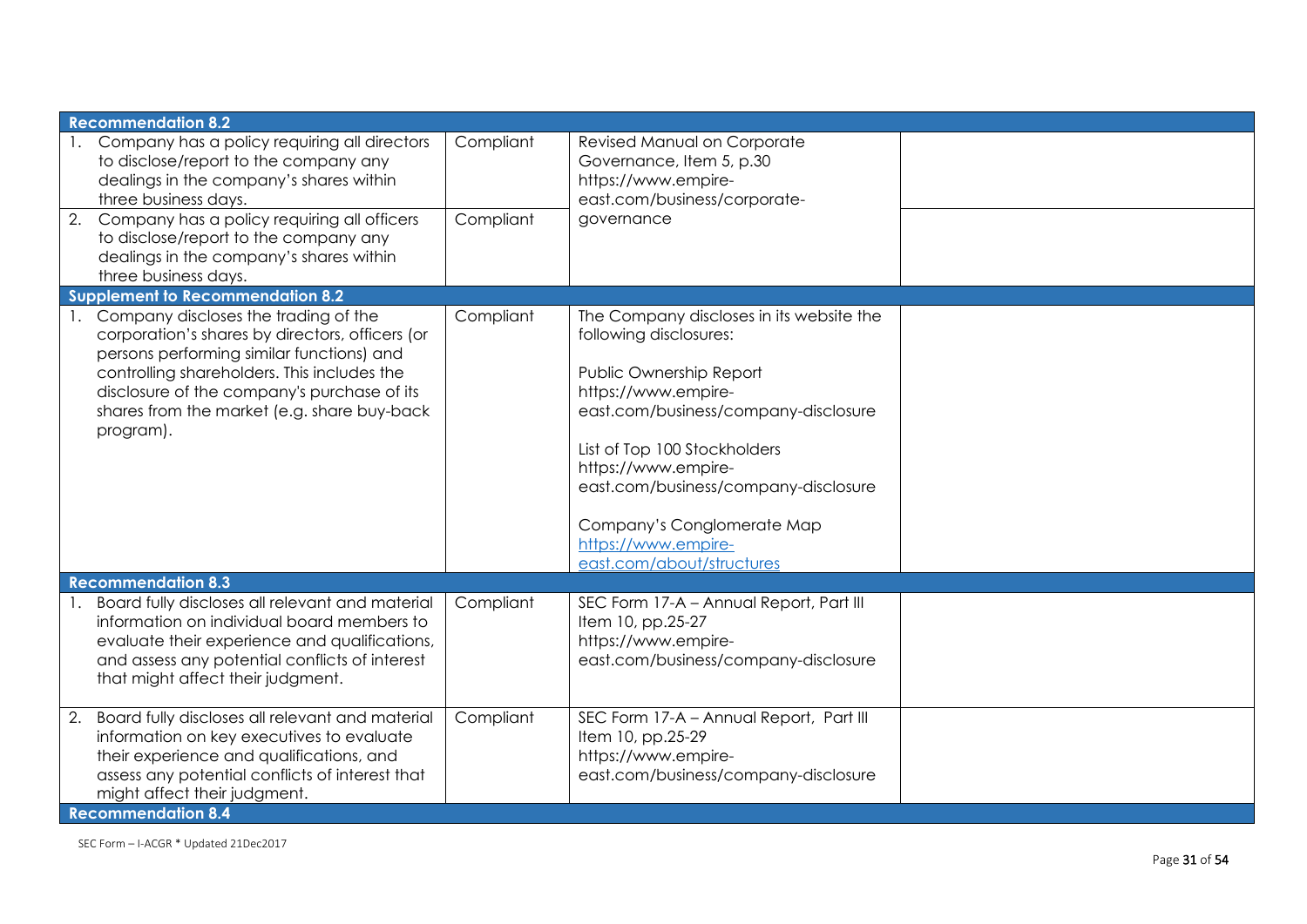| | | | |
|---|---|---|---|
| **Recommendation 8.2** | | | |
| 1. Company has a policy requiring all directors to disclose/report to the company any dealings in the company's shares within three business days. | Compliant | Revised Manual on Corporate Governance, Item 5, p.30 https://www.empire-east.com/business/corporate-governance | |
| 2. Company has a policy requiring all officers to disclose/report to the company any dealings in the company's shares within three business days. | Compliant | | |
| **Supplement to Recommendation 8.2** | | | |
| 1. Company discloses the trading of the corporation's shares by directors, officers (or persons performing similar functions) and controlling shareholders. This includes the disclosure of the company's purchase of its shares from the market (e.g. share buy-back program). | Compliant | The Company discloses in its website the following disclosures:<br><br>Public Ownership Report https://www.empire-east.com/business/company-disclosure<br><br>List of Top 100 Stockholders https://www.empire-east.com/business/company-disclosure<br><br>Company's Conglomerate Map https://www.empire-east.com/about/structures | |
| **Recommendation 8.3** | | | |
| 1. Board fully discloses all relevant and material information on individual board members to evaluate their experience and qualifications, and assess any potential conflicts of interest that might affect their judgment. | Compliant | SEC Form 17-A – Annual Report, Part III Item 10, pp.25-27 https://www.empire-east.com/business/company-disclosure | |
| 2. Board fully discloses all relevant and material information on key executives to evaluate their experience and qualifications, and assess any potential conflicts of interest that might affect their judgment. | Compliant | SEC Form 17-A – Annual Report, Part III Item 10, pp.25-29 https://www.empire-east.com/business/company-disclosure | |
| **Recommendation 8.4** | | | |

SEC Form – I-ACGR * Updated 21Dec2017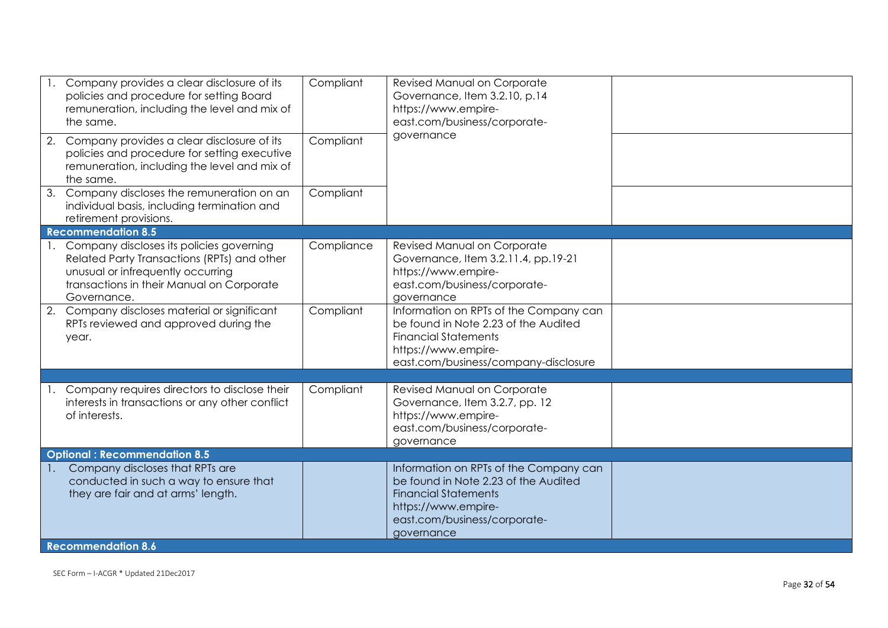| | | | |
|---|---|---|---|
| 1. Company provides a clear disclosure of its policies and procedure for setting Board remuneration, including the level and mix of the same. | Compliant | Revised Manual on Corporate Governance, Item 3.2.10, p.14 https://www.empire-east.com/business/corporate-governance | |
| 2. Company provides a clear disclosure of its policies and procedure for setting executive remuneration, including the level and mix of the same. | Compliant | | |
| 3. Company discloses the remuneration on an individual basis, including termination and retirement provisions. | Compliant | | |
| **Recommendation 8.5** | | | |
| 1. Company discloses its policies governing Related Party Transactions (RPTs) and other unusual or infrequently occurring transactions in their Manual on Corporate Governance. | Compliance | Revised Manual on Corporate Governance, Item 3.2.11.4, pp.19-21 https://www.empire-east.com/business/corporate-governance | |
| 2. Company discloses material or significant RPTs reviewed and approved during the year. | Compliant | Information on RPTs of the Company can be found in Note 2.23 of the Audited Financial Statements https://www.empire-east.com/business/company-disclosure | |
| | | | |
| 1. Company requires directors to disclose their interests in transactions or any other conflict of interests. | Compliant | Revised Manual on Corporate Governance, Item 3.2.7, pp. 12 https://www.empire-east.com/business/corporate-governance | |
| **Optional : Recommendation 8.5** | | | |
| 1. Company discloses that RPTs are conducted in such a way to ensure that they are fair and at arms' length. | | Information on RPTs of the Company can be found in Note 2.23 of the Audited Financial Statements https://www.empire-east.com/business/corporate-governance | |
| **Recommendation 8.6** | | | |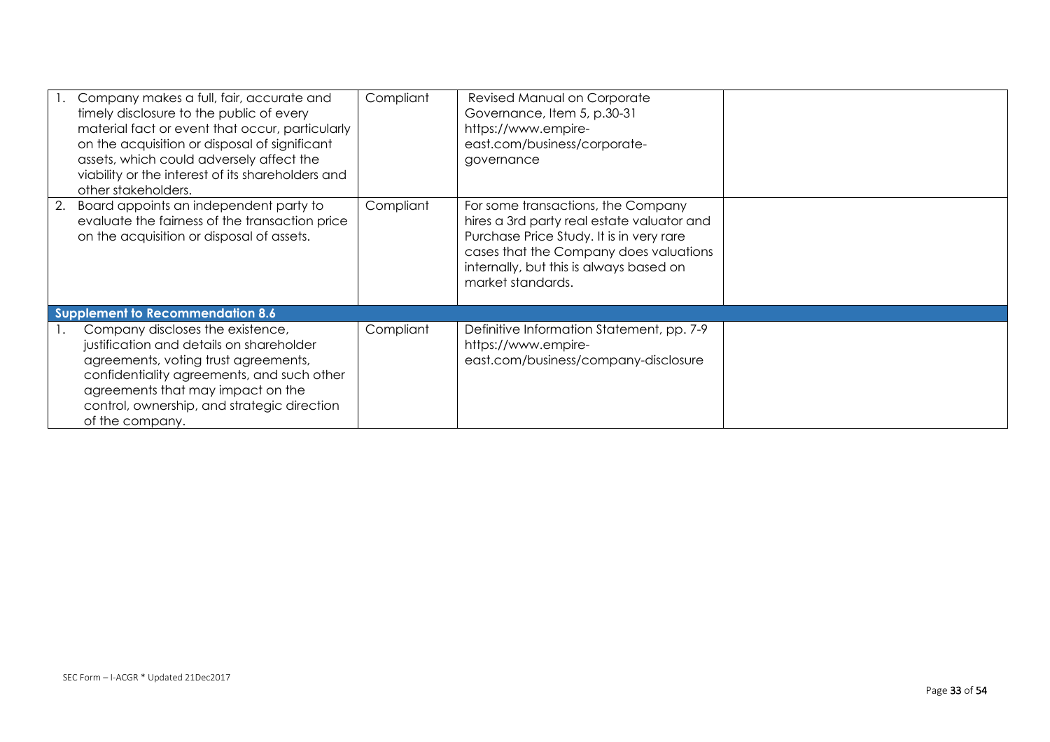| | | | |
|---|---|---|---|
| 1. Company makes a full, fair, accurate and timely disclosure to the public of every material fact or event that occur, particularly on the acquisition or disposal of significant assets, which could adversely affect the viability or the interest of its shareholders and other stakeholders. | Compliant | Revised Manual on Corporate Governance, Item 5, p.30-31 https://www.empire-east.com/business/corporate-governance | |
| 2. Board appoints an independent party to evaluate the fairness of the transaction price on the acquisition or disposal of assets. | Compliant | For some transactions, the Company hires a 3rd party real estate valuator and Purchase Price Study. It is in very rare cases that the Company does valuations internally, but this is always based on market standards. | |
| **Supplement to Recommendation 8.6** | | | |
| 1. Company discloses the existence, justification and details on shareholder agreements, voting trust agreements, confidentiality agreements, and such other agreements that may impact on the control, ownership, and strategic direction of the company. | Compliant | Definitive Information Statement, pp. 7-9 https://www.empire-east.com/business/company-disclosure | |

SEC Form – I-ACGR * Updated 21Dec2017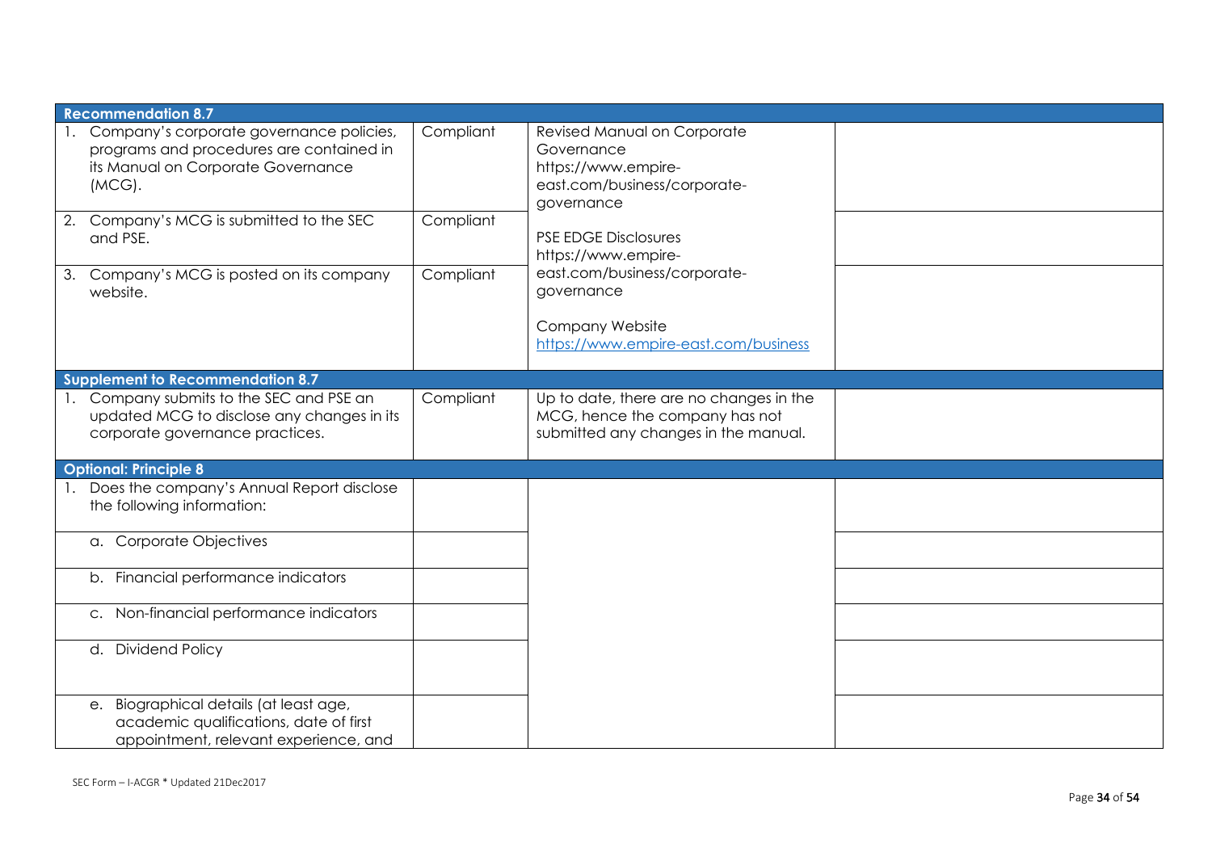| | | | |
|---|---|---|---|
| **Recommendation 8.7** | | | |
| 1. Company's corporate governance policies, programs and procedures are contained in its Manual on Corporate Governance (MCG). | Compliant | Revised Manual on Corporate Governance https://www.empire-east.com/business/corporate-governance | |
| 2. Company's MCG is submitted to the SEC and PSE. | Compliant | PSE EDGE Disclosures https://www.empire-east.com/business/corporate-governance | |
| 3. Company's MCG is posted on its company website. | Compliant | Company Website https://www.empire-east.com/business | |
| **Supplement to Recommendation 8.7** | | | |
| 1. Company submits to the SEC and PSE an updated MCG to disclose any changes in its corporate governance practices. | Compliant | Up to date, there are no changes in the MCG, hence the company has not submitted any changes in the manual. | |
| **Optional: Principle 8** | | | |
| 1. Does the company's Annual Report disclose the following information: | | | |
| a. Corporate Objectives | | | |
| b. Financial performance indicators | | | |
| c. Non-financial performance indicators | | | |
| d. Dividend Policy | | | |
| e. Biographical details (at least age, academic qualifications, date of first appointment, relevant experience, and | | | |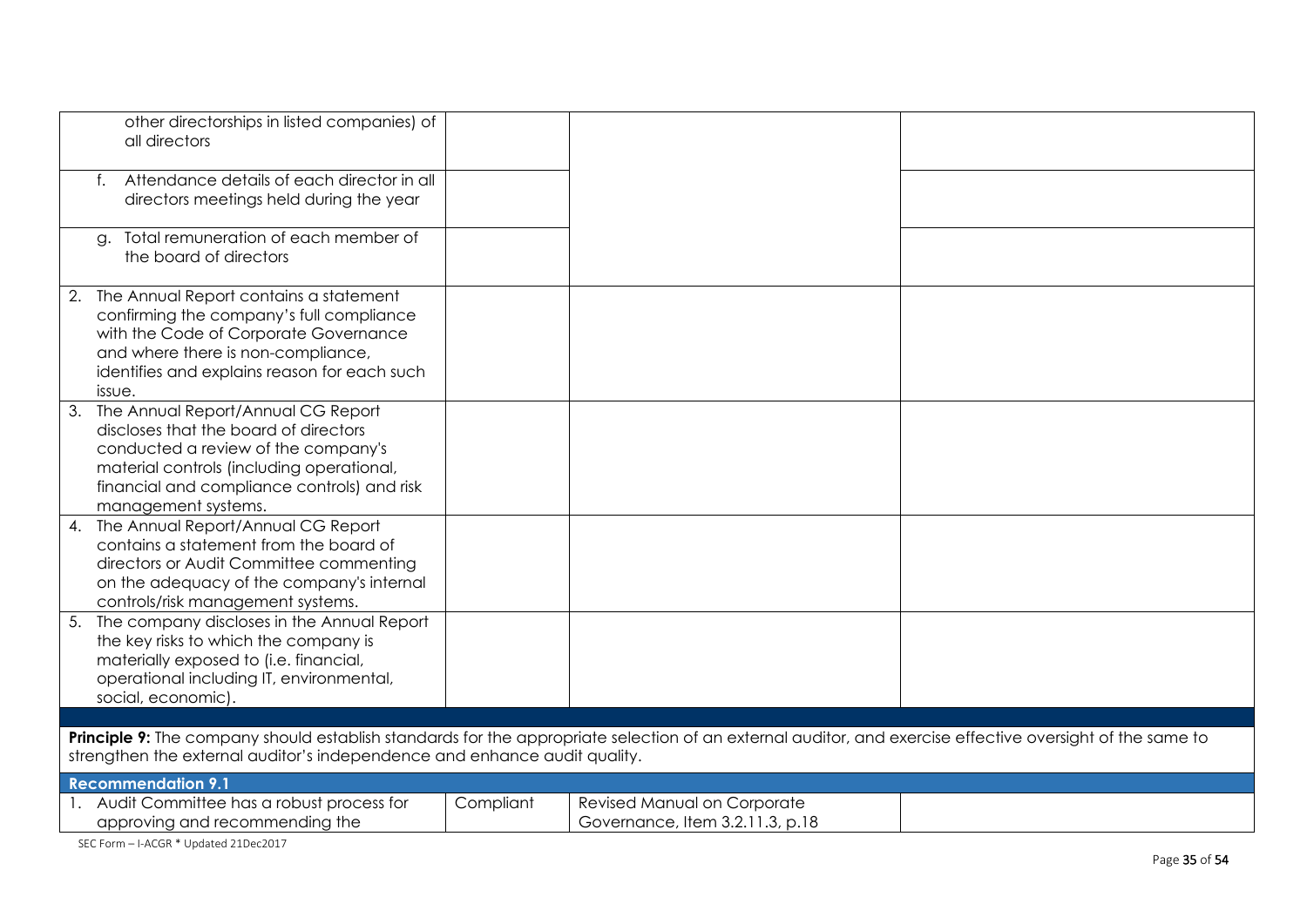| | | | |
|---|---|---|---|
| other directorships in listed companies) of all directors | | | |
| f. Attendance details of each director in all directors meetings held during the year | | | |
| g. Total remuneration of each member of the board of directors | | | |
| 2. The Annual Report contains a statement confirming the company's full compliance with the Code of Corporate Governance and where there is non-compliance, identifies and explains reason for each such issue. | | | |
| 3. The Annual Report/Annual CG Report discloses that the board of directors conducted a review of the company's material controls (including operational, financial and compliance controls) and risk management systems. | | | |
| 4. The Annual Report/Annual CG Report contains a statement from the board of directors or Audit Committee commenting on the adequacy of the company's internal controls/risk management systems. | | | |
| 5. The company discloses in the Annual Report the key risks to which the company is materially exposed to (i.e. financial, operational including IT, environmental, social, economic). | | | |

**Principle 9:** The company should establish standards for the appropriate selection of an external auditor, and exercise effective oversight of the same to strengthen the external auditor's independence and enhance audit quality.

| **Recommendation 9.1** | | | |
|---|---|---|---|
| 1. Audit Committee has a robust process for approving and recommending the | Compliant | Revised Manual on Corporate Governance, Item 3.2.11.3, p.18 | |

SEC Form – I-ACGR * Updated 21Dec2017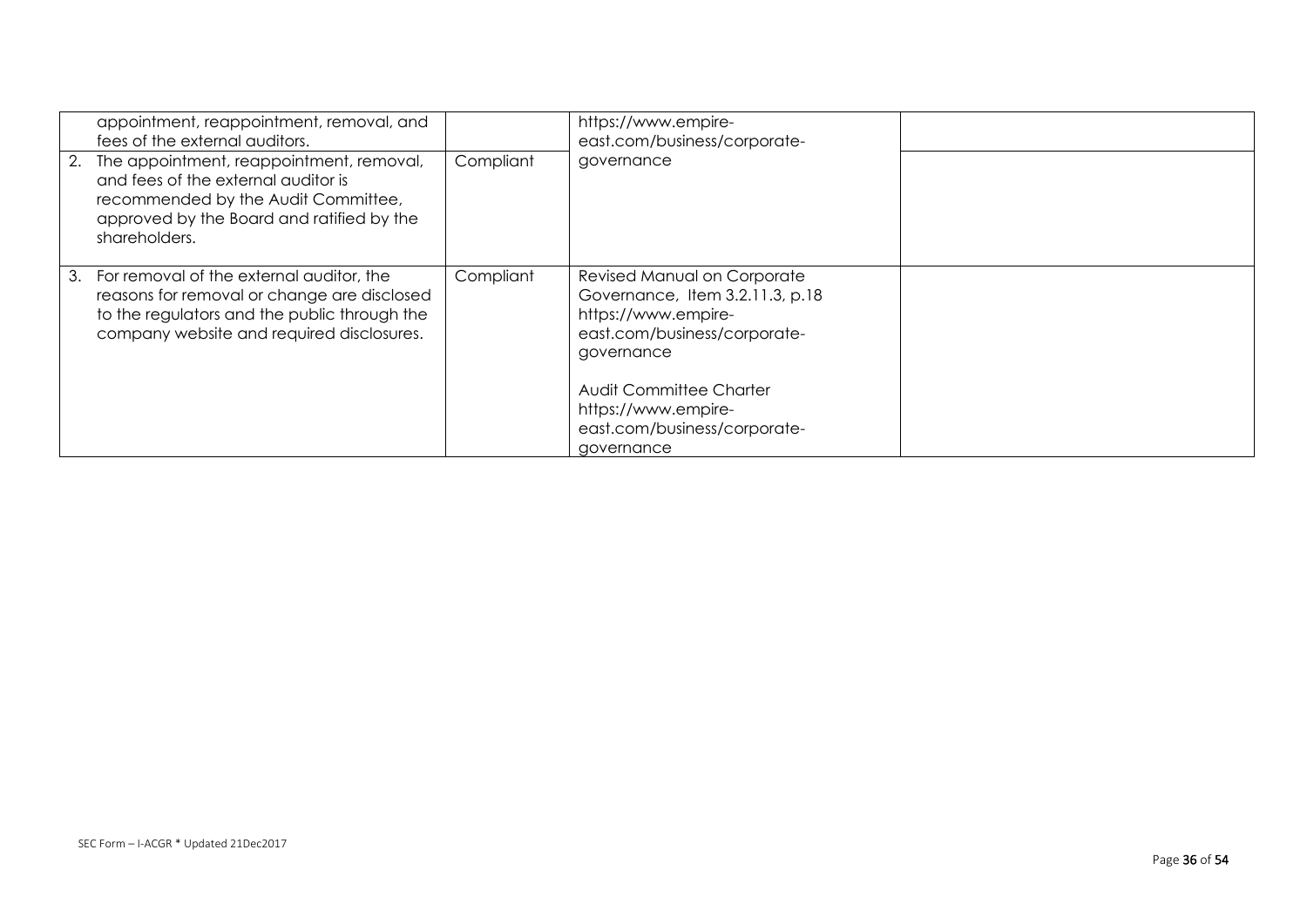| | | | |
|---|---|---|---|
| appointment, reappointment, removal, and fees of the external auditors. | | https://www.empire-east.com/business/corporate-governance | |
| 2. The appointment, reappointment, removal, and fees of the external auditor is recommended by the Audit Committee, approved by the Board and ratified by the shareholders. | Compliant | | |
| 3. For removal of the external auditor, the reasons for removal or change are disclosed to the regulators and the public through the company website and required disclosures. | Compliant | Revised Manual on Corporate Governance, Item 3.2.11.3, p.18 https://www.empire-east.com/business/corporate-governance<br><br>Audit Committee Charter https://www.empire-east.com/business/corporate-governance | |

SEC Form – I-ACGR * Updated 21Dec2017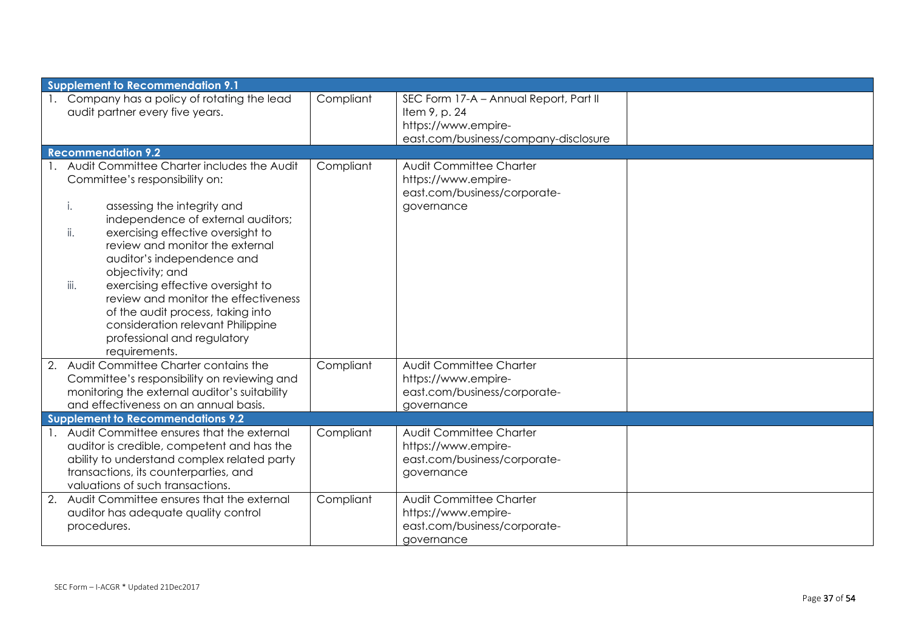| | | | |
|---|---|---|---|
| **Supplement to Recommendation 9.1** | | | |
| 1. Company has a policy of rotating the lead audit partner every five years. | Compliant | SEC Form 17-A – Annual Report, Part II Item 9, p. 24 https://www.empire-east.com/business/company-disclosure | |
| **Recommendation 9.2** | | | |
| 1. Audit Committee Charter includes the Audit Committee's responsibility on:<br><br>i. assessing the integrity and independence of external auditors;<br>ii. exercising effective oversight to review and monitor the external auditor's independence and objectivity; and<br>iii. exercising effective oversight to review and monitor the effectiveness of the audit process, taking into consideration relevant Philippine professional and regulatory requirements. | Compliant | Audit Committee Charter https://www.empire-east.com/business/corporate-governance | |
| 2. Audit Committee Charter contains the Committee's responsibility on reviewing and monitoring the external auditor's suitability and effectiveness on an annual basis. | Compliant | Audit Committee Charter https://www.empire-east.com/business/corporate-governance | |
| **Supplement to Recommendations 9.2** | | | |
| 1. Audit Committee ensures that the external auditor is credible, competent and has the ability to understand complex related party transactions, its counterparties, and valuations of such transactions. | Compliant | Audit Committee Charter https://www.empire-east.com/business/corporate-governance | |
| 2. Audit Committee ensures that the external auditor has adequate quality control procedures. | Compliant | Audit Committee Charter https://www.empire-east.com/business/corporate-governance | |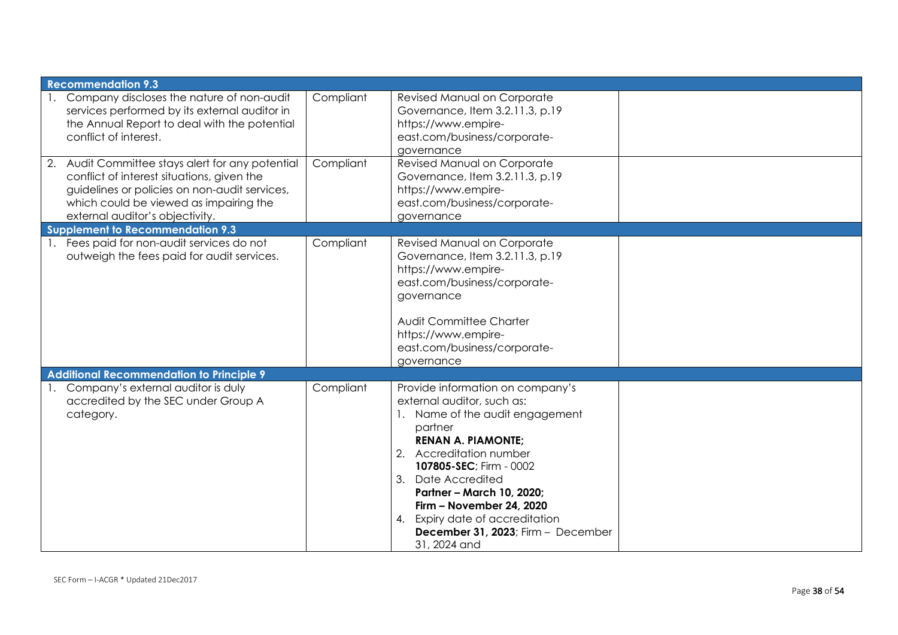| | | | |
|---|---|---|---|
| **Recommendation 9.3** | | | |
| 1. Company discloses the nature of non-audit services performed by its external auditor in the Annual Report to deal with the potential conflict of interest. | Compliant | Revised Manual on Corporate Governance, Item 3.2.11.3, p.19 https://www.empire-east.com/business/corporate-governance | |
| 2. Audit Committee stays alert for any potential conflict of interest situations, given the guidelines or policies on non-audit services, which could be viewed as impairing the external auditor's objectivity. | Compliant | Revised Manual on Corporate Governance, Item 3.2.11.3, p.19 https://www.empire-east.com/business/corporate-governance | |
| **Supplement to Recommendation 9.3** | | | |
| 1. Fees paid for non-audit services do not outweigh the fees paid for audit services. | Compliant | Revised Manual on Corporate Governance, Item 3.2.11.3, p.19 https://www.empire-east.com/business/corporate-governance<br><br>Audit Committee Charter https://www.empire-east.com/business/corporate-governance | |
| **Additional Recommendation to Principle 9** | | | |
| 1. Company's external auditor is duly accredited by the SEC under Group A category. | Compliant | Provide information on company's external auditor, such as:<br>1. Name of the audit engagement partner **RENAN A. PIAMONTE;**<br>2. Accreditation number **107805-SEC**; Firm - 0002<br>3. Date Accredited **Partner – March 10, 2020; Firm – November 24, 2020**<br>4. Expiry date of accreditation **December 31, 2023**; Firm – December 31, 2024 and | |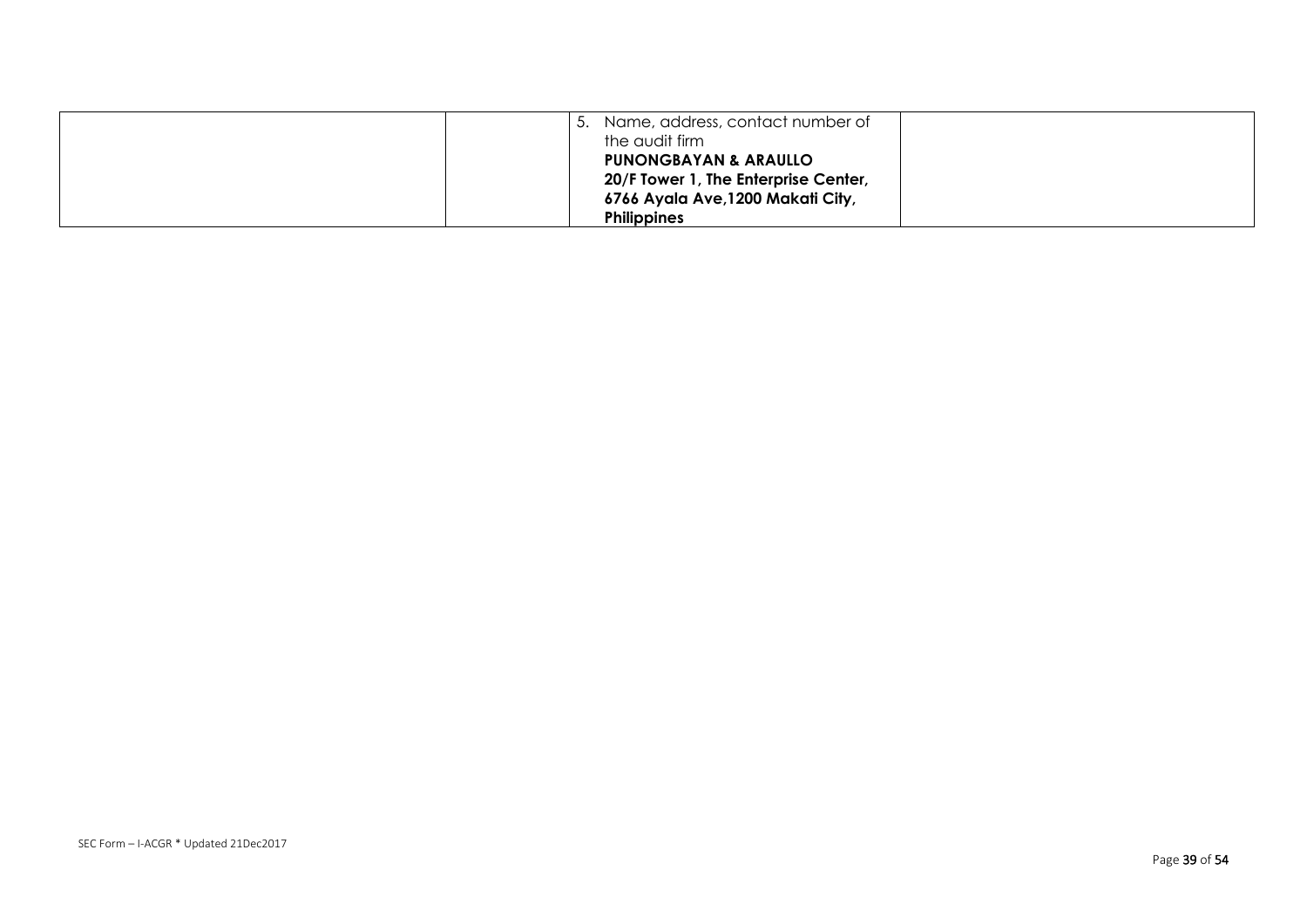| | | | |
|---|---|---|---|
| | | 5. Name, address, contact number of the audit firm<br>**PUNONGBAYAN & ARAULLO**<br>**20/F Tower 1, The Enterprise Center, 6766 Ayala Ave,1200 Makati City, Philippines** | |

SEC Form – I-ACGR * Updated 21Dec2017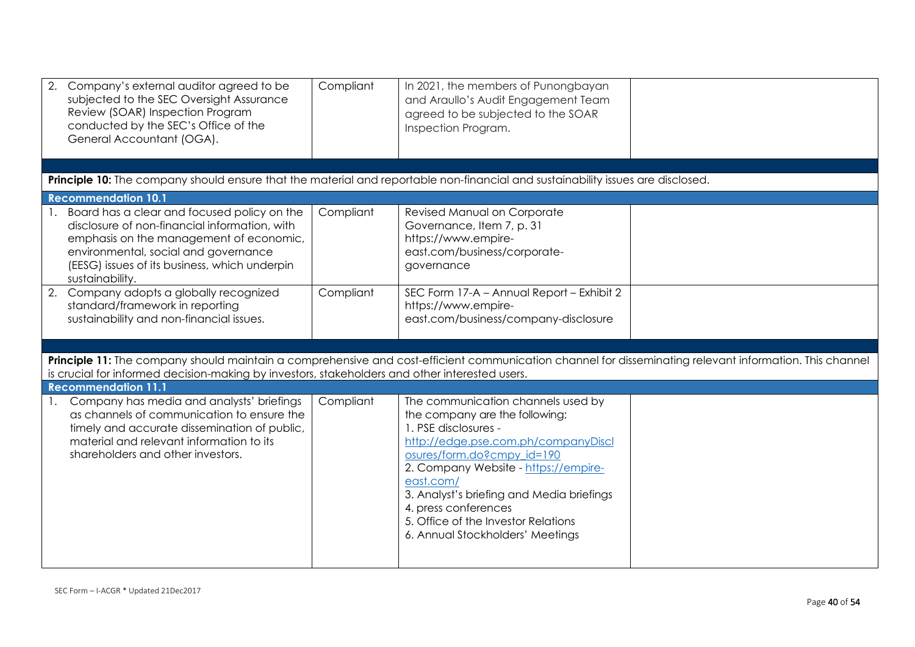| | | | |
|---|---|---|---|
| 2. Company's external auditor agreed to be subjected to the SEC Oversight Assurance Review (SOAR) Inspection Program conducted by the SEC's Office of the General Accountant (OGA). | Compliant | In 2021, the members of Punongbayan and Araullo's Audit Engagement Team agreed to be subjected to the SOAR Inspection Program. | |
| | | | |
| **Principle 10:** The company should ensure that the material and reportable non-financial and sustainability issues are disclosed. | | | |
| **Recommendation 10.1** | | | |
| 1. Board has a clear and focused policy on the disclosure of non-financial information, with emphasis on the management of economic, environmental, social and governance (EESG) issues of its business, which underpin sustainability. | Compliant | Revised Manual on Corporate Governance, Item 7, p. 31 https://www.empire-east.com/business/corporate-governance | |
| 2. Company adopts a globally recognized standard/framework in reporting sustainability and non-financial issues. | Compliant | SEC Form 17-A – Annual Report – Exhibit 2 https://www.empire-east.com/business/company-disclosure | |
| | | | |
| **Principle 11:** The company should maintain a comprehensive and cost-efficient communication channel for disseminating relevant information. This channel is crucial for informed decision-making by investors, stakeholders and other interested users. | | | |
| **Recommendation 11.1** | | | |
| 1. Company has media and analysts' briefings as channels of communication to ensure the timely and accurate dissemination of public, material and relevant information to its shareholders and other investors. | Compliant | The communication channels used by the company are the following:<br>1. PSE disclosures - http://edge.pse.com.ph/companyDisclosures/form.do?cmpy_id=190<br>2. Company Website - https://empire-east.com/<br>3. Analyst's briefing and Media briefings<br>4. press conferences<br>5. Office of the Investor Relations<br>6. Annual Stockholders' Meetings | |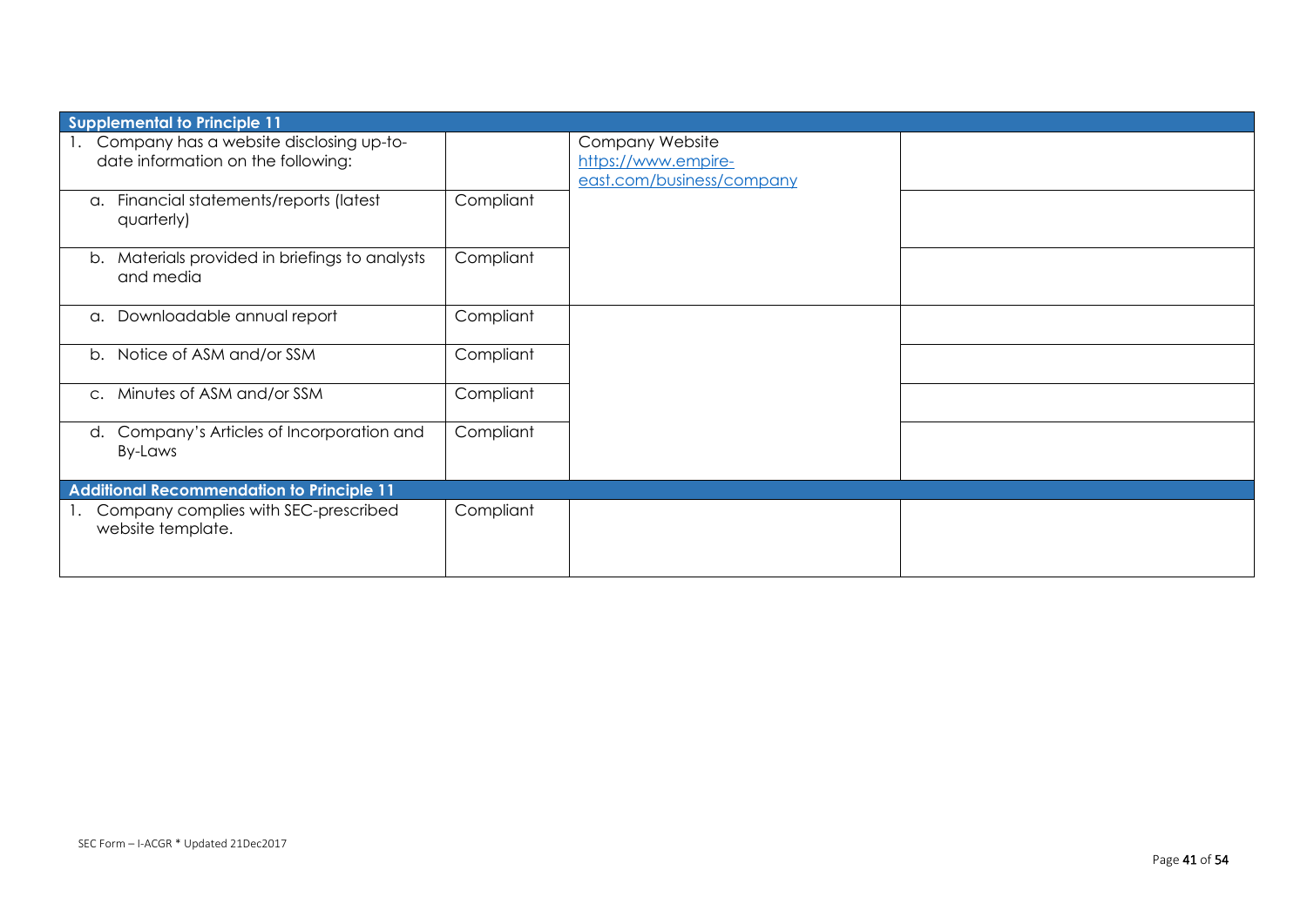| Supplemental to Principle 11 | | | |
|---|---|---|---|
| 1. Company has a website disclosing up-to-date information on the following: | | Company Website https://www.empire-east.com/business/company | |
| a. Financial statements/reports (latest quarterly) | Compliant | | |
| b. Materials provided in briefings to analysts and media | Compliant | | |
| a. Downloadable annual report | Compliant | | |
| b. Notice of ASM and/or SSM | Compliant | | |
| c. Minutes of ASM and/or SSM | Compliant | | |
| d. Company's Articles of Incorporation and By-Laws | Compliant | | |
| **Additional Recommendation to Principle 11** | | | |
| 1. Company complies with SEC-prescribed website template. | Compliant | | |

SEC Form – I-ACGR * Updated 21Dec2017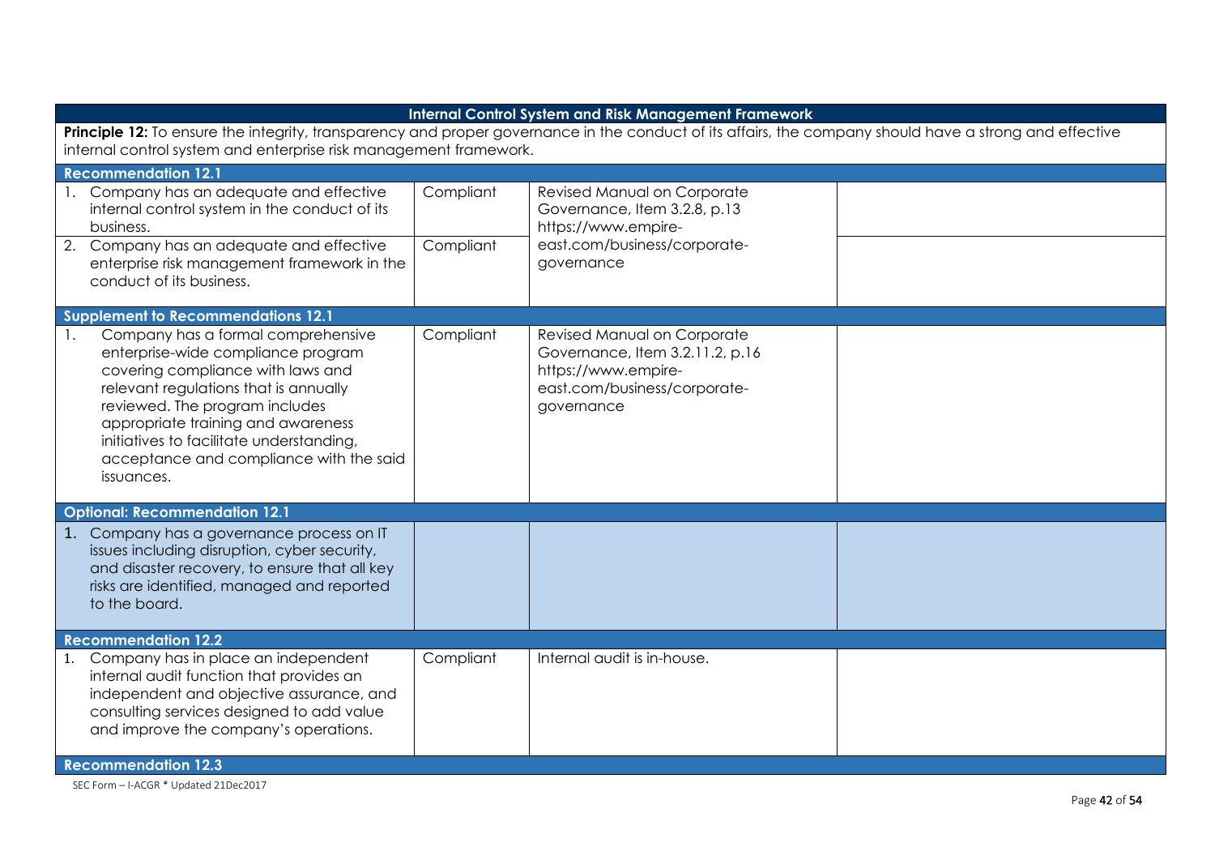| Internal Control System and Risk Management Framework | | | |
|---|---|---|---|
| **Principle 12:** To ensure the integrity, transparency and proper governance in the conduct of its affairs, the company should have a strong and effective internal control system and enterprise risk management framework. | | | |
| **Recommendation 12.1** | | | |
| 1. Company has an adequate and effective internal control system in the conduct of its business. | Compliant | Revised Manual on Corporate Governance, Item 3.2.8, p.13 https://www.empire-east.com/business/corporate-governance | |
| 2. Company has an adequate and effective enterprise risk management framework in the conduct of its business. | Compliant | | |
| **Supplement to Recommendations 12.1** | | | |
| 1. Company has a formal comprehensive enterprise-wide compliance program covering compliance with laws and relevant regulations that is annually reviewed. The program includes appropriate training and awareness initiatives to facilitate understanding, acceptance and compliance with the said issuances. | Compliant | Revised Manual on Corporate Governance, Item 3.2.11.2, p.16 https://www.empire-east.com/business/corporate-governance | |
| **Optional: Recommendation 12.1** | | | |
| 1. Company has a governance process on IT issues including disruption, cyber security, and disaster recovery, to ensure that all key risks are identified, managed and reported to the board. | | | |
| **Recommendation 12.2** | | | |
| 1. Company has in place an independent internal audit function that provides an independent and objective assurance, and consulting services designed to add value and improve the company's operations. | Compliant | Internal audit is in-house. | |
| **Recommendation 12.3** | | | |

SEC Form – I-ACGR * Updated 21Dec2017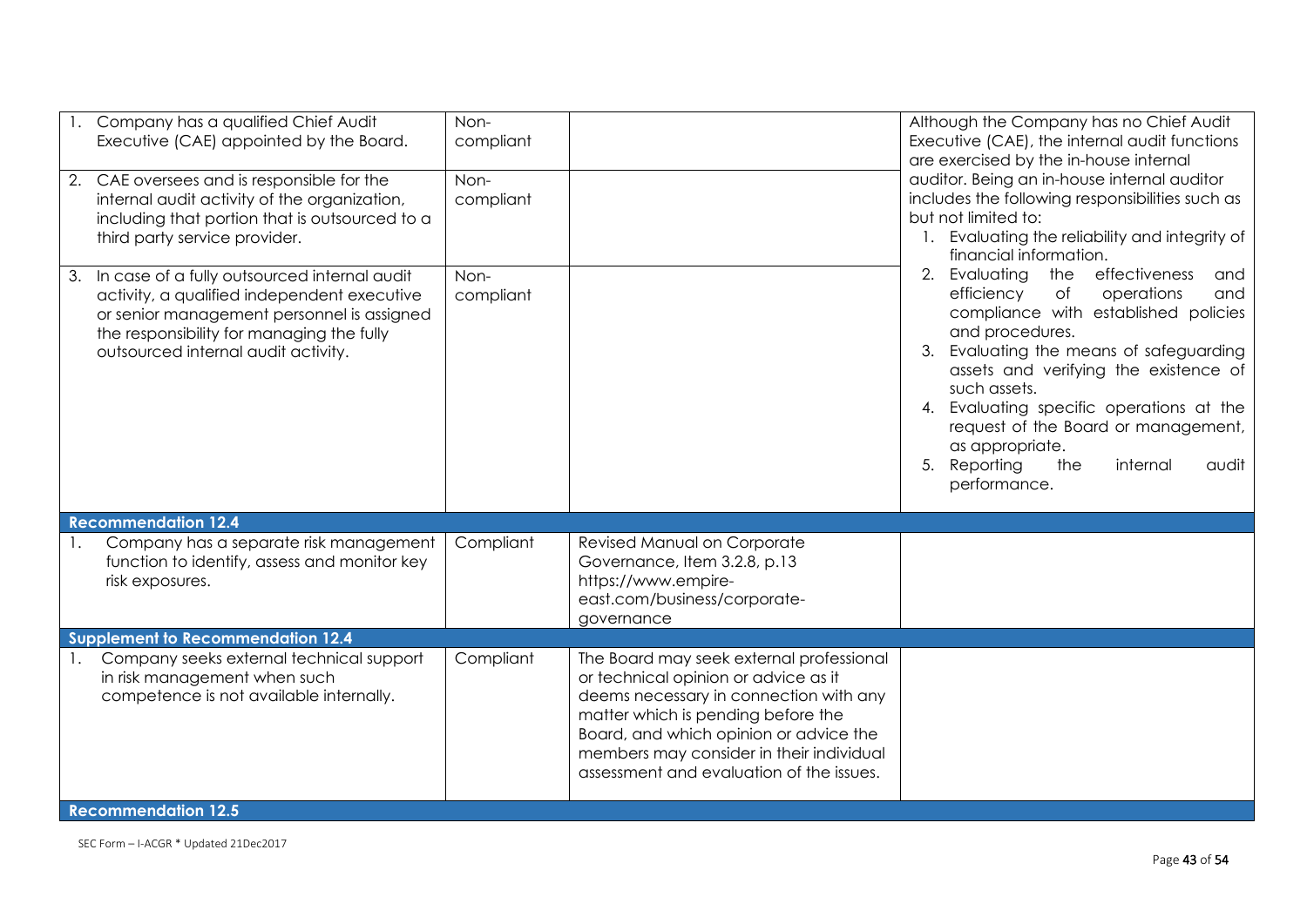| | | | |
|---|---|---|---|
| 1. Company has a qualified Chief Audit Executive (CAE) appointed by the Board. | Non-compliant | | Although the Company has no Chief Audit Executive (CAE), the internal audit functions are exercised by the in-house internal auditor. Being an in-house internal auditor includes the following responsibilities such as but not limited to:<br>1. Evaluating the reliability and integrity of financial information.<br>2. Evaluating the effectiveness and efficiency of operations and compliance with established policies and procedures.<br>3. Evaluating the means of safeguarding assets and verifying the existence of such assets.<br>4. Evaluating specific operations at the request of the Board or management, as appropriate.<br>5. Reporting the internal audit performance. |
| 2. CAE oversees and is responsible for the internal audit activity of the organization, including that portion that is outsourced to a third party service provider. | Non-compliant | | |
| 3. In case of a fully outsourced internal audit activity, a qualified independent executive or senior management personnel is assigned the responsibility for managing the fully outsourced internal audit activity. | Non-compliant | | |
| **Recommendation 12.4** | | | |
| 1. Company has a separate risk management function to identify, assess and monitor key risk exposures. | Compliant | Revised Manual on Corporate Governance, Item 3.2.8, p.13 https://www.empire-east.com/business/corporate-governance | |
| **Supplement to Recommendation 12.4** | | | |
| 1. Company seeks external technical support in risk management when such competence is not available internally. | Compliant | The Board may seek external professional or technical opinion or advice as it deems necessary in connection with any matter which is pending before the Board, and which opinion or advice the members may consider in their individual assessment and evaluation of the issues. | |
| **Recommendation 12.5** | | | |

SEC Form – I-ACGR * Updated 21Dec2017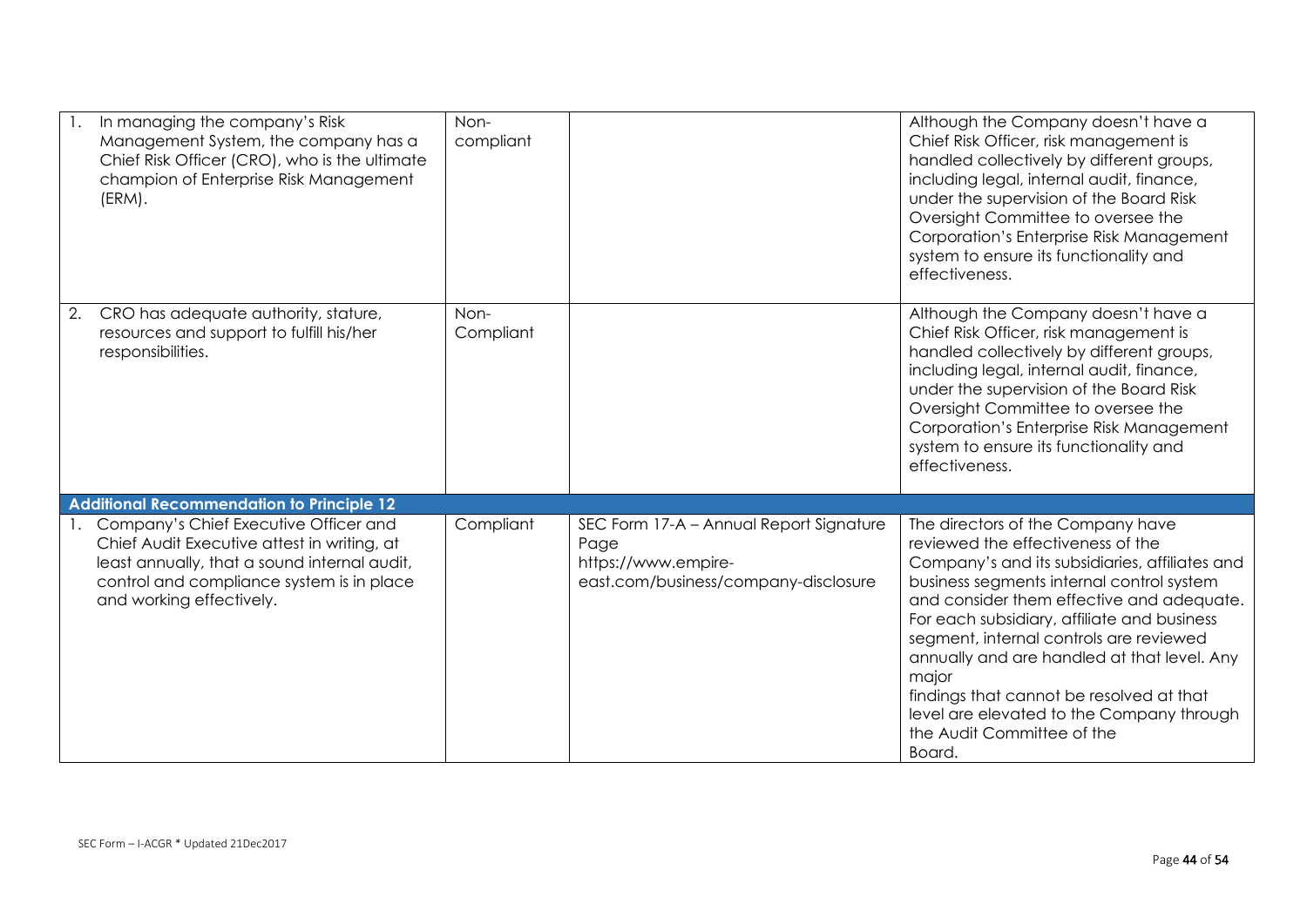| | | | |
|---|---|---|---|
| 1. In managing the company's Risk Management System, the company has a Chief Risk Officer (CRO), who is the ultimate champion of Enterprise Risk Management (ERM). | Non-compliant | | Although the Company doesn't have a Chief Risk Officer, risk management is handled collectively by different groups, including legal, internal audit, finance, under the supervision of the Board Risk Oversight Committee to oversee the Corporation's Enterprise Risk Management system to ensure its functionality and effectiveness. |
| 2. CRO has adequate authority, stature, resources and support to fulfill his/her responsibilities. | Non-Compliant | | Although the Company doesn't have a Chief Risk Officer, risk management is handled collectively by different groups, including legal, internal audit, finance, under the supervision of the Board Risk Oversight Committee to oversee the Corporation's Enterprise Risk Management system to ensure its functionality and effectiveness. |
| **Additional Recommendation to Principle 12** | | | |
| 1. Company's Chief Executive Officer and Chief Audit Executive attest in writing, at least annually, that a sound internal audit, control and compliance system is in place and working effectively. | Compliant | SEC Form 17-A – Annual Report Signature Page https://www.empire-east.com/business/company-disclosure | The directors of the Company have reviewed the effectiveness of the Company's and its subsidiaries, affiliates and business segments internal control system and consider them effective and adequate. For each subsidiary, affiliate and business segment, internal controls are reviewed annually and are handled at that level. Any major findings that cannot be resolved at that level are elevated to the Company through the Audit Committee of the Board. |

SEC Form – I-ACGR * Updated 21Dec2017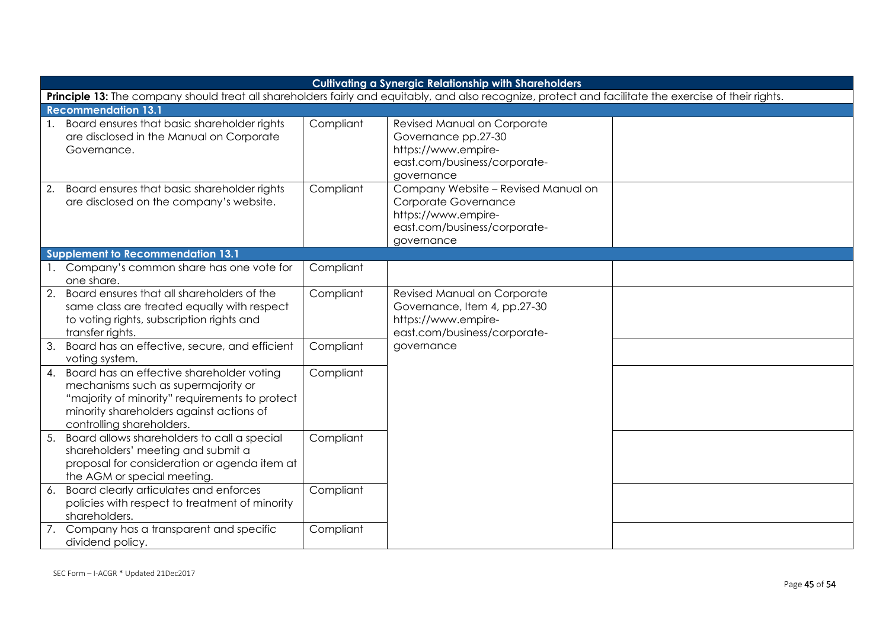| Cultivating a Synergic Relationship with Shareholders | | | |
|---|---|---|---|
| **Principle 13:** The company should treat all shareholders fairly and equitably, and also recognize, protect and facilitate the exercise of their rights. | | | |
| **Recommendation 13.1** | | | |
| 1. Board ensures that basic shareholder rights are disclosed in the Manual on Corporate Governance. | Compliant | Revised Manual on Corporate Governance pp.27-30 https://www.empire-east.com/business/corporate-governance | |
| 2. Board ensures that basic shareholder rights are disclosed on the company's website. | Compliant | Company Website – Revised Manual on Corporate Governance https://www.empire-east.com/business/corporate-governance | |
| **Supplement to Recommendation 13.1** | | | |
| 1. Company's common share has one vote for one share. | Compliant | | |
| 2. Board ensures that all shareholders of the same class are treated equally with respect to voting rights, subscription rights and transfer rights. | Compliant | Revised Manual on Corporate Governance, Item 4, pp.27-30 https://www.empire-east.com/business/corporate-governance | |
| 3. Board has an effective, secure, and efficient voting system. | Compliant | | |
| 4. Board has an effective shareholder voting mechanisms such as supermajority or "majority of minority" requirements to protect minority shareholders against actions of controlling shareholders. | Compliant | | |
| 5. Board allows shareholders to call a special shareholders' meeting and submit a proposal for consideration or agenda item at the AGM or special meeting. | Compliant | | |
| 6. Board clearly articulates and enforces policies with respect to treatment of minority shareholders. | Compliant | | |
| 7. Company has a transparent and specific dividend policy. | Compliant | | |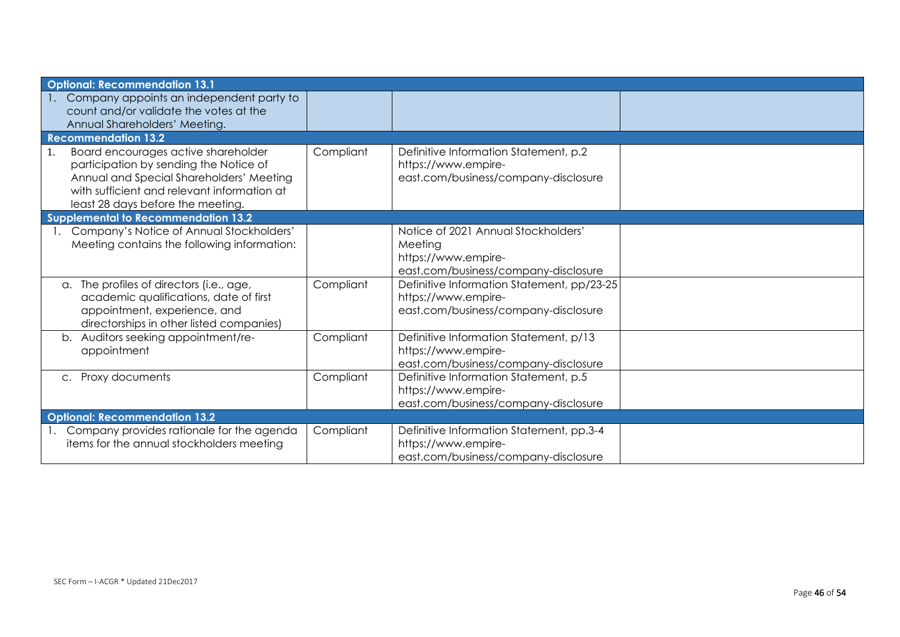| | | | |
|---|---|---|---|
| **Optional: Recommendation 13.1** | | | |
| 1. Company appoints an independent party to count and/or validate the votes at the Annual Shareholders' Meeting. | | | |
| **Recommendation 13.2** | | | |
| 1. Board encourages active shareholder participation by sending the Notice of Annual and Special Shareholders' Meeting with sufficient and relevant information at least 28 days before the meeting. | Compliant | Definitive Information Statement, p.2 https://www.empire-east.com/business/company-disclosure | |
| **Supplemental to Recommendation 13.2** | | | |
| 1. Company's Notice of Annual Stockholders' Meeting contains the following information: | | Notice of 2021 Annual Stockholders' Meeting https://www.empire-east.com/business/company-disclosure | |
| a. The profiles of directors (i.e., age, academic qualifications, date of first appointment, experience, and directorships in other listed companies) | Compliant | Definitive Information Statement, pp/23-25 https://www.empire-east.com/business/company-disclosure | |
| b. Auditors seeking appointment/re-appointment | Compliant | Definitive Information Statement, p/13 https://www.empire-east.com/business/company-disclosure | |
| c. Proxy documents | Compliant | Definitive Information Statement, p.5 https://www.empire-east.com/business/company-disclosure | |
| **Optional: Recommendation 13.2** | | | |
| 1. Company provides rationale for the agenda items for the annual stockholders meeting | Compliant | Definitive Information Statement, pp.3-4 https://www.empire-east.com/business/company-disclosure | |

SEC Form – I-ACGR * Updated 21Dec2017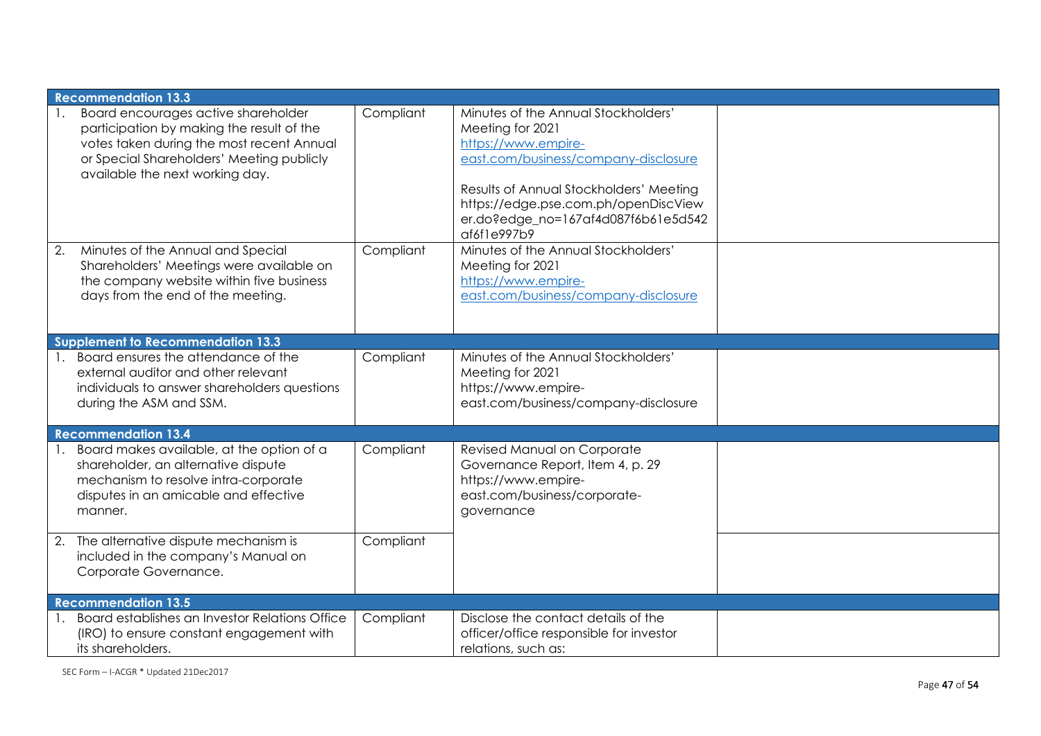| | | | |
|---|---|---|---|
| **Recommendation 13.3** | | | |
| 1. Board encourages active shareholder participation by making the result of the votes taken during the most recent Annual or Special Shareholders' Meeting publicly available the next working day. | Compliant | Minutes of the Annual Stockholders' Meeting for 2021 https://www.empire-east.com/business/company-disclosure<br><br>Results of Annual Stockholders' Meeting https://edge.pse.com.ph/openDiscViewer.do?edge_no=167af4d087f6b61e5d542af6f1e997b9 | |
| 2. Minutes of the Annual and Special Shareholders' Meetings were available on the company website within five business days from the end of the meeting. | Compliant | Minutes of the Annual Stockholders' Meeting for 2021 https://www.empire-east.com/business/company-disclosure | |
| **Supplement to Recommendation 13.3** | | | |
| 1. Board ensures the attendance of the external auditor and other relevant individuals to answer shareholders questions during the ASM and SSM. | Compliant | Minutes of the Annual Stockholders' Meeting for 2021 https://www.empire-east.com/business/company-disclosure | |
| **Recommendation 13.4** | | | |
| 1. Board makes available, at the option of a shareholder, an alternative dispute mechanism to resolve intra-corporate disputes in an amicable and effective manner. | Compliant | Revised Manual on Corporate Governance Report, Item 4, p. 29 https://www.empire-east.com/business/corporate-governance | |
| 2. The alternative dispute mechanism is included in the company's Manual on Corporate Governance. | Compliant | | |
| **Recommendation 13.5** | | | |
| 1. Board establishes an Investor Relations Office (IRO) to ensure constant engagement with its shareholders. | Compliant | Disclose the contact details of the officer/office responsible for investor relations, such as: | |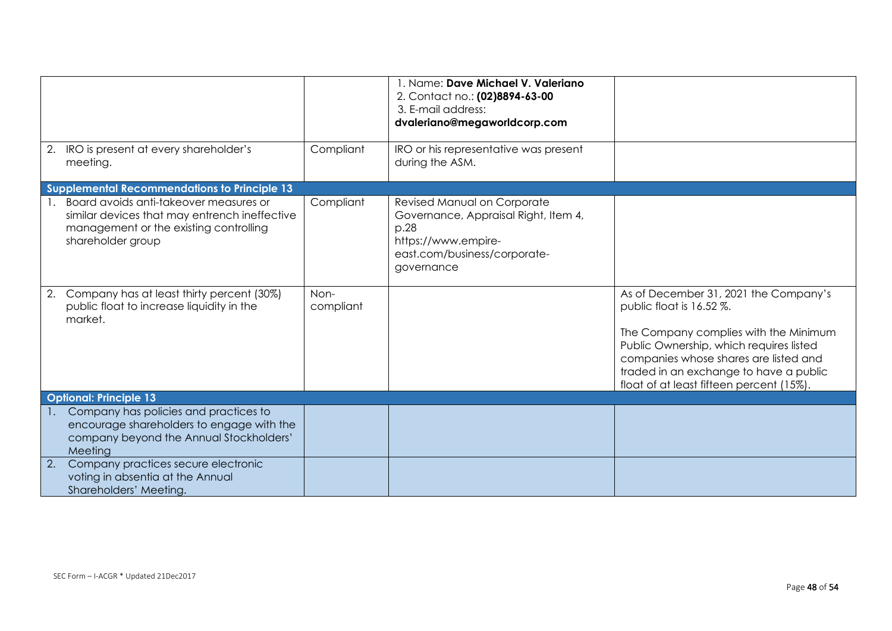| | | | |
|---|---|---|---|
| | | 1. Name: **Dave Michael V. Valeriano**<br>2. Contact no.: **(02)8894-63-00**<br>3. E-mail address: **dvaleriano@megaworldcorp.com** | |
| 2. IRO is present at every shareholder's meeting. | Compliant | IRO or his representative was present during the ASM. | |
| **Supplemental Recommendations to Principle 13** | | | |
| 1. Board avoids anti-takeover measures or similar devices that may entrench ineffective management or the existing controlling shareholder group | Compliant | Revised Manual on Corporate Governance, Appraisal Right, Item 4, p.28<br>https://www.empire-east.com/business/corporate-governance | |
| 2. Company has at least thirty percent (30%) public float to increase liquidity in the market. | Non-compliant | | As of December 31, 2021 the Company's public float is 16.52 %.<br><br>The Company complies with the Minimum Public Ownership, which requires listed companies whose shares are listed and traded in an exchange to have a public float of at least fifteen percent (15%). |
| **Optional: Principle 13** | | | |
| 1. Company has policies and practices to encourage shareholders to engage with the company beyond the Annual Stockholders' Meeting | | | |
| 2. Company practices secure electronic voting in absentia at the Annual Shareholders' Meeting. | | | |

SEC Form – I-ACGR * Updated 21Dec2017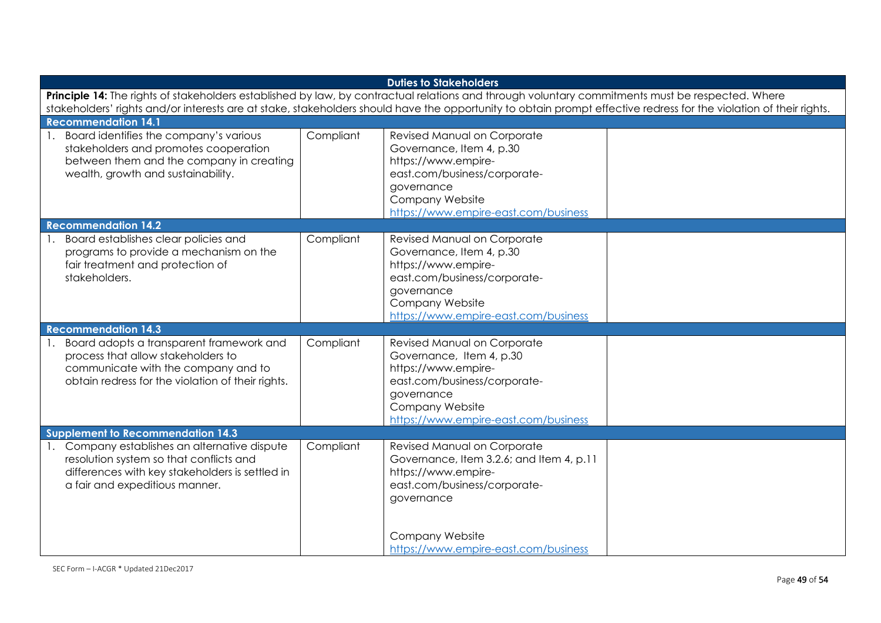| Duties to Stakeholders | | | |
|---|---|---|---|
| **Principle 14:** The rights of stakeholders established by law, by contractual relations and through voluntary commitments must be respected. Where stakeholders' rights and/or interests are at stake, stakeholders should have the opportunity to obtain prompt effective redress for the violation of their rights. | | | |
| **Recommendation 14.1** | | | |
| 1. Board identifies the company's various stakeholders and promotes cooperation between them and the company in creating wealth, growth and sustainability. | Compliant | Revised Manual on Corporate Governance, Item 4, p.30 https://www.empire-east.com/business/corporate-governance Company Website https://www.empire-east.com/business | |
| **Recommendation 14.2** | | | |
| 1. Board establishes clear policies and programs to provide a mechanism on the fair treatment and protection of stakeholders. | Compliant | Revised Manual on Corporate Governance, Item 4, p.30 https://www.empire-east.com/business/corporate-governance Company Website https://www.empire-east.com/business | |
| **Recommendation 14.3** | | | |
| 1. Board adopts a transparent framework and process that allow stakeholders to communicate with the company and to obtain redress for the violation of their rights. | Compliant | Revised Manual on Corporate Governance, Item 4, p.30 https://www.empire-east.com/business/corporate-governance Company Website https://www.empire-east.com/business | |
| **Supplement to Recommendation 14.3** | | | |
| 1. Company establishes an alternative dispute resolution system so that conflicts and differences with key stakeholders is settled in a fair and expeditious manner. | Compliant | Revised Manual on Corporate Governance, Item 3.2.6; and Item 4, p.11 https://www.empire-east.com/business/corporate-governance Company Website https://www.empire-east.com/business | |

SEC Form – I-ACGR * Updated 21Dec2017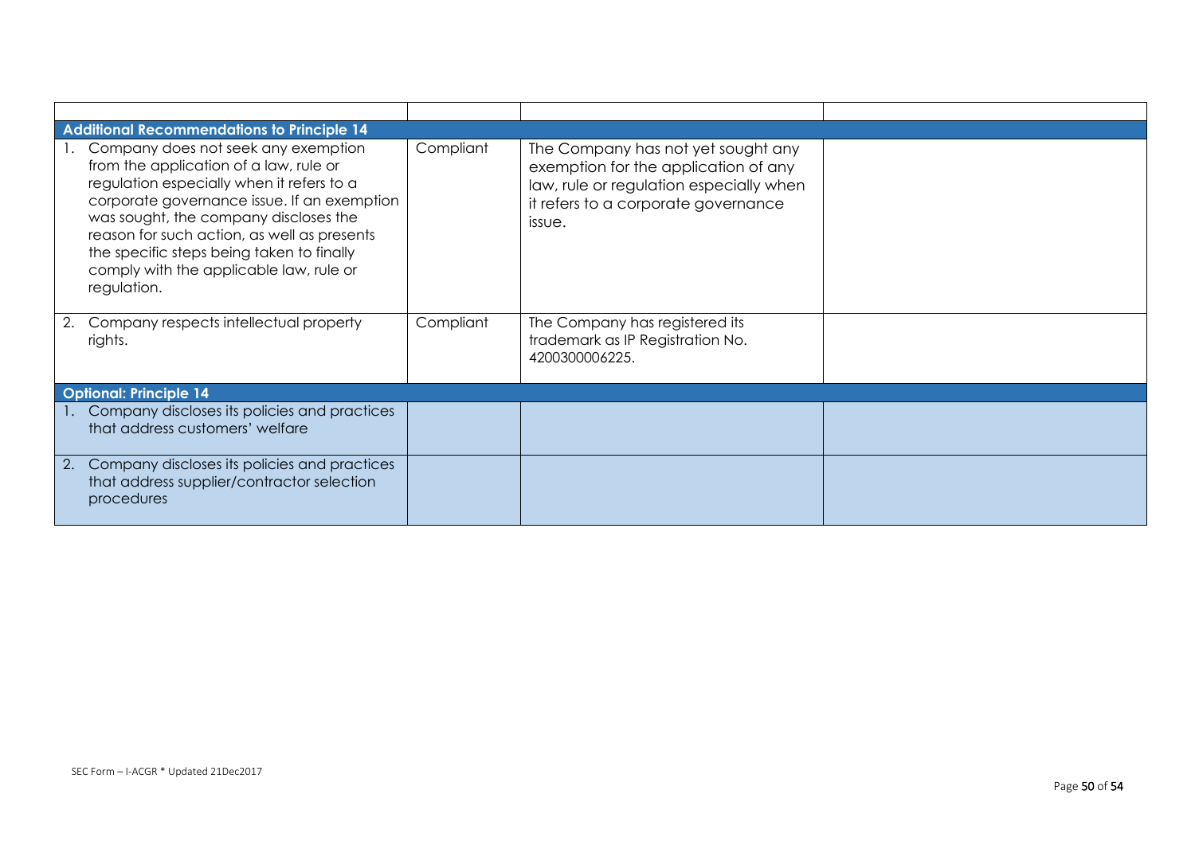| | | | |
|---|---|---|---|
| **Additional Recommendations to Principle 14** | | | |
| 1. Company does not seek any exemption from the application of a law, rule or regulation especially when it refers to a corporate governance issue. If an exemption was sought, the company discloses the reason for such action, as well as presents the specific steps being taken to finally comply with the applicable law, rule or regulation. | Compliant | The Company has not yet sought any exemption for the application of any law, rule or regulation especially when it refers to a corporate governance issue. | |
| 2. Company respects intellectual property rights. | Compliant | The Company has registered its trademark as IP Registration No. 4200300006225. | |
| **Optional: Principle 14** | | | |
| 1. Company discloses its policies and practices that address customers' welfare | | | |
| 2. Company discloses its policies and practices that address supplier/contractor selection procedures | | | |

SEC Form – I-ACGR * Updated 21Dec2017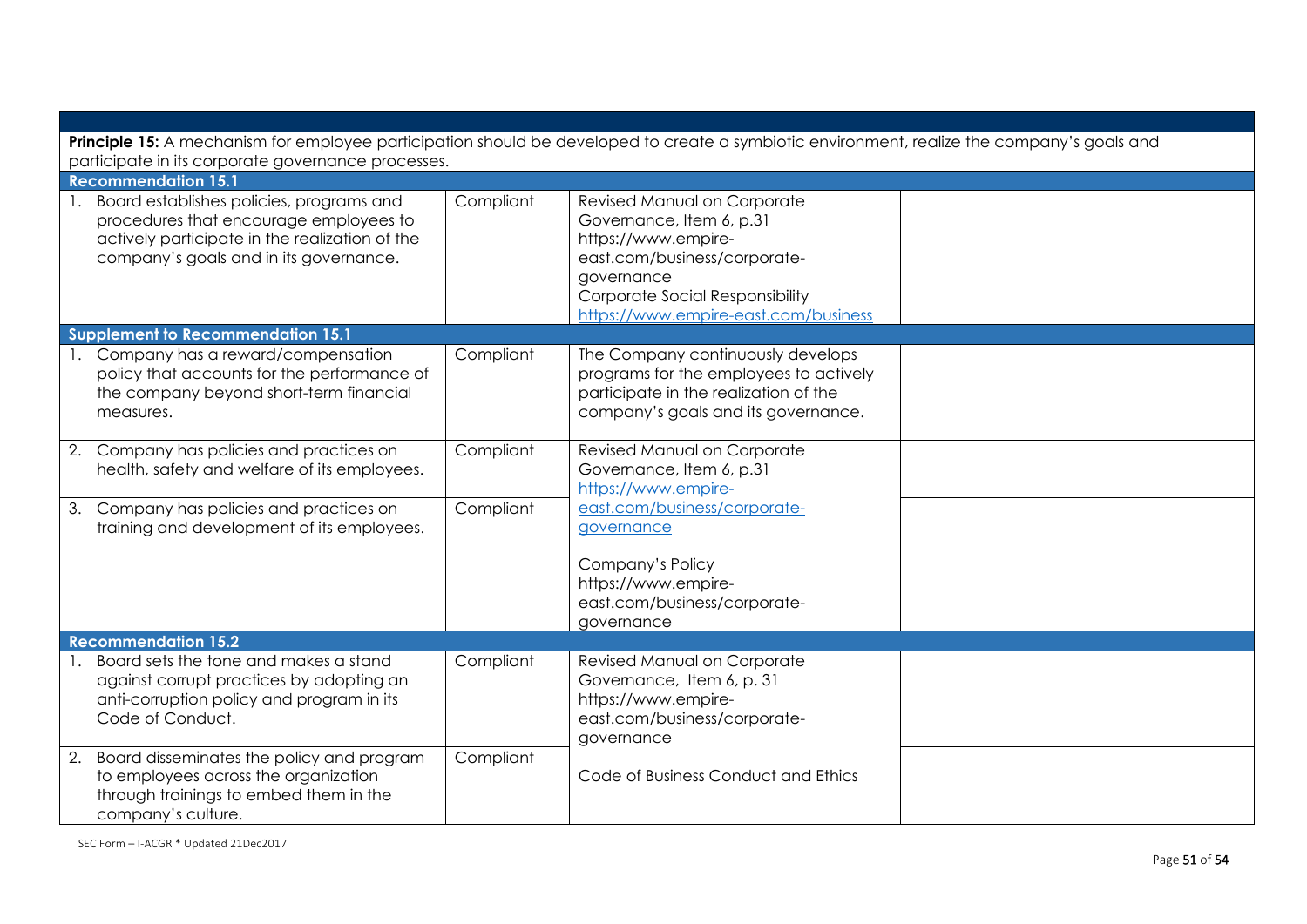| | | | |
|---|---|---|---|
| **Principle 15:** A mechanism for employee participation should be developed to create a symbiotic environment, realize the company's goals and participate in its corporate governance processes. | | | |
| **Recommendation 15.1** | | | |
| 1. Board establishes policies, programs and procedures that encourage employees to actively participate in the realization of the company's goals and in its governance. | Compliant | Revised Manual on Corporate Governance, Item 6, p.31 https://www.empire-east.com/business/corporate-governance Corporate Social Responsibility https://www.empire-east.com/business | |
| **Supplement to Recommendation 15.1** | | | |
| 1. Company has a reward/compensation policy that accounts for the performance of the company beyond short-term financial measures. | Compliant | The Company continuously develops programs for the employees to actively participate in the realization of the company's goals and its governance. | |
| 2. Company has policies and practices on health, safety and welfare of its employees. | Compliant | Revised Manual on Corporate Governance, Item 6, p.31 https://www.empire-east.com/business/corporate-governance Company's Policy https://www.empire-east.com/business/corporate-governance | |
| 3. Company has policies and practices on training and development of its employees. | Compliant | | |
| **Recommendation 15.2** | | | |
| 1. Board sets the tone and makes a stand against corrupt practices by adopting an anti-corruption policy and program in its Code of Conduct. | Compliant | Revised Manual on Corporate Governance, Item 6, p. 31 https://www.empire-east.com/business/corporate-governance Code of Business Conduct and Ethics | |
| 2. Board disseminates the policy and program to employees across the organization through trainings to embed them in the company's culture. | Compliant | | |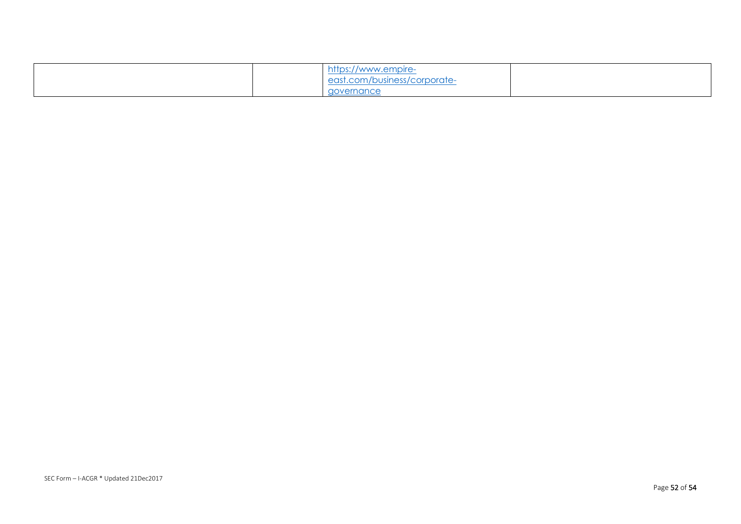| | | | |
|---|---|---|---|
| | | https://www.empire-east.com/business/corporate-governance | |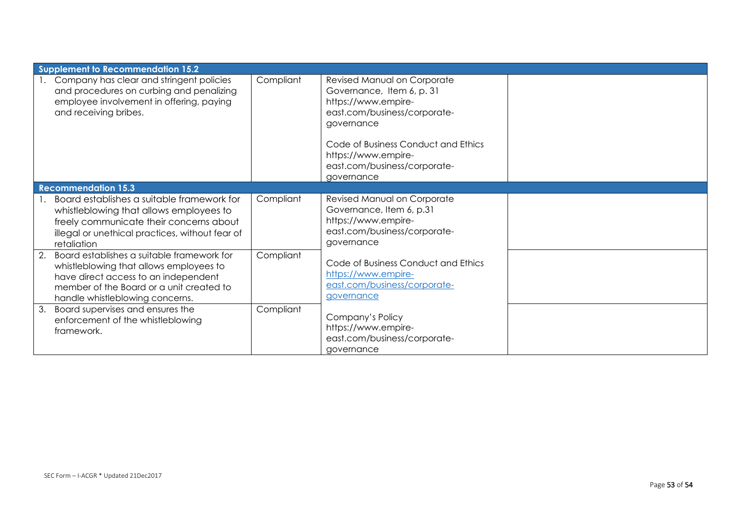| | | | |
|---|---|---|---|
| **Supplement to Recommendation 15.2** | | | |
| 1. Company has clear and stringent policies and procedures on curbing and penalizing employee involvement in offering, paying and receiving bribes. | Compliant | Revised Manual on Corporate Governance, Item 6, p. 31 https://www.empire-east.com/business/corporate-governance<br><br>Code of Business Conduct and Ethics https://www.empire-east.com/business/corporate-governance | |
| **Recommendation 15.3** | | | |
| 1. Board establishes a suitable framework for whistleblowing that allows employees to freely communicate their concerns about illegal or unethical practices, without fear of retaliation | Compliant | Revised Manual on Corporate Governance, Item 6, p.31 https://www.empire-east.com/business/corporate-governance<br><br>Code of Business Conduct and Ethics https://www.empire-east.com/business/corporate-governance<br><br>Company's Policy https://www.empire-east.com/business/corporate-governance | |
| 2. Board establishes a suitable framework for whistleblowing that allows employees to have direct access to an independent member of the Board or a unit created to handle whistleblowing concerns. | Compliant | | |
| 3. Board supervises and ensures the enforcement of the whistleblowing framework. | Compliant | | |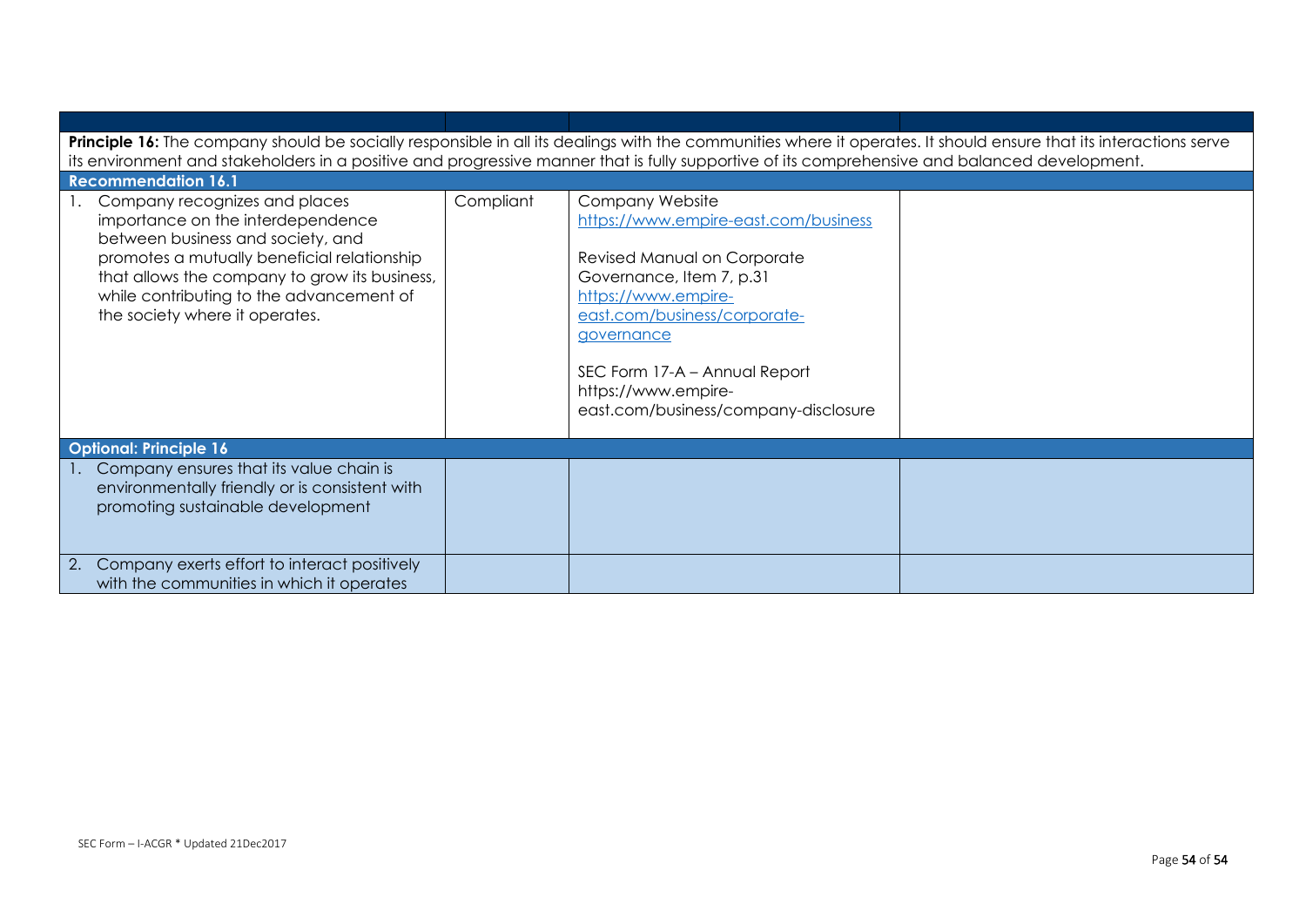| | | | |
|---|---|---|---|
| **Principle 16:** The company should be socially responsible in all its dealings with the communities where it operates. It should ensure that its interactions serve its environment and stakeholders in a positive and progressive manner that is fully supportive of its comprehensive and balanced development. | | | |
| **Recommendation 16.1** | | | |
| 1. Company recognizes and places importance on the interdependence between business and society, and promotes a mutually beneficial relationship that allows the company to grow its business, while contributing to the advancement of the society where it operates. | Compliant | Company Website [https://www.empire-east.com/business](https://www.empire-east.com/business)<br><br>Revised Manual on Corporate Governance, Item 7, p.31 [https://www.empire-east.com/business/corporate-governance](https://www.empire-east.com/business/corporate-governance)<br><br>SEC Form 17-A – Annual Report https://www.empire-east.com/business/company-disclosure | |
| **Optional: Principle 16** | | | |
| 1. Company ensures that its value chain is environmentally friendly or is consistent with promoting sustainable development | | | |
| 2. Company exerts effort to interact positively with the communities in which it operates | | | |

SEC Form – I-ACGR * Updated 21Dec2017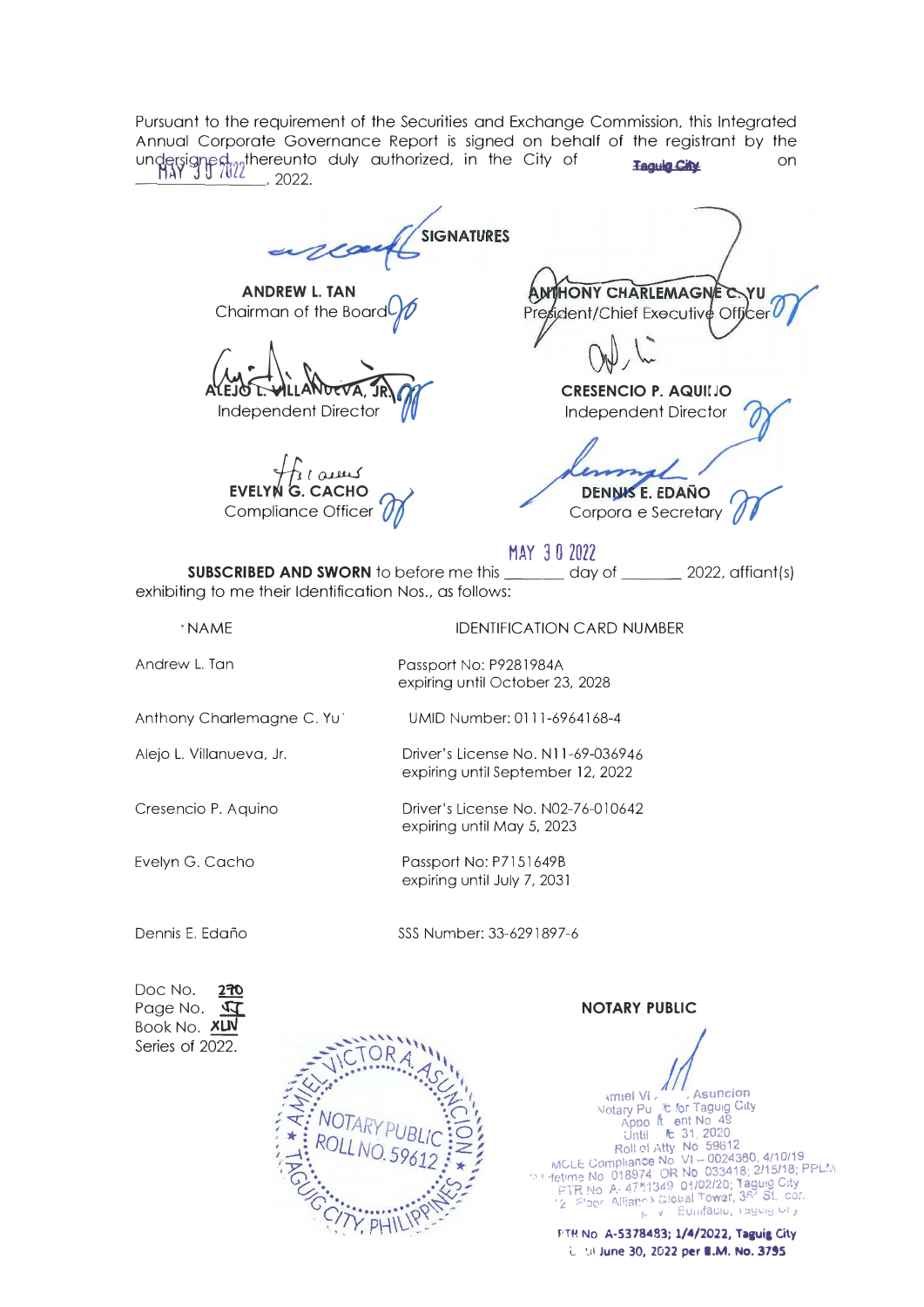Pursuant to the requirement of the Securities and Exchange Commission, this Integrated Annual Corporate Governance Report is signed on behalf of the registrant by the undersigned, thereunto duly authorized, in the City of Taguig City on MAY 30 2022, 2022.

**SIGNATURES**

| | |
|---|---|
| **ANDREW L. TAN**<br>Chairman of the Board | **ANTHONY CHARLEMAGNE C. YU**<br>President/Chief Executive Officer |
| **ALEJO L. VILLANUEVA, JR.**<br>Independent Director | **CRESENCIO P. AQUINO**<br>Independent Director |
| **EVELYN G. CACHO**<br>Compliance Officer | **DENNIS E. EDAÑO**<br>Corporate Secretary |

**SUBSCRIBED AND SWORN** to before me this MAY 30 2022 day of _______ 2022, affiant(s) exhibiting to me their Identification Nos., as follows:

| NAME | IDENTIFICATION CARD NUMBER |
|---|---|
| Andrew L. Tan | Passport No: P9281984A expiring until October 23, 2028 |
| Anthony Charlemagne C. Yu | UMID Number: 0111-6964168-4 |
| Alejo L. Villanueva, Jr. | Driver's License No. N11-69-036946 expiring until September 12, 2022 |
| Cresencio P. Aquino | Driver's License No. N02-76-010642 expiring until May 5, 2023 |
| Evelyn G. Cacho | Passport No: P7151649B expiring until July 7, 2031 |
| Dennis E. Edaño | SSS Number: 33-6291897-6 |

Doc No. 270
Page No. 57
Book No. XLIV
Series of 2022.

**NOTARY PUBLIC**

Amiel Victor A. Asuncion
Notary Public for Taguig City
Appointment No. 49
Until Dec 31, 2020
Roll of Atty No. 59612
MCLE Compliance No. VI – 0024360, 4/10/19
IBP Lifetime No. 018974 OR No. 033418; 2/15/18; PPLM
PTR No. A-4751349 01/02/20; Taguig City
12 Floor Alliance Global Tower, 36th St. cor.
Bonifacio, Taguig City

PTR No. A-5378483; 1/4/2022, Taguig City
Until June 30, 2022 per B.M. No. 3795